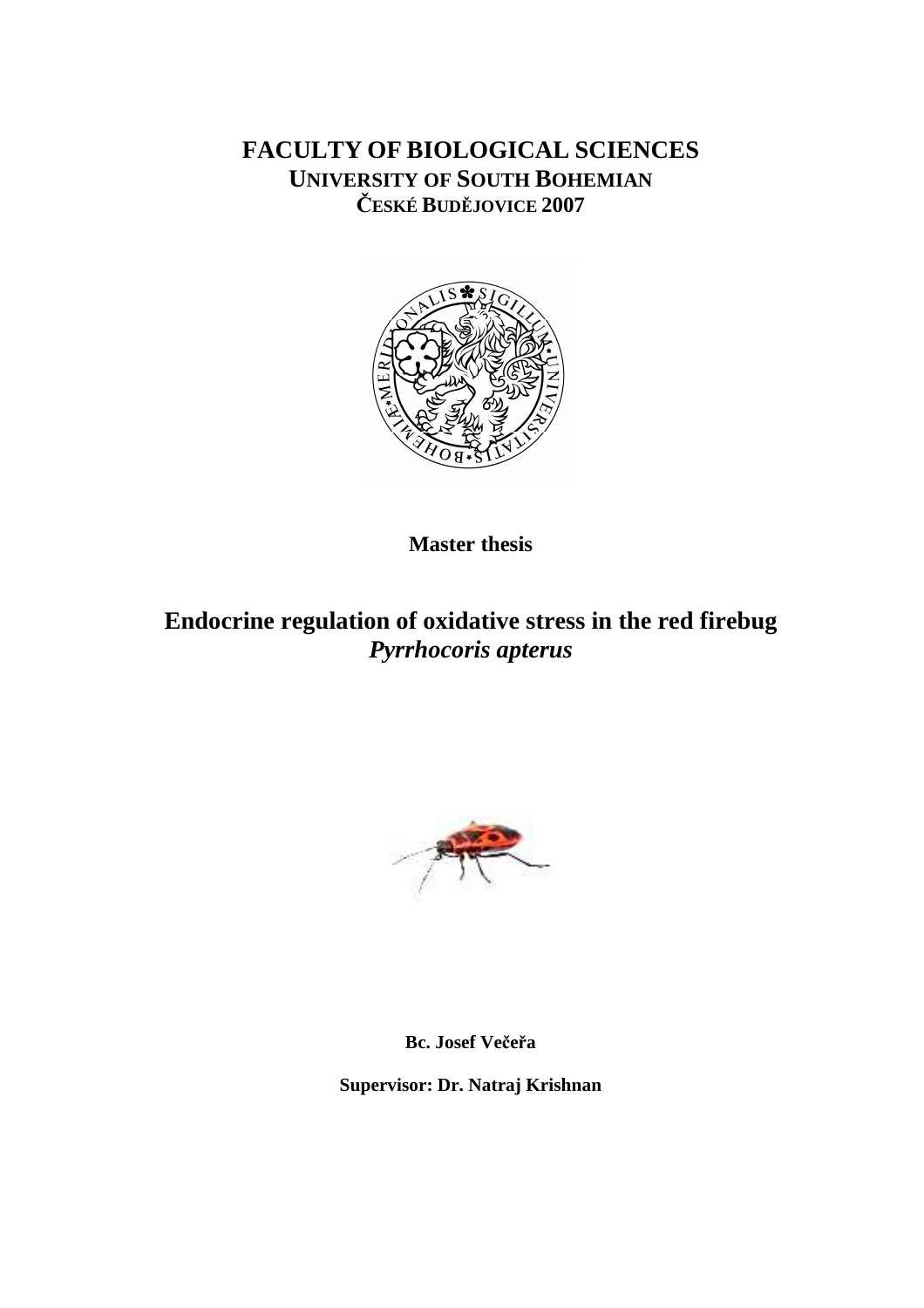**FACULTY OF BIOLOGICAL SCIENCES**
**UNIVERSITY OF SOUTH BOHEMIAN**
**ČESKÉ BUDĚJOVICE 2007**

**Master thesis**

# Endocrine regulation of oxidative stress in the red firebug *Pyrrhocoris apterus*

**Bc. Josef Večeřa**

**Supervisor: Dr. Natraj Krishnan**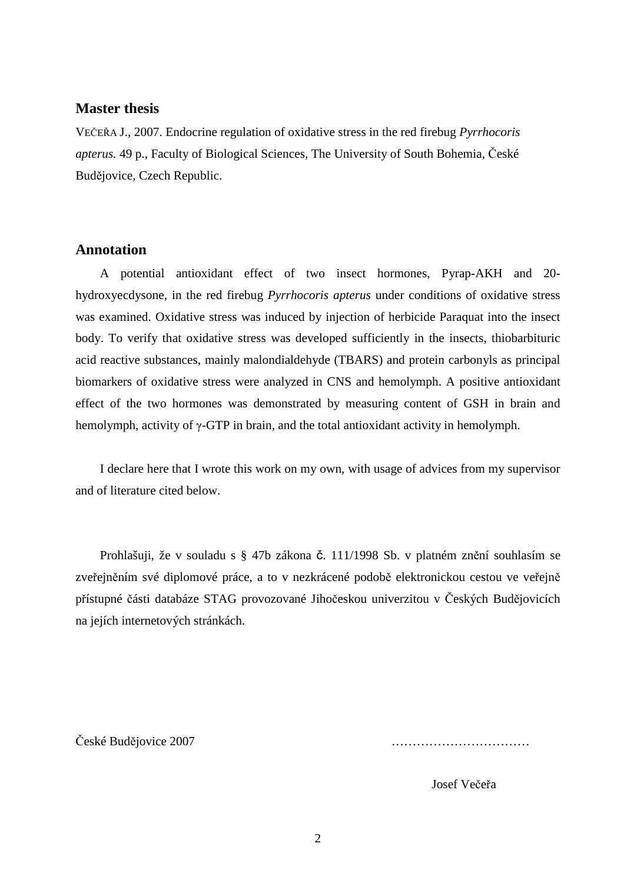## Master thesis

VEČEŘA J., 2007. Endocrine regulation of oxidative stress in the red firebug *Pyrrhocoris apterus.* 49 p., Faculty of Biological Sciences, The University of South Bohemia, České Budějovice, Czech Republic.

## Annotation

A potential antioxidant effect of two insect hormones, Pyrap-AKH and 20-hydroxyecdysone, in the red firebug *Pyrrhocoris apterus* under conditions of oxidative stress was examined. Oxidative stress was induced by injection of herbicide Paraquat into the insect body. To verify that oxidative stress was developed sufficiently in the insects, thiobarbituric acid reactive substances, mainly malondialdehyde (TBARS) and protein carbonyls as principal biomarkers of oxidative stress were analyzed in CNS and hemolymph. A positive antioxidant effect of the two hormones was demonstrated by measuring content of GSH in brain and hemolymph, activity of $\gamma$-GTP in brain, and the total antioxidant activity in hemolymph.

I declare here that I wrote this work on my own, with usage of advices from my supervisor and of literature cited below.

Prohlašuji, že v souladu s § 47b zákona č. 111/1998 Sb. v platném znění souhlasím se zveřejněním své diplomové práce, a to v nezkrácené podobě elektronickou cestou ve veřejně přístupné části databáze STAG provozované Jihočeskou univerzitou v Českých Budějovicích na jejích internetových stránkách.

České Budějovice 2007 ……………………………

Josef Večeřa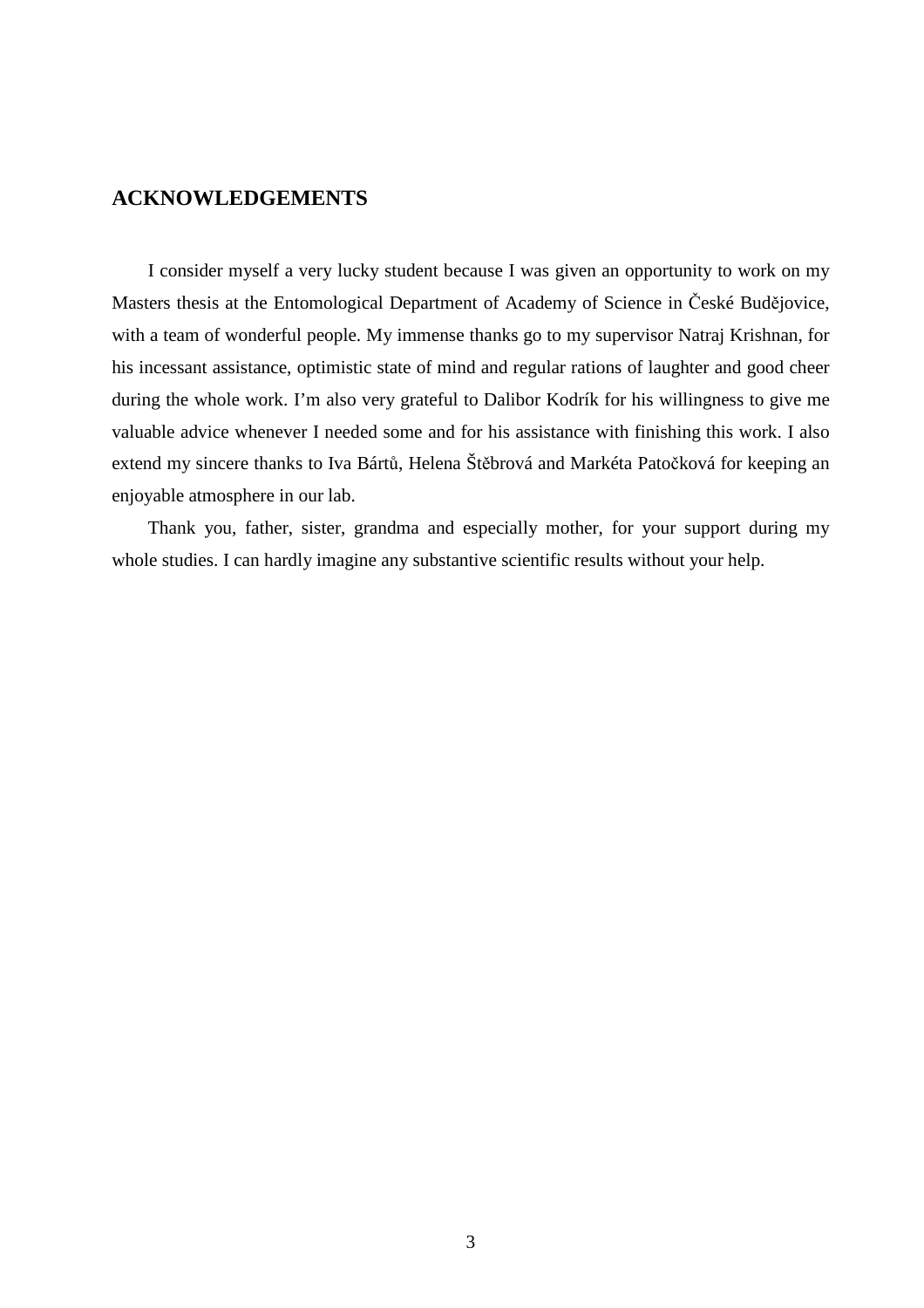## ACKNOWLEDGEMENTS

I consider myself a very lucky student because I was given an opportunity to work on my Masters thesis at the Entomological Department of Academy of Science in České Budějovice, with a team of wonderful people. My immense thanks go to my supervisor Natraj Krishnan, for his incessant assistance, optimistic state of mind and regular rations of laughter and good cheer during the whole work. I'm also very grateful to Dalibor Kodrík for his willingness to give me valuable advice whenever I needed some and for his assistance with finishing this work. I also extend my sincere thanks to Iva Bártů, Helena Štěbrová and Markéta Patočková for keeping an enjoyable atmosphere in our lab.

Thank you, father, sister, grandma and especially mother, for your support during my whole studies. I can hardly imagine any substantive scientific results without your help.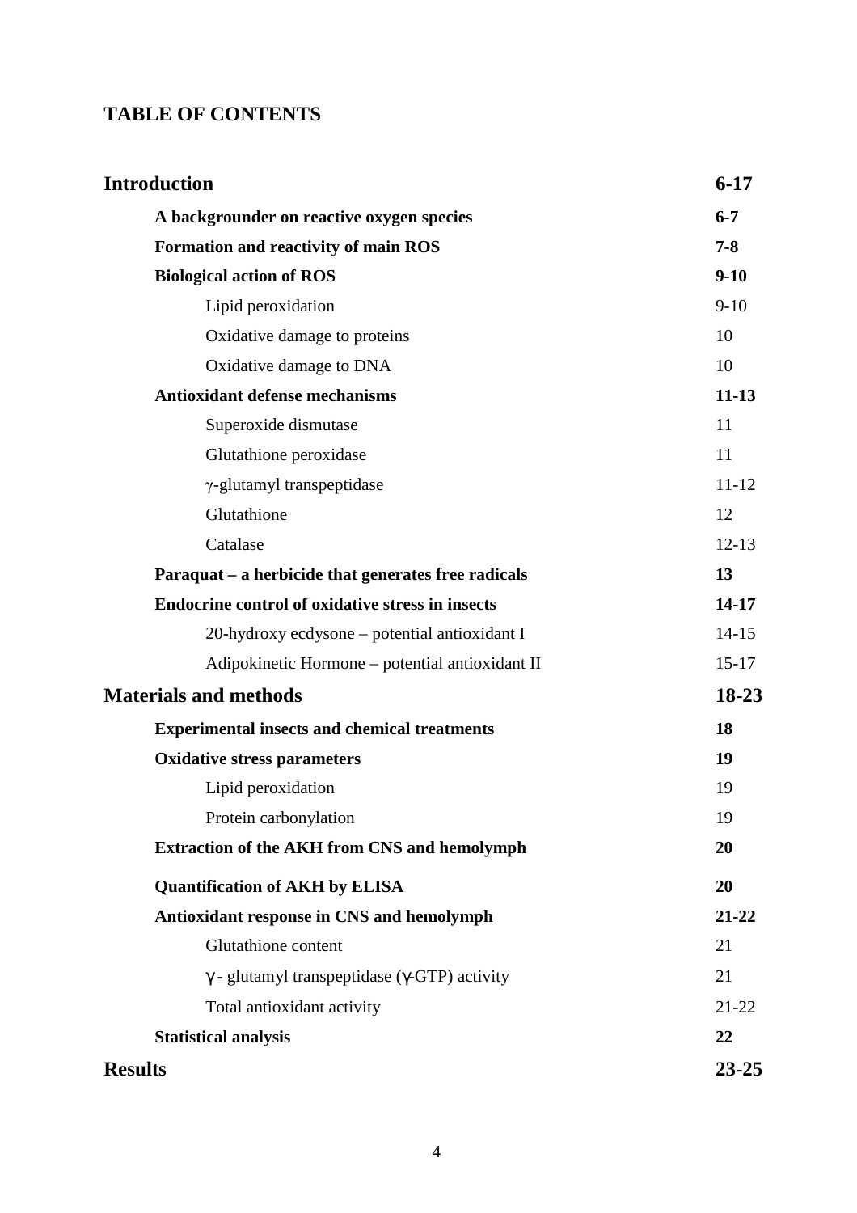## TABLE OF CONTENTS

| | |
|---|---|
| **Introduction** | **6-17** |
| **A backgrounder on reactive oxygen species** | **6-7** |
| **Formation and reactivity of main ROS** | **7-8** |
| **Biological action of ROS** | **9-10** |
| Lipid peroxidation | 9-10 |
| Oxidative damage to proteins | 10 |
| Oxidative damage to DNA | 10 |
| **Antioxidant defense mechanisms** | **11-13** |
| Superoxide dismutase | 11 |
| Glutathione peroxidase | 11 |
| γ-glutamyl transpeptidase | 11-12 |
| Glutathione | 12 |
| Catalase | 12-13 |
| **Paraquat – a herbicide that generates free radicals** | **13** |
| **Endocrine control of oxidative stress in insects** | **14-17** |
| 20-hydroxy ecdysone – potential antioxidant I | 14-15 |
| Adipokinetic Hormone – potential antioxidant II | 15-17 |
| **Materials and methods** | **18-23** |
| **Experimental insects and chemical treatments** | **18** |
| **Oxidative stress parameters** | **19** |
| Lipid peroxidation | 19 |
| Protein carbonylation | 19 |
| **Extraction of the AKH from CNS and hemolymph** | **20** |
| **Quantification of AKH by ELISA** | **20** |
| **Antioxidant response in CNS and hemolymph** | **21-22** |
| Glutathione content | 21 |
| γ- glutamyl transpeptidase (γ-GTP) activity | 21 |
| Total antioxidant activity | 21-22 |
| **Statistical analysis** | **22** |
| **Results** | **23-25** |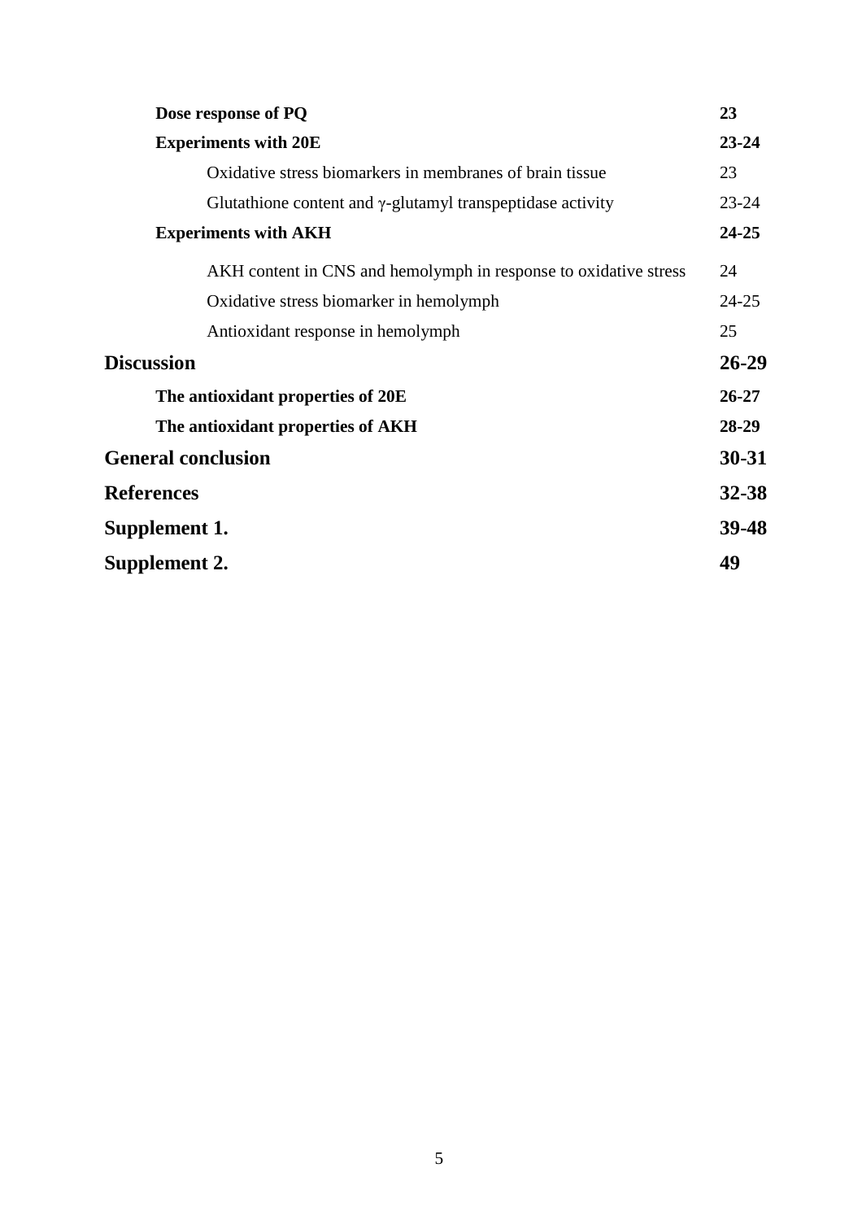| | |
|---|---|
| **Dose response of PQ** | **23** |
| **Experiments with 20E** | **23-24** |
| Oxidative stress biomarkers in membranes of brain tissue | 23 |
| Glutathione content and γ-glutamyl transpeptidase activity | 23-24 |
| **Experiments with AKH** | **24-25** |
| AKH content in CNS and hemolymph in response to oxidative stress | 24 |
| Oxidative stress biomarker in hemolymph | 24-25 |
| Antioxidant response in hemolymph | 25 |
| **Discussion** | **26-29** |
| **The antioxidant properties of 20E** | **26-27** |
| **The antioxidant properties of AKH** | **28-29** |
| **General conclusion** | **30-31** |
| **References** | **32-38** |
| **Supplement 1.** | **39-48** |
| **Supplement 2.** | **49** |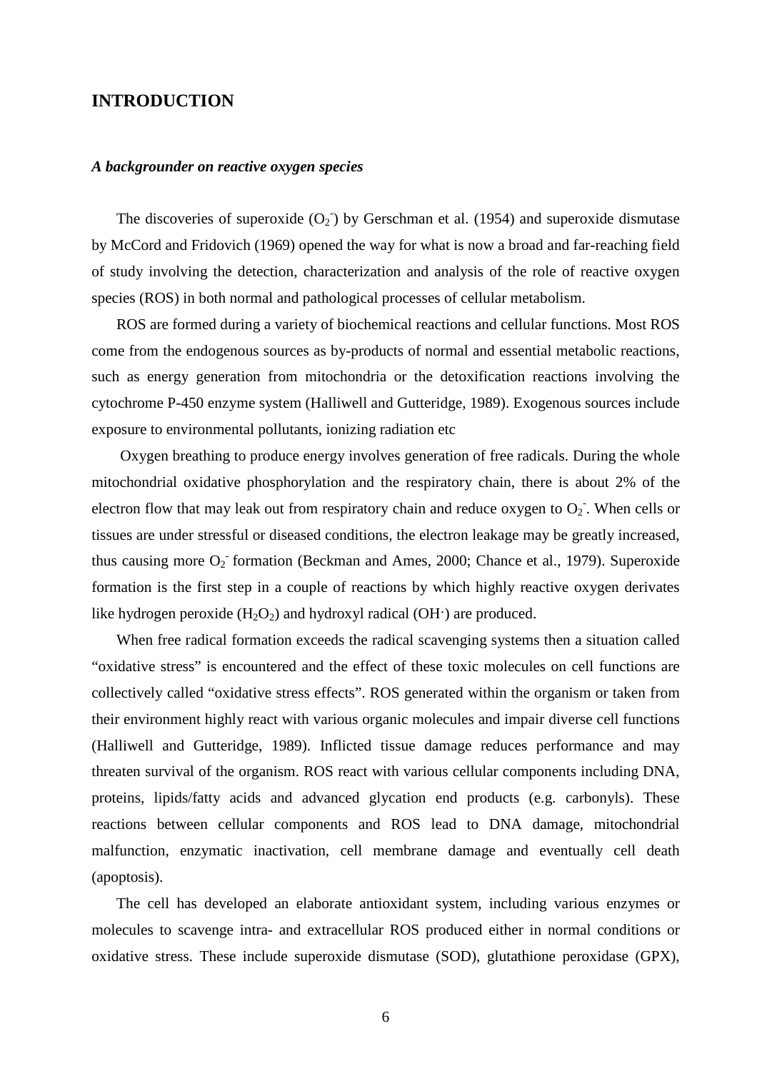## INTRODUCTION

### *A backgrounder on reactive oxygen species*

The discoveries of superoxide ($O_2^-$) by Gerschman et al. (1954) and superoxide dismutase by McCord and Fridovich (1969) opened the way for what is now a broad and far-reaching field of study involving the detection, characterization and analysis of the role of reactive oxygen species (ROS) in both normal and pathological processes of cellular metabolism.

ROS are formed during a variety of biochemical reactions and cellular functions. Most ROS come from the endogenous sources as by-products of normal and essential metabolic reactions, such as energy generation from mitochondria or the detoxification reactions involving the cytochrome P-450 enzyme system (Halliwell and Gutteridge, 1989). Exogenous sources include exposure to environmental pollutants, ionizing radiation etc

Oxygen breathing to produce energy involves generation of free radicals. During the whole mitochondrial oxidative phosphorylation and the respiratory chain, there is about 2% of the electron flow that may leak out from respiratory chain and reduce oxygen to $O_2^-$. When cells or tissues are under stressful or diseased conditions, the electron leakage may be greatly increased, thus causing more $O_2^-$ formation (Beckman and Ames, 2000; Chance et al., 1979). Superoxide formation is the first step in a couple of reactions by which highly reactive oxygen derivates like hydrogen peroxide ($H_2O_2$) and hydroxyl radical ($OH^{\cdot}$) are produced.

When free radical formation exceeds the radical scavenging systems then a situation called "oxidative stress" is encountered and the effect of these toxic molecules on cell functions are collectively called "oxidative stress effects". ROS generated within the organism or taken from their environment highly react with various organic molecules and impair diverse cell functions (Halliwell and Gutteridge, 1989). Inflicted tissue damage reduces performance and may threaten survival of the organism. ROS react with various cellular components including DNA, proteins, lipids/fatty acids and advanced glycation end products (e.g. carbonyls). These reactions between cellular components and ROS lead to DNA damage, mitochondrial malfunction, enzymatic inactivation, cell membrane damage and eventually cell death (apoptosis).

The cell has developed an elaborate antioxidant system, including various enzymes or molecules to scavenge intra- and extracellular ROS produced either in normal conditions or oxidative stress. These include superoxide dismutase (SOD), glutathione peroxidase (GPX),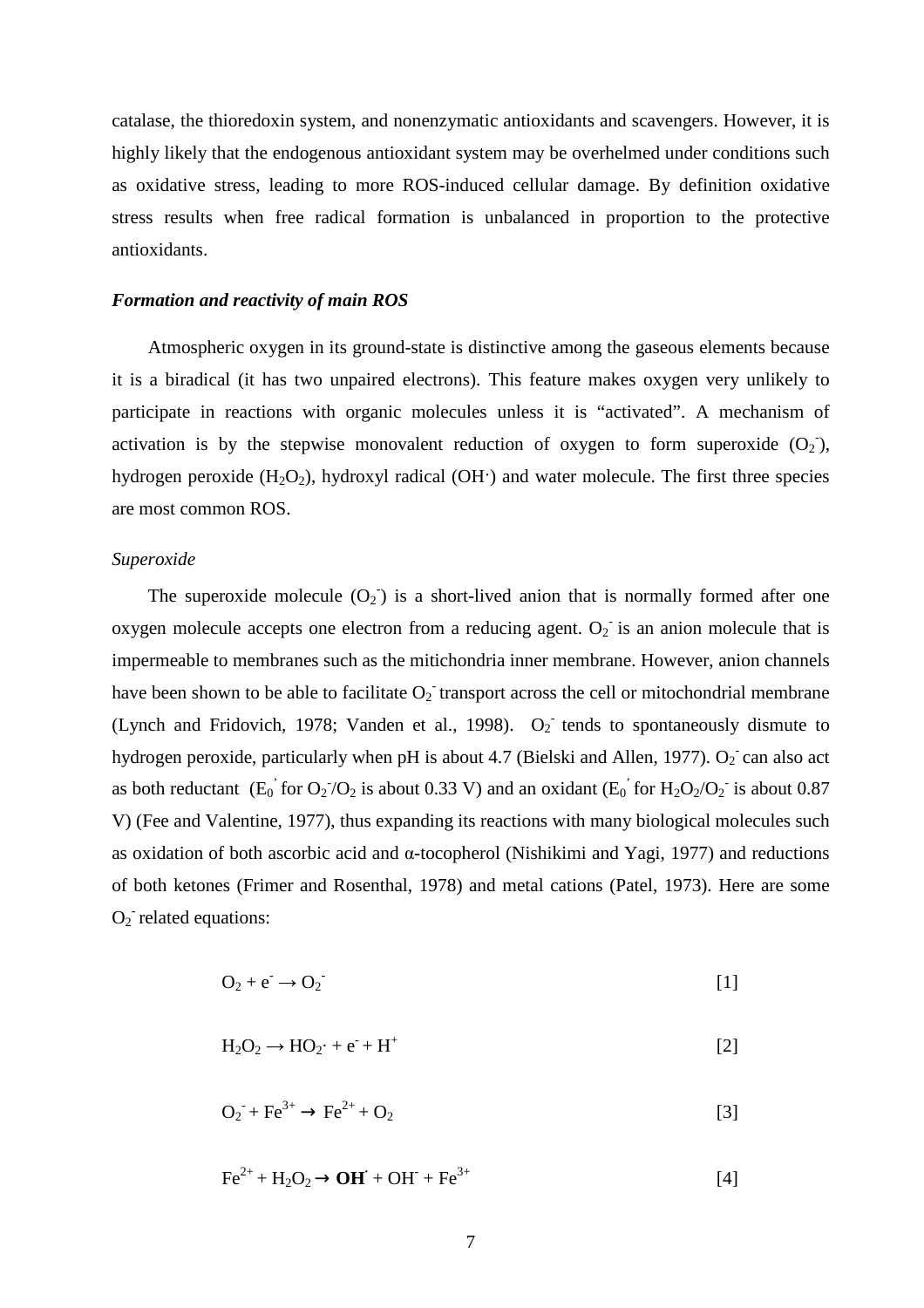catalase, the thioredoxin system, and nonenzymatic antioxidants and scavengers. However, it is highly likely that the endogenous antioxidant system may be overhelmed under conditions such as oxidative stress, leading to more ROS-induced cellular damage. By definition oxidative stress results when free radical formation is unbalanced in proportion to the protective antioxidants.

### *Formation and reactivity of main ROS*

Atmospheric oxygen in its ground-state is distinctive among the gaseous elements because it is a biradical (it has two unpaired electrons). This feature makes oxygen very unlikely to participate in reactions with organic molecules unless it is "activated". A mechanism of activation is by the stepwise monovalent reduction of oxygen to form superoxide ($O_2^-$), hydrogen peroxide ($H_2O_2$), hydroxyl radical ($OH\cdot$) and water molecule. The first three species are most common ROS.

#### *Superoxide*

The superoxide molecule ($O_2^-$) is a short-lived anion that is normally formed after one oxygen molecule accepts one electron from a reducing agent. $O_2^-$ is an anion molecule that is impermeable to membranes such as the mitichondria inner membrane. However, anion channels have been shown to be able to facilitate $O_2^-$ transport across the cell or mitochondrial membrane (Lynch and Fridovich, 1978; Vanden et al., 1998). $O_2^-$ tends to spontaneously dismute to hydrogen peroxide, particularly when pH is about 4.7 (Bielski and Allen, 1977). $O_2^-$ can also act as both reductant ($E_0^{'}$ for $O_2^-/O_2$ is about 0.33 V) and an oxidant ($E_0^{'}$ for $H_2O_2/O_2^-$ is about 0.87 V) (Fee and Valentine, 1977), thus expanding its reactions with many biological molecules such as oxidation of both ascorbic acid and α-tocopherol (Nishikimi and Yagi, 1977) and reductions of both ketones (Frimer and Rosenthal, 1978) and metal cations (Patel, 1973). Here are some $O_2^-$ related equations:

$$O_2 + e^- \rightarrow O_2^- \qquad [1]$$

$$H_2O_2 \rightarrow HO_2\cdot + e^- + H^+ \qquad [2]$$

$$O_2^- + Fe^{3+} \rightarrow Fe^{2+} + O_2 \qquad [3]$$

$$Fe^{2+} + H_2O_2 \rightarrow \mathbf{OH^{\cdot}} + OH^- + Fe^{3+} \qquad [4]$$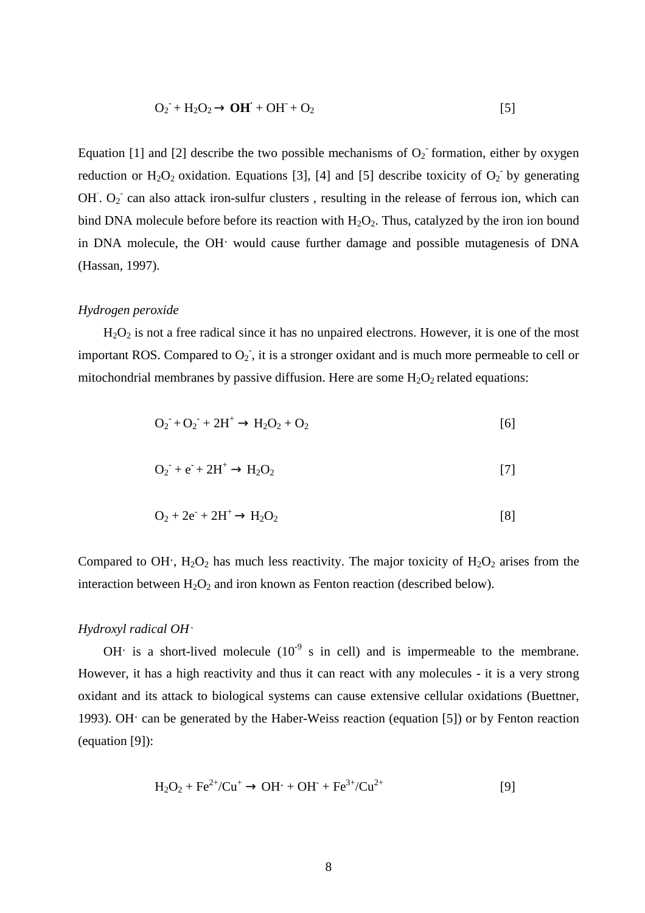$$O_2^- + H_2O_2 \rightarrow \mathbf{OH^{\cdot}} + OH^- + O_2 \qquad [5]$$

Equation [1] and [2] describe the two possible mechanisms of $O_2^-$ formation, either by oxygen reduction or $H_2O_2$ oxidation. Equations [3], [4] and [5] describe toxicity of $O_2^-$ by generating $OH^{\cdot}$. $O_2^-$ can also attack iron-sulfur clusters , resulting in the release of ferrous ion, which can bind DNA molecule before before its reaction with $H_2O_2$. Thus, catalyzed by the iron ion bound in DNA molecule, the $OH\cdot$ would cause further damage and possible mutagenesis of DNA (Hassan, 1997).

*Hydrogen peroxide*

$H_2O_2$ is not a free radical since it has no unpaired electrons. However, it is one of the most important ROS. Compared to $O_2^-$, it is a stronger oxidant and is much more permeable to cell or mitochondrial membranes by passive diffusion. Here are some $H_2O_2$ related equations:

$$O_2^- + O_2^- + 2H^+ \rightarrow H_2O_2 + O_2 \qquad [6]$$

$$O_2^- + e^- + 2H^+ \rightarrow H_2O_2 \qquad [7]$$

$$O_2 + 2e^- + 2H^+ \rightarrow H_2O_2 \qquad [8]$$

Compared to $OH\cdot$, $H_2O_2$ has much less reactivity. The major toxicity of $H_2O_2$ arises from the interaction between $H_2O_2$ and iron known as Fenton reaction (described below).

*Hydroxyl radical $OH\cdot$*

$OH\cdot$ is a short-lived molecule ($10^{-9}$ s in cell) and is impermeable to the membrane. However, it has a high reactivity and thus it can react with any molecules - it is a very strong oxidant and its attack to biological systems can cause extensive cellular oxidations (Buettner, 1993). $OH\cdot$ can be generated by the Haber-Weiss reaction (equation [5]) or by Fenton reaction (equation [9]):

$$H_2O_2 + Fe^{2+}/Cu^+ \rightarrow OH\cdot + OH^- + Fe^{3+}/Cu^{2+} \qquad [9]$$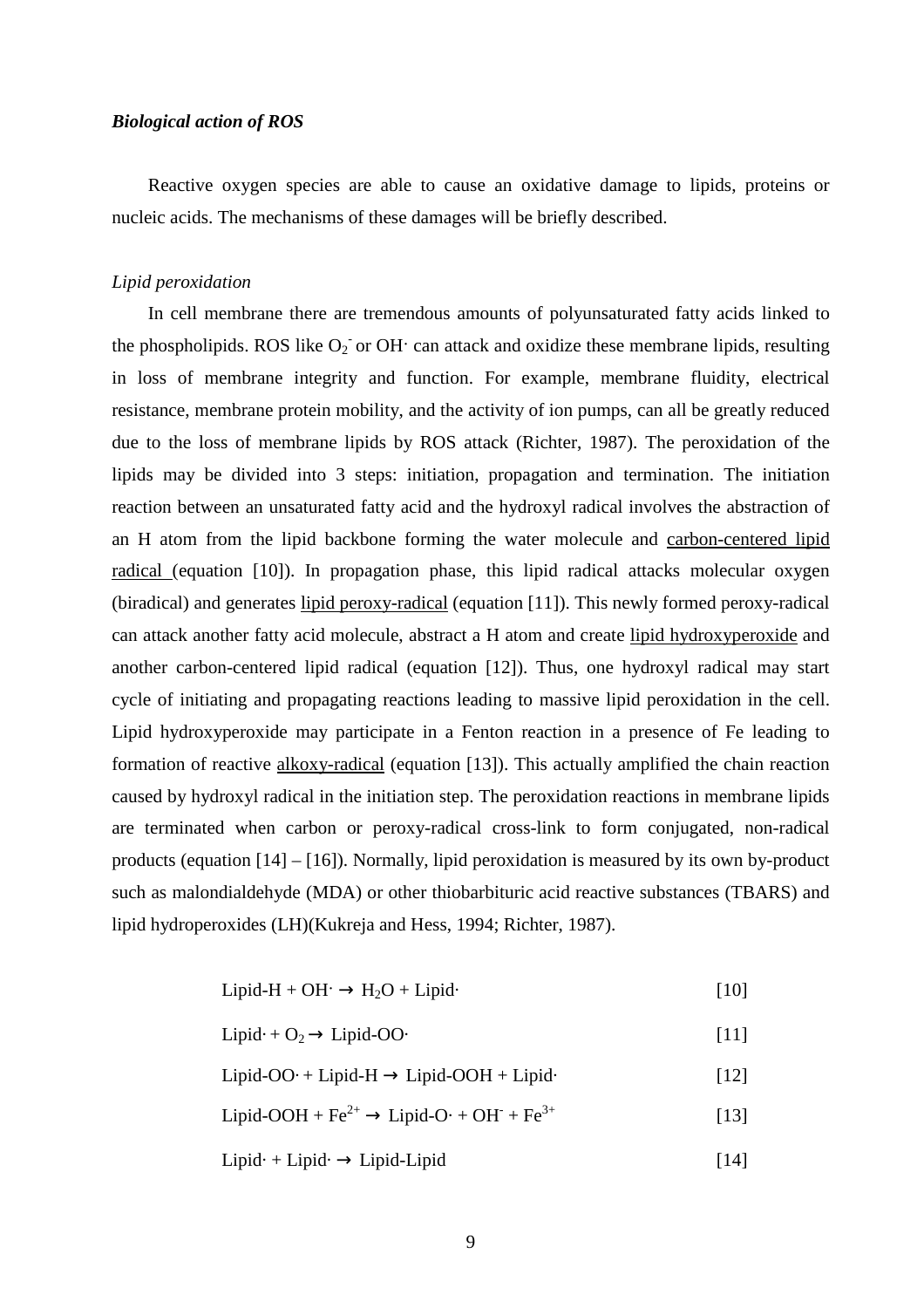### *Biological action of ROS*

Reactive oxygen species are able to cause an oxidative damage to lipids, proteins or nucleic acids. The mechanisms of these damages will be briefly described.

*Lipid peroxidation*

In cell membrane there are tremendous amounts of polyunsaturated fatty acids linked to the phospholipids. ROS like $O_2^-$ or OH· can attack and oxidize these membrane lipids, resulting in loss of membrane integrity and function. For example, membrane fluidity, electrical resistance, membrane protein mobility, and the activity of ion pumps, can all be greatly reduced due to the loss of membrane lipids by ROS attack (Richter, 1987). The peroxidation of the lipids may be divided into 3 steps: initiation, propagation and termination. The initiation reaction between an unsaturated fatty acid and the hydroxyl radical involves the abstraction of an H atom from the lipid backbone forming the water molecule and carbon-centered lipid radical (equation [10]). In propagation phase, this lipid radical attacks molecular oxygen (biradical) and generates lipid peroxy-radical (equation [11]). This newly formed peroxy-radical can attack another fatty acid molecule, abstract a H atom and create lipid hydroxyperoxide and another carbon-centered lipid radical (equation [12]). Thus, one hydroxyl radical may start cycle of initiating and propagating reactions leading to massive lipid peroxidation in the cell. Lipid hydroxyperoxide may participate in a Fenton reaction in a presence of Fe leading to formation of reactive alkoxy-radical (equation [13]). This actually amplified the chain reaction caused by hydroxyl radical in the initiation step. The peroxidation reactions in membrane lipids are terminated when carbon or peroxy-radical cross-link to form conjugated, non-radical products (equation [14] – [16]). Normally, lipid peroxidation is measured by its own by-product such as malondialdehyde (MDA) or other thiobarbituric acid reactive substances (TBARS) and lipid hydroperoxides (LH)(Kukreja and Hess, 1994; Richter, 1987).

$$\text{Lipid-H} + \text{OH}\cdot \rightarrow H_2O + \text{Lipid}\cdot \qquad [10]$$

$$\text{Lipid}\cdot + O_2 \rightarrow \text{Lipid-OO}\cdot \qquad [11]$$

$$\text{Lipid-OO}\cdot + \text{Lipid-H} \rightarrow \text{Lipid-OOH} + \text{Lipid}\cdot \qquad [12]$$

$$\text{Lipid-OOH} + Fe^{2+} \rightarrow \text{Lipid-O}\cdot + OH^- + Fe^{3+} \qquad [13]$$

$$\text{Lipid}\cdot + \text{Lipid}\cdot \rightarrow \text{Lipid-Lipid} \qquad [14]$$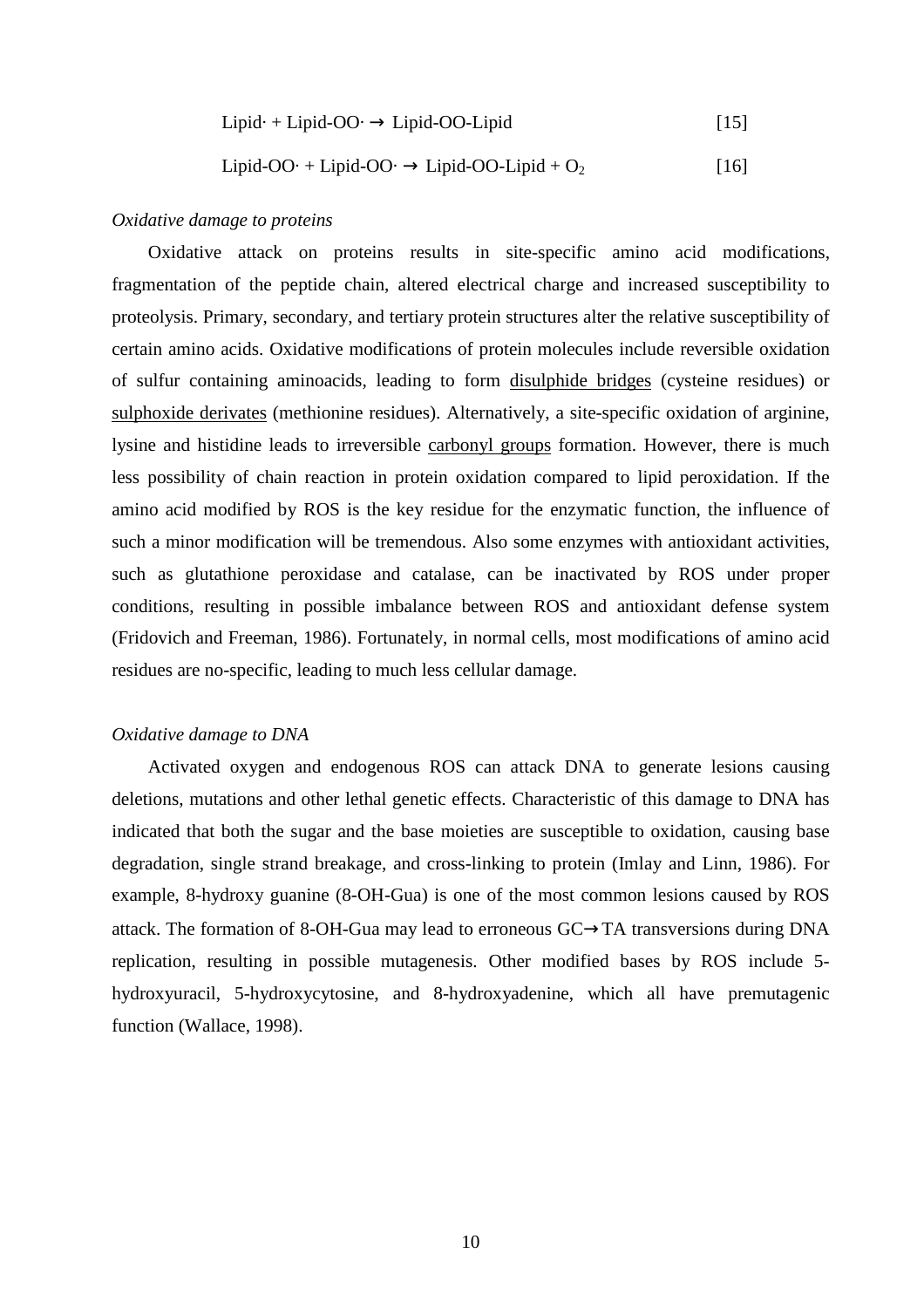$$\text{Lipid}\cdot + \text{Lipid-OO}\cdot \rightarrow \text{Lipid-OO-Lipid} \quad [15]$$

$$\text{Lipid-OO}\cdot + \text{Lipid-OO}\cdot \rightarrow \text{Lipid-OO-Lipid} + O_2 \quad [16]$$

*Oxidative damage to proteins*

Oxidative attack on proteins results in site-specific amino acid modifications, fragmentation of the peptide chain, altered electrical charge and increased susceptibility to proteolysis. Primary, secondary, and tertiary protein structures alter the relative susceptibility of certain amino acids. Oxidative modifications of protein molecules include reversible oxidation of sulfur containing aminoacids, leading to form <u>disulphide bridges</u> (cysteine residues) or <u>sulphoxide derivates</u> (methionine residues). Alternatively, a site-specific oxidation of arginine, lysine and histidine leads to irreversible <u>carbonyl groups</u> formation. However, there is much less possibility of chain reaction in protein oxidation compared to lipid peroxidation. If the amino acid modified by ROS is the key residue for the enzymatic function, the influence of such a minor modification will be tremendous. Also some enzymes with antioxidant activities, such as glutathione peroxidase and catalase, can be inactivated by ROS under proper conditions, resulting in possible imbalance between ROS and antioxidant defense system (Fridovich and Freeman, 1986). Fortunately, in normal cells, most modifications of amino acid residues are no-specific, leading to much less cellular damage.

*Oxidative damage to DNA*

Activated oxygen and endogenous ROS can attack DNA to generate lesions causing deletions, mutations and other lethal genetic effects. Characteristic of this damage to DNA has indicated that both the sugar and the base moieties are susceptible to oxidation, causing base degradation, single strand breakage, and cross-linking to protein (Imlay and Linn, 1986). For example, 8-hydroxy guanine (8-OH-Gua) is one of the most common lesions caused by ROS attack. The formation of 8-OH-Gua may lead to erroneous GC→TA transversions during DNA replication, resulting in possible mutagenesis. Other modified bases by ROS include 5-hydroxyuracil, 5-hydroxycytosine, and 8-hydroxyadenine, which all have premutagenic function (Wallace, 1998).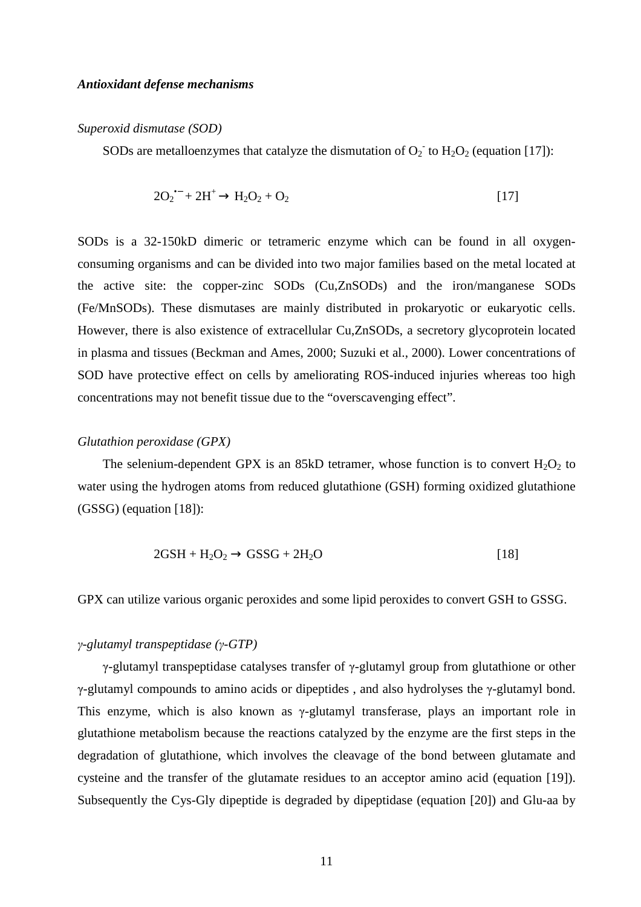***Antioxidant defense mechanisms***

*Superoxid dismutase (SOD)*

SODs are metalloenzymes that catalyze the dismutation of $O_2^-$ to $H_2O_2$ (equation [17]):

$$2O_2^{\bullet -} + 2H^+ \rightarrow H_2O_2 + O_2 \qquad [17]$$

SODs is a 32-150kD dimeric or tetrameric enzyme which can be found in all oxygen-consuming organisms and can be divided into two major families based on the metal located at the active site: the copper-zinc SODs (Cu,ZnSODs) and the iron/manganese SODs (Fe/MnSODs). These dismutases are mainly distributed in prokaryotic or eukaryotic cells. However, there is also existence of extracellular Cu,ZnSODs, a secretory glycoprotein located in plasma and tissues (Beckman and Ames, 2000; Suzuki et al., 2000). Lower concentrations of SOD have protective effect on cells by ameliorating ROS-induced injuries whereas too high concentrations may not benefit tissue due to the "overscavenging effect".

*Glutathion peroxidase (GPX)*

The selenium-dependent GPX is an 85kD tetramer, whose function is to convert $H_2O_2$ to water using the hydrogen atoms from reduced glutathione (GSH) forming oxidized glutathione (GSSG) (equation [18]):

$$2GSH + H_2O_2 \rightarrow GSSG + 2H_2O \qquad [18]$$

GPX can utilize various organic peroxides and some lipid peroxides to convert GSH to GSSG.

*γ-glutamyl transpeptidase (γ-GTP)*

γ-glutamyl transpeptidase catalyses transfer of γ-glutamyl group from glutathione or other γ-glutamyl compounds to amino acids or dipeptides , and also hydrolyses the γ-glutamyl bond. This enzyme, which is also known as γ-glutamyl transferase, plays an important role in glutathione metabolism because the reactions catalyzed by the enzyme are the first steps in the degradation of glutathione, which involves the cleavage of the bond between glutamate and cysteine and the transfer of the glutamate residues to an acceptor amino acid (equation [19]). Subsequently the Cys-Gly dipeptide is degraded by dipeptidase (equation [20]) and Glu-aa by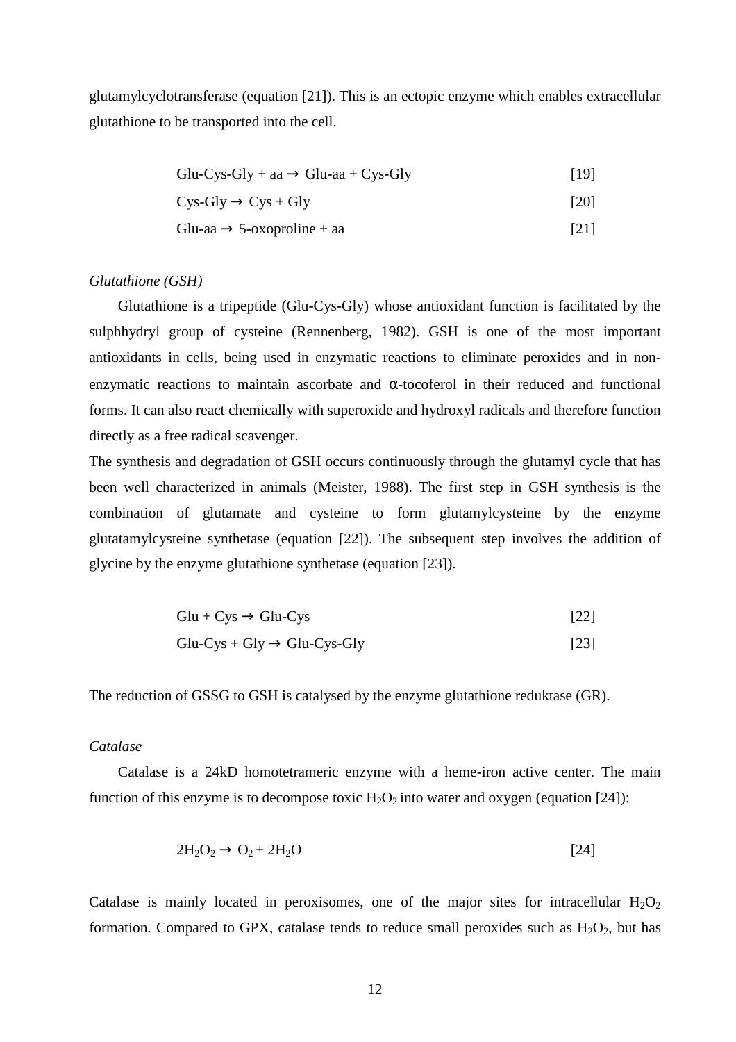glutamylcyclotransferase (equation [21]). This is an ectopic enzyme which enables extracellular glutathione to be transported into the cell.

$$\text{Glu-Cys-Gly} + \text{aa} \rightarrow \text{Glu-aa} + \text{Cys-Gly} \qquad [19]$$

$$\text{Cys-Gly} \rightarrow \text{Cys} + \text{Gly} \qquad [20]$$

$$\text{Glu-aa} \rightarrow \text{5-oxoproline} + \text{aa} \qquad [21]$$

*Glutathione (GSH)*

Glutathione is a tripeptide (Glu-Cys-Gly) whose antioxidant function is facilitated by the sulphhydryl group of cysteine (Rennenberg, 1982). GSH is one of the most important antioxidants in cells, being used in enzymatic reactions to eliminate peroxides and in non-enzymatic reactions to maintain ascorbate and $\alpha$-tocoferol in their reduced and functional forms. It can also react chemically with superoxide and hydroxyl radicals and therefore function directly as a free radical scavenger.

The synthesis and degradation of GSH occurs continuously through the glutamyl cycle that has been well characterized in animals (Meister, 1988). The first step in GSH synthesis is the combination of glutamate and cysteine to form glutamylcysteine by the enzyme glutatamylcysteine synthetase (equation [22]). The subsequent step involves the addition of glycine by the enzyme glutathione synthetase (equation [23]).

$$\text{Glu} + \text{Cys} \rightarrow \text{Glu-Cys} \qquad [22]$$

$$\text{Glu-Cys} + \text{Gly} \rightarrow \text{Glu-Cys-Gly} \qquad [23]$$

The reduction of GSSG to GSH is catalysed by the enzyme glutathione reduktase (GR).

*Catalase*

Catalase is a 24kD homotetrameric enzyme with a heme-iron active center. The main function of this enzyme is to decompose toxic $H_2O_2$ into water and oxygen (equation [24]):

$$2H_2O_2 \rightarrow O_2 + 2H_2O \qquad [24]$$

Catalase is mainly located in peroxisomes, one of the major sites for intracellular $H_2O_2$ formation. Compared to GPX, catalase tends to reduce small peroxides such as $H_2O_2$, but has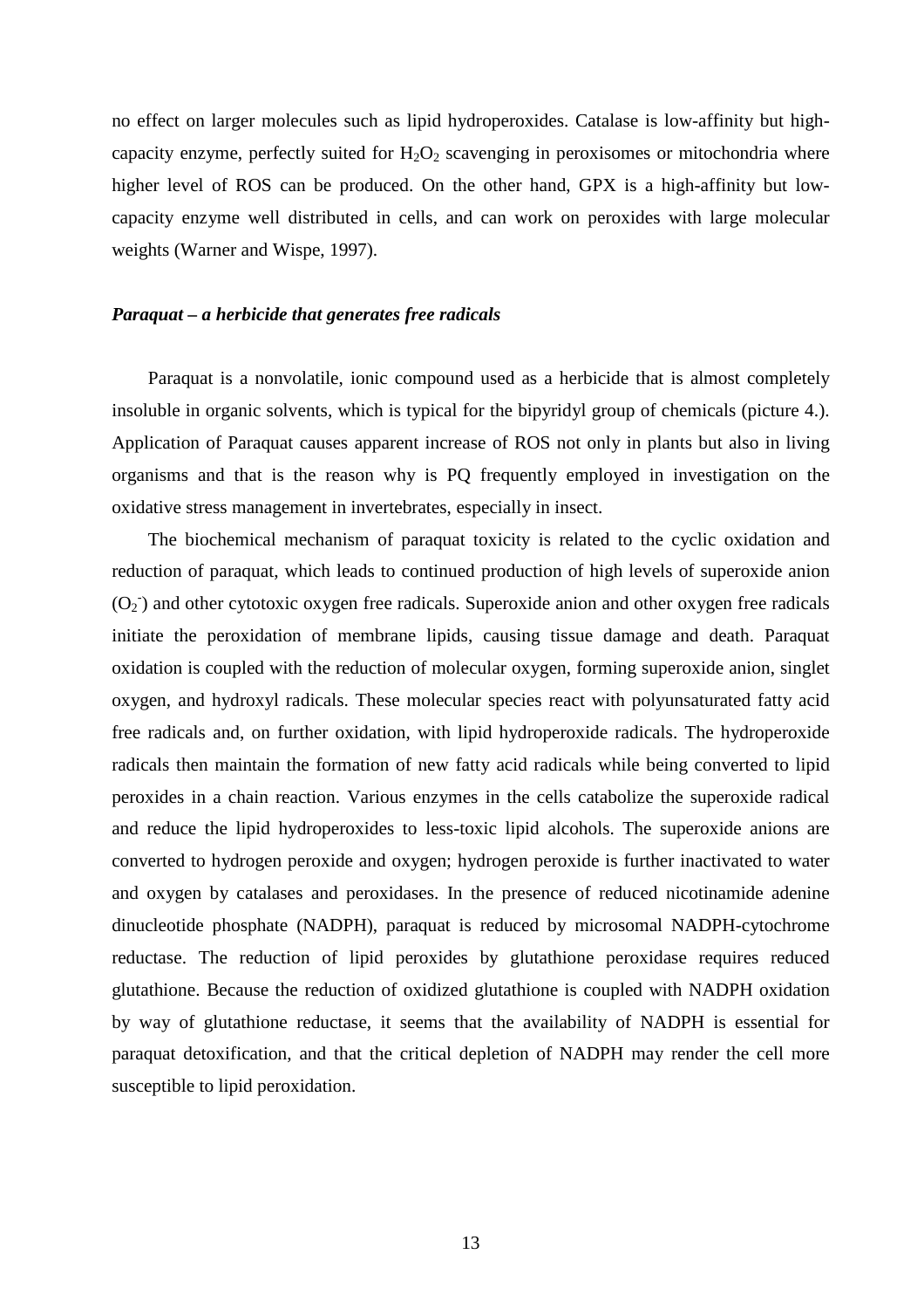no effect on larger molecules such as lipid hydroperoxides. Catalase is low-affinity but high-capacity enzyme, perfectly suited for $H_2O_2$ scavenging in peroxisomes or mitochondria where higher level of ROS can be produced. On the other hand, GPX is a high-affinity but low-capacity enzyme well distributed in cells, and can work on peroxides with large molecular weights (Warner and Wispe, 1997).

***Paraquat – a herbicide that generates free radicals***

Paraquat is a nonvolatile, ionic compound used as a herbicide that is almost completely insoluble in organic solvents, which is typical for the bipyridyl group of chemicals (picture 4.). Application of Paraquat causes apparent increase of ROS not only in plants but also in living organisms and that is the reason why is PQ frequently employed in investigation on the oxidative stress management in invertebrates, especially in insect.

The biochemical mechanism of paraquat toxicity is related to the cyclic oxidation and reduction of paraquat, which leads to continued production of high levels of superoxide anion ($O_2^-$) and other cytotoxic oxygen free radicals. Superoxide anion and other oxygen free radicals initiate the peroxidation of membrane lipids, causing tissue damage and death. Paraquat oxidation is coupled with the reduction of molecular oxygen, forming superoxide anion, singlet oxygen, and hydroxyl radicals. These molecular species react with polyunsaturated fatty acid free radicals and, on further oxidation, with lipid hydroperoxide radicals. The hydroperoxide radicals then maintain the formation of new fatty acid radicals while being converted to lipid peroxides in a chain reaction. Various enzymes in the cells catabolize the superoxide radical and reduce the lipid hydroperoxides to less-toxic lipid alcohols. The superoxide anions are converted to hydrogen peroxide and oxygen; hydrogen peroxide is further inactivated to water and oxygen by catalases and peroxidases. In the presence of reduced nicotinamide adenine dinucleotide phosphate (NADPH), paraquat is reduced by microsomal NADPH-cytochrome reductase. The reduction of lipid peroxides by glutathione peroxidase requires reduced glutathione. Because the reduction of oxidized glutathione is coupled with NADPH oxidation by way of glutathione reductase, it seems that the availability of NADPH is essential for paraquat detoxification, and that the critical depletion of NADPH may render the cell more susceptible to lipid peroxidation.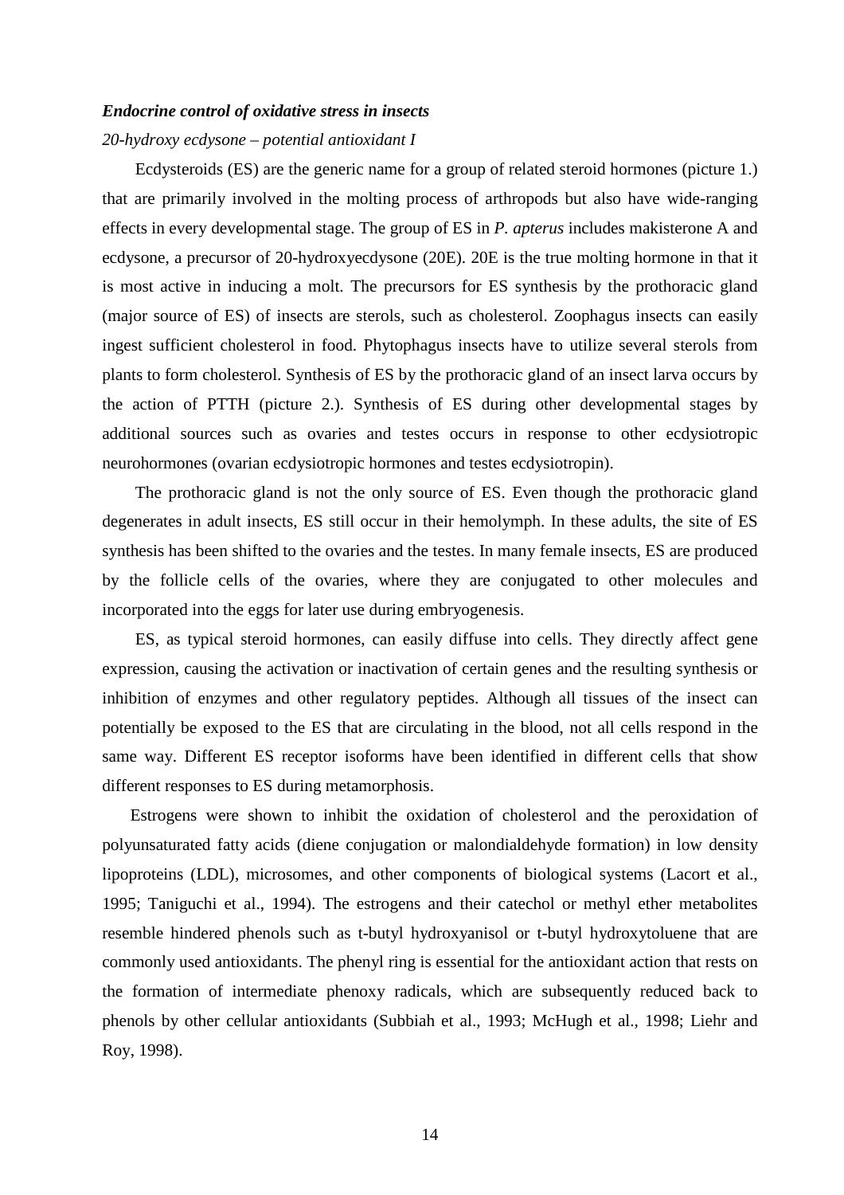***Endocrine control of oxidative stress in insects***

*20-hydroxy ecdysone – potential antioxidant I*

Ecdysteroids (ES) are the generic name for a group of related steroid hormones (picture 1.) that are primarily involved in the molting process of arthropods but also have wide-ranging effects in every developmental stage. The group of ES in *P. apterus* includes makisterone A and ecdysone, a precursor of 20-hydroxyecdysone (20E). 20E is the true molting hormone in that it is most active in inducing a molt. The precursors for ES synthesis by the prothoracic gland (major source of ES) of insects are sterols, such as cholesterol. Zoophagus insects can easily ingest sufficient cholesterol in food. Phytophagus insects have to utilize several sterols from plants to form cholesterol. Synthesis of ES by the prothoracic gland of an insect larva occurs by the action of PTTH (picture 2.). Synthesis of ES during other developmental stages by additional sources such as ovaries and testes occurs in response to other ecdysiotropic neurohormones (ovarian ecdysiotropic hormones and testes ecdysiotropin).

The prothoracic gland is not the only source of ES. Even though the prothoracic gland degenerates in adult insects, ES still occur in their hemolymph. In these adults, the site of ES synthesis has been shifted to the ovaries and the testes. In many female insects, ES are produced by the follicle cells of the ovaries, where they are conjugated to other molecules and incorporated into the eggs for later use during embryogenesis.

ES, as typical steroid hormones, can easily diffuse into cells. They directly affect gene expression, causing the activation or inactivation of certain genes and the resulting synthesis or inhibition of enzymes and other regulatory peptides. Although all tissues of the insect can potentially be exposed to the ES that are circulating in the blood, not all cells respond in the same way. Different ES receptor isoforms have been identified in different cells that show different responses to ES during metamorphosis.

Estrogens were shown to inhibit the oxidation of cholesterol and the peroxidation of polyunsaturated fatty acids (diene conjugation or malondialdehyde formation) in low density lipoproteins (LDL), microsomes, and other components of biological systems (Lacort et al., 1995; Taniguchi et al., 1994). The estrogens and their catechol or methyl ether metabolites resemble hindered phenols such as t-butyl hydroxyanisol or t-butyl hydroxytoluene that are commonly used antioxidants. The phenyl ring is essential for the antioxidant action that rests on the formation of intermediate phenoxy radicals, which are subsequently reduced back to phenols by other cellular antioxidants (Subbiah et al., 1993; McHugh et al., 1998; Liehr and Roy, 1998).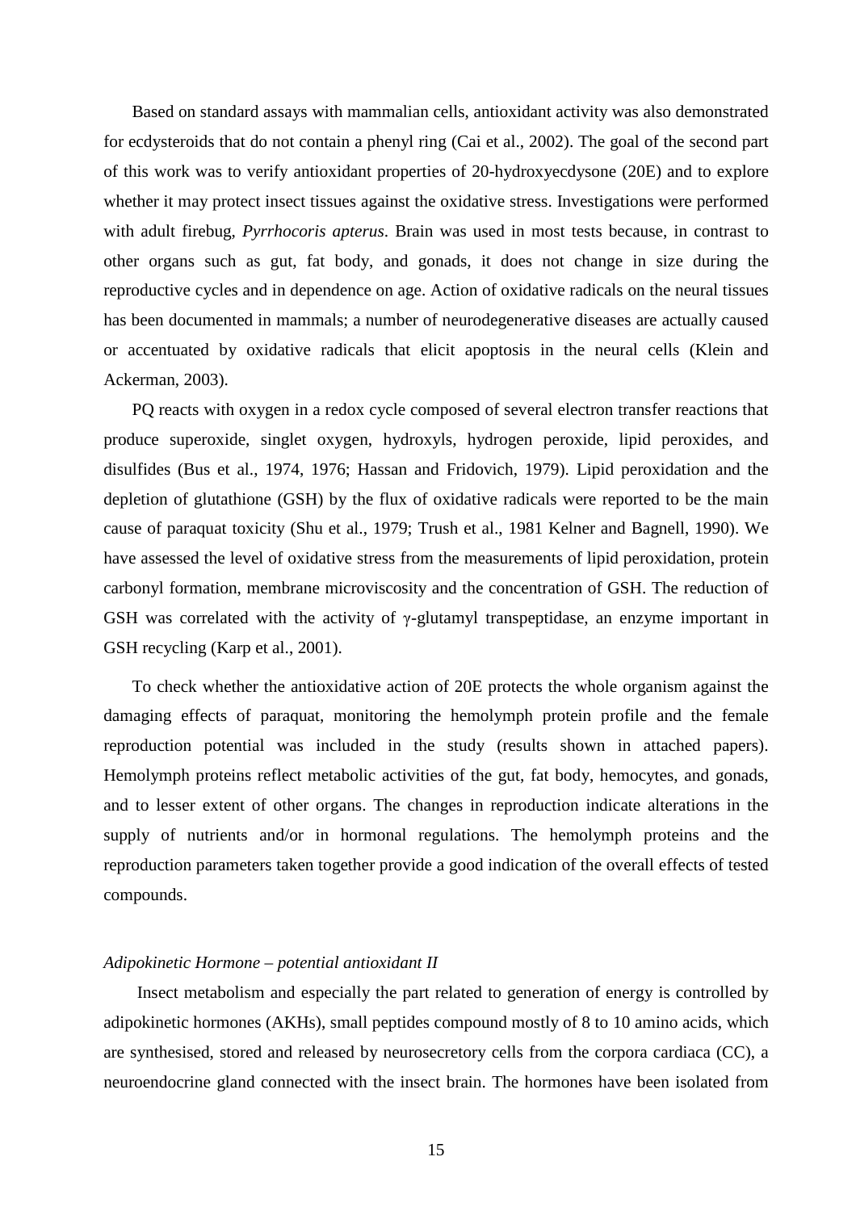Based on standard assays with mammalian cells, antioxidant activity was also demonstrated for ecdysteroids that do not contain a phenyl ring (Cai et al., 2002). The goal of the second part of this work was to verify antioxidant properties of 20-hydroxyecdysone (20E) and to explore whether it may protect insect tissues against the oxidative stress. Investigations were performed with adult firebug, *Pyrrhocoris apterus*. Brain was used in most tests because, in contrast to other organs such as gut, fat body, and gonads, it does not change in size during the reproductive cycles and in dependence on age. Action of oxidative radicals on the neural tissues has been documented in mammals; a number of neurodegenerative diseases are actually caused or accentuated by oxidative radicals that elicit apoptosis in the neural cells (Klein and Ackerman, 2003).

PQ reacts with oxygen in a redox cycle composed of several electron transfer reactions that produce superoxide, singlet oxygen, hydroxyls, hydrogen peroxide, lipid peroxides, and disulfides (Bus et al., 1974, 1976; Hassan and Fridovich, 1979). Lipid peroxidation and the depletion of glutathione (GSH) by the flux of oxidative radicals were reported to be the main cause of paraquat toxicity (Shu et al., 1979; Trush et al., 1981 Kelner and Bagnell, 1990). We have assessed the level of oxidative stress from the measurements of lipid peroxidation, protein carbonyl formation, membrane microviscosity and the concentration of GSH. The reduction of GSH was correlated with the activity of γ-glutamyl transpeptidase, an enzyme important in GSH recycling (Karp et al., 2001).

To check whether the antioxidative action of 20E protects the whole organism against the damaging effects of paraquat, monitoring the hemolymph protein profile and the female reproduction potential was included in the study (results shown in attached papers). Hemolymph proteins reflect metabolic activities of the gut, fat body, hemocytes, and gonads, and to lesser extent of other organs. The changes in reproduction indicate alterations in the supply of nutrients and/or in hormonal regulations. The hemolymph proteins and the reproduction parameters taken together provide a good indication of the overall effects of tested compounds.

### *Adipokinetic Hormone – potential antioxidant II*

Insect metabolism and especially the part related to generation of energy is controlled by adipokinetic hormones (AKHs), small peptides compound mostly of 8 to 10 amino acids, which are synthesised, stored and released by neurosecretory cells from the corpora cardiaca (CC), a neuroendocrine gland connected with the insect brain. The hormones have been isolated from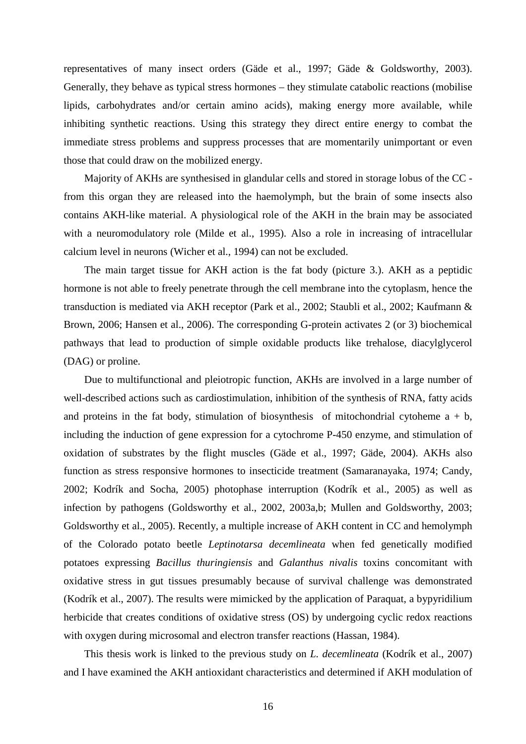representatives of many insect orders (Gäde et al., 1997; Gäde & Goldsworthy, 2003). Generally, they behave as typical stress hormones – they stimulate catabolic reactions (mobilise lipids, carbohydrates and/or certain amino acids), making energy more available, while inhibiting synthetic reactions. Using this strategy they direct entire energy to combat the immediate stress problems and suppress processes that are momentarily unimportant or even those that could draw on the mobilized energy.

Majority of AKHs are synthesised in glandular cells and stored in storage lobus of the CC - from this organ they are released into the haemolymph, but the brain of some insects also contains AKH-like material. A physiological role of the AKH in the brain may be associated with a neuromodulatory role (Milde et al., 1995). Also a role in increasing of intracellular calcium level in neurons (Wicher et al., 1994) can not be excluded.

The main target tissue for AKH action is the fat body (picture 3.). AKH as a peptidic hormone is not able to freely penetrate through the cell membrane into the cytoplasm, hence the transduction is mediated via AKH receptor (Park et al., 2002; Staubli et al., 2002; Kaufmann & Brown, 2006; Hansen et al., 2006). The corresponding G-protein activates 2 (or 3) biochemical pathways that lead to production of simple oxidable products like trehalose, diacylglycerol (DAG) or proline.

Due to multifunctional and pleiotropic function, AKHs are involved in a large number of well-described actions such as cardiostimulation, inhibition of the synthesis of RNA, fatty acids and proteins in the fat body, stimulation of biosynthesis of mitochondrial cytoheme a + b, including the induction of gene expression for a cytochrome P-450 enzyme, and stimulation of oxidation of substrates by the flight muscles (Gäde et al., 1997; Gäde, 2004). AKHs also function as stress responsive hormones to insecticide treatment (Samaranayaka, 1974; Candy, 2002; Kodrík and Socha, 2005) photophase interruption (Kodrík et al., 2005) as well as infection by pathogens (Goldsworthy et al., 2002, 2003a,b; Mullen and Goldsworthy, 2003; Goldsworthy et al., 2005). Recently, a multiple increase of AKH content in CC and hemolymph of the Colorado potato beetle *Leptinotarsa decemlineata* when fed genetically modified potatoes expressing *Bacillus thuringiensis* and *Galanthus nivalis* toxins concomitant with oxidative stress in gut tissues presumably because of survival challenge was demonstrated (Kodrík et al., 2007). The results were mimicked by the application of Paraquat, a bypyridilium herbicide that creates conditions of oxidative stress (OS) by undergoing cyclic redox reactions with oxygen during microsomal and electron transfer reactions (Hassan, 1984).

This thesis work is linked to the previous study on *L. decemlineata* (Kodrík et al., 2007) and I have examined the AKH antioxidant characteristics and determined if AKH modulation of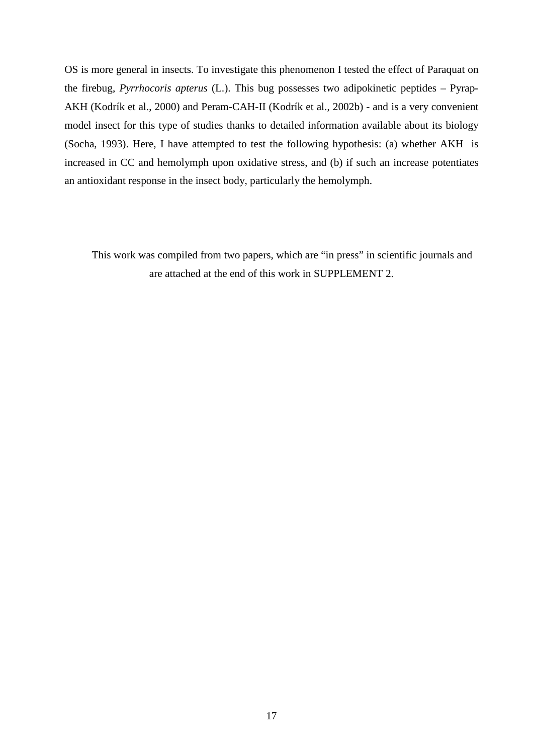OS is more general in insects. To investigate this phenomenon I tested the effect of Paraquat on the firebug, *Pyrrhocoris apterus* (L.). This bug possesses two adipokinetic peptides – Pyrap-AKH (Kodrík et al., 2000) and Peram-CAH-II (Kodrík et al., 2002b) - and is a very convenient model insect for this type of studies thanks to detailed information available about its biology (Socha, 1993). Here, I have attempted to test the following hypothesis: (a) whether AKH is increased in CC and hemolymph upon oxidative stress, and (b) if such an increase potentiates an antioxidant response in the insect body, particularly the hemolymph.

This work was compiled from two papers, which are "in press" in scientific journals and are attached at the end of this work in SUPPLEMENT 2.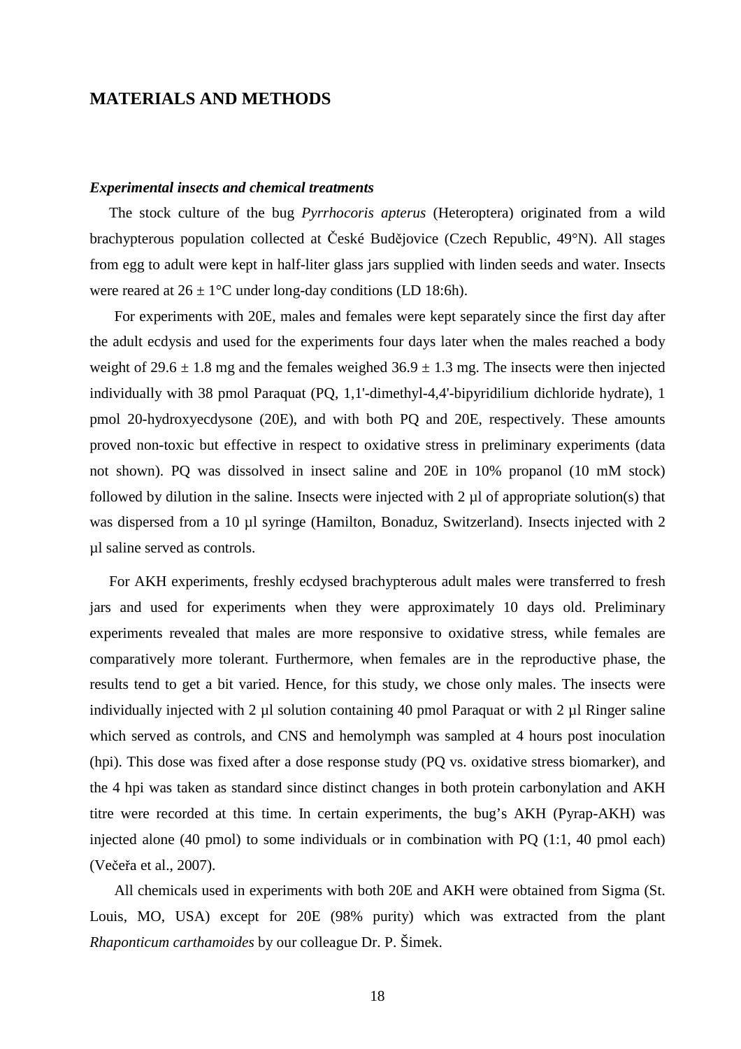## MATERIALS AND METHODS

### *Experimental insects and chemical treatments*

The stock culture of the bug *Pyrrhocoris apterus* (Heteroptera) originated from a wild brachypterous population collected at České Budějovice (Czech Republic, 49°N). All stages from egg to adult were kept in half-liter glass jars supplied with linden seeds and water. Insects were reared at 26 ± 1°C under long-day conditions (LD 18:6h).

For experiments with 20E, males and females were kept separately since the first day after the adult ecdysis and used for the experiments four days later when the males reached a body weight of 29.6 ± 1.8 mg and the females weighed 36.9 ± 1.3 mg. The insects were then injected individually with 38 pmol Paraquat (PQ, 1,1'-dimethyl-4,4'-bipyridilium dichloride hydrate), 1 pmol 20-hydroxyecdysone (20E), and with both PQ and 20E, respectively. These amounts proved non-toxic but effective in respect to oxidative stress in preliminary experiments (data not shown). PQ was dissolved in insect saline and 20E in 10% propanol (10 mM stock) followed by dilution in the saline. Insects were injected with 2 µl of appropriate solution(s) that was dispersed from a 10 µl syringe (Hamilton, Bonaduz, Switzerland). Insects injected with 2 µl saline served as controls.

For AKH experiments, freshly ecdysed brachypterous adult males were transferred to fresh jars and used for experiments when they were approximately 10 days old. Preliminary experiments revealed that males are more responsive to oxidative stress, while females are comparatively more tolerant. Furthermore, when females are in the reproductive phase, the results tend to get a bit varied. Hence, for this study, we chose only males. The insects were individually injected with 2 µl solution containing 40 pmol Paraquat or with 2 µl Ringer saline which served as controls, and CNS and hemolymph was sampled at 4 hours post inoculation (hpi). This dose was fixed after a dose response study (PQ vs. oxidative stress biomarker), and the 4 hpi was taken as standard since distinct changes in both protein carbonylation and AKH titre were recorded at this time. In certain experiments, the bug's AKH (Pyrap-AKH) was injected alone (40 pmol) to some individuals or in combination with PQ (1:1, 40 pmol each) (Večeřa et al., 2007).

All chemicals used in experiments with both 20E and AKH were obtained from Sigma (St. Louis, MO, USA) except for 20E (98% purity) which was extracted from the plant *Rhaponticum carthamoides* by our colleague Dr. P. Šimek.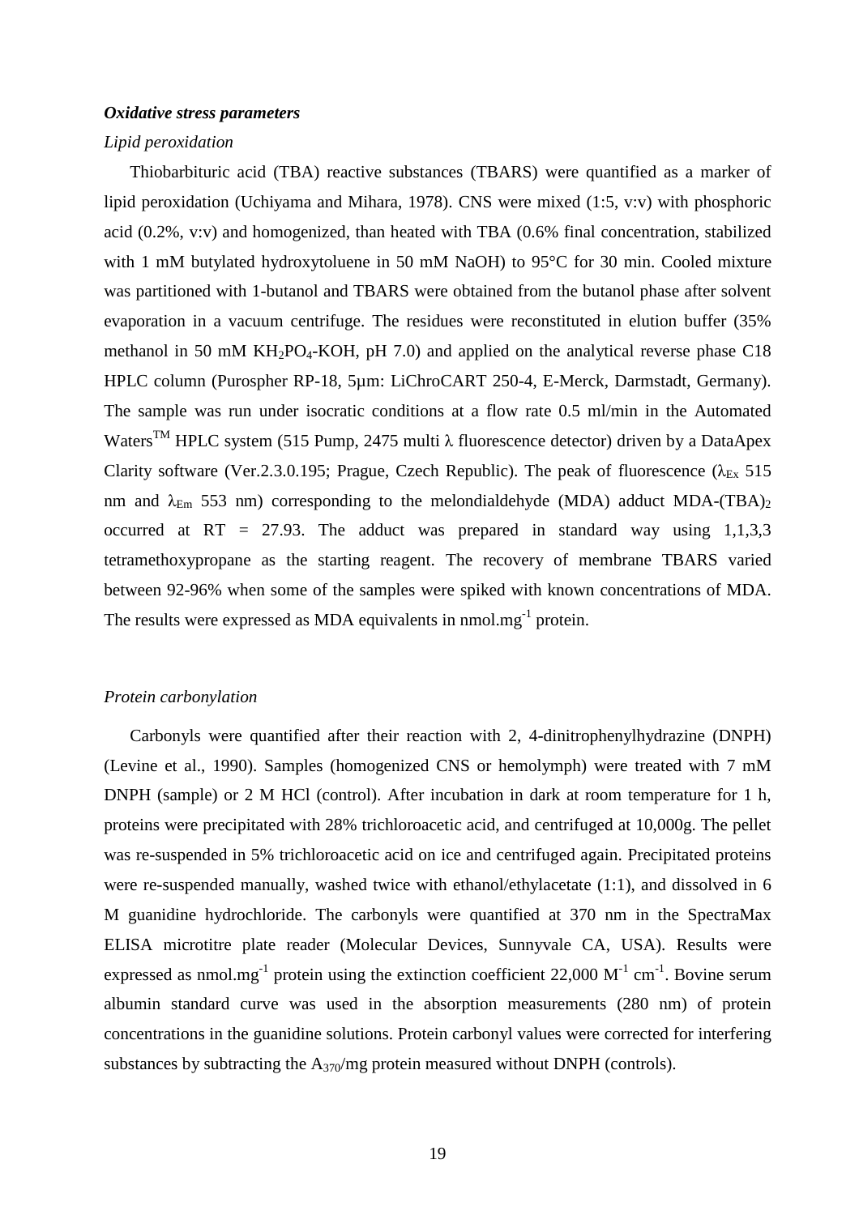***Oxidative stress parameters***

*Lipid peroxidation*

Thiobarbituric acid (TBA) reactive substances (TBARS) were quantified as a marker of lipid peroxidation (Uchiyama and Mihara, 1978). CNS were mixed (1:5, v:v) with phosphoric acid (0.2%, v:v) and homogenized, than heated with TBA (0.6% final concentration, stabilized with 1 mM butylated hydroxytoluene in 50 mM NaOH) to 95°C for 30 min. Cooled mixture was partitioned with 1-butanol and TBARS were obtained from the butanol phase after solvent evaporation in a vacuum centrifuge. The residues were reconstituted in elution buffer (35% methanol in 50 mM $KH_2PO_4$-KOH, pH 7.0) and applied on the analytical reverse phase C18 HPLC column (Purospher RP-18, 5µm: LiChroCART 250-4, E-Merck, Darmstadt, Germany). The sample was run under isocratic conditions at a flow rate 0.5 ml/min in the Automated Waters™ HPLC system (515 Pump, 2475 multi λ fluorescence detector) driven by a DataApex Clarity software (Ver.2.3.0.195; Prague, Czech Republic). The peak of fluorescence ($\lambda_{Ex}$ 515 nm and $\lambda_{Em}$ 553 nm) corresponding to the melondialdehyde (MDA) adduct MDA-$(TBA)_2$ occurred at RT = 27.93. The adduct was prepared in standard way using 1,1,3,3 tetramethoxypropane as the starting reagent. The recovery of membrane TBARS varied between 92-96% when some of the samples were spiked with known concentrations of MDA. The results were expressed as MDA equivalents in nmol.mg$^{-1}$ protein.

*Protein carbonylation*

Carbonyls were quantified after their reaction with 2, 4-dinitrophenylhydrazine (DNPH) (Levine et al., 1990). Samples (homogenized CNS or hemolymph) were treated with 7 mM DNPH (sample) or 2 M HCl (control). After incubation in dark at room temperature for 1 h, proteins were precipitated with 28% trichloroacetic acid, and centrifuged at 10,000g. The pellet was re-suspended in 5% trichloroacetic acid on ice and centrifuged again. Precipitated proteins were re-suspended manually, washed twice with ethanol/ethylacetate (1:1), and dissolved in 6 M guanidine hydrochloride. The carbonyls were quantified at 370 nm in the SpectraMax ELISA microtitre plate reader (Molecular Devices, Sunnyvale CA, USA). Results were expressed as nmol.mg$^{-1}$ protein using the extinction coefficient 22,000 M$^{-1}$ cm$^{-1}$. Bovine serum albumin standard curve was used in the absorption measurements (280 nm) of protein concentrations in the guanidine solutions. Protein carbonyl values were corrected for interfering substances by subtracting the $A_{370}$/mg protein measured without DNPH (controls).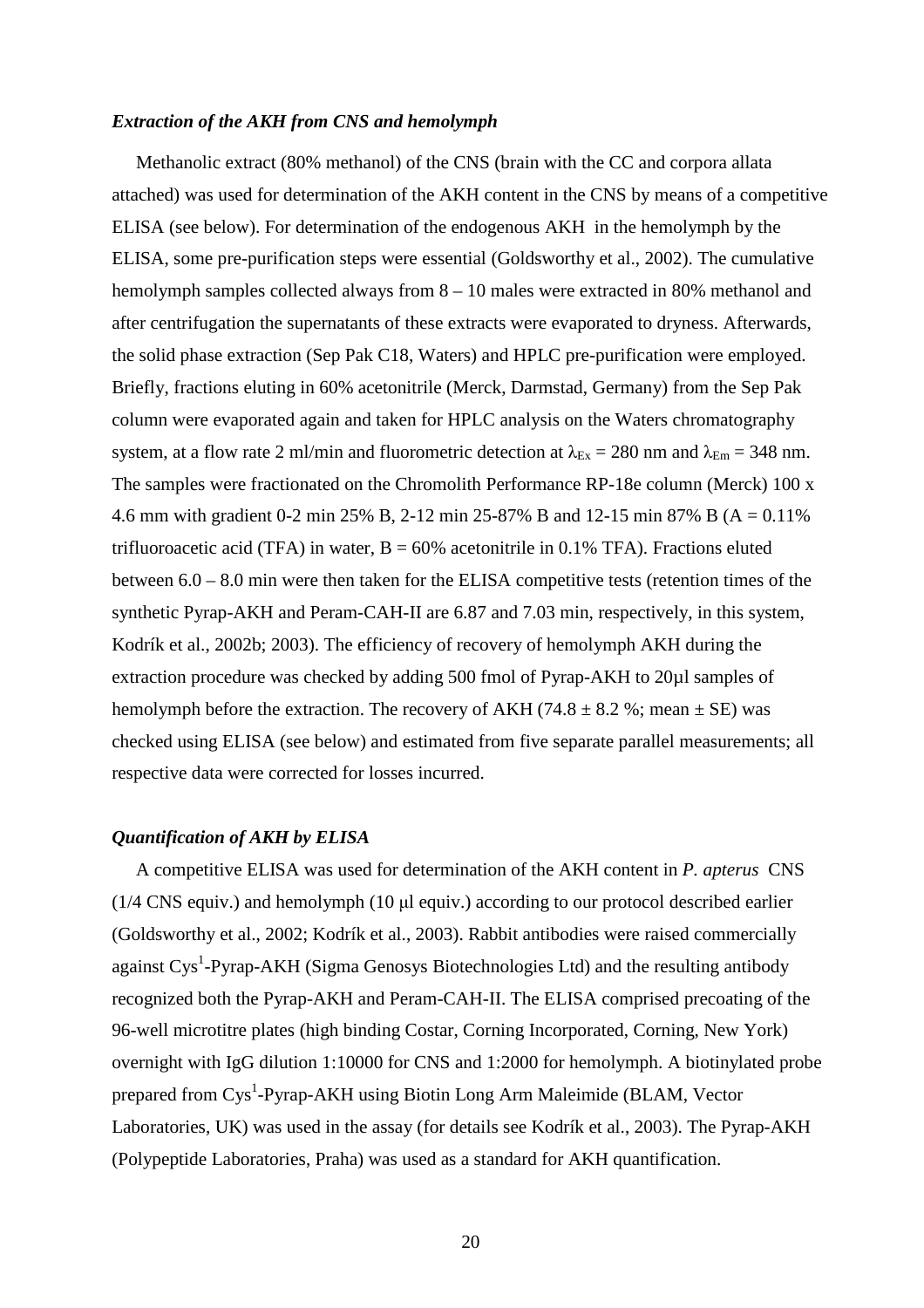### *Extraction of the AKH from CNS and hemolymph*

Methanolic extract (80% methanol) of the CNS (brain with the CC and corpora allata attached) was used for determination of the AKH content in the CNS by means of a competitive ELISA (see below). For determination of the endogenous AKH in the hemolymph by the ELISA, some pre-purification steps were essential (Goldsworthy et al., 2002). The cumulative hemolymph samples collected always from 8 – 10 males were extracted in 80% methanol and after centrifugation the supernatants of these extracts were evaporated to dryness. Afterwards, the solid phase extraction (Sep Pak C18, Waters) and HPLC pre-purification were employed. Briefly, fractions eluting in 60% acetonitrile (Merck, Darmstad, Germany) from the Sep Pak column were evaporated again and taken for HPLC analysis on the Waters chromatography system, at a flow rate 2 ml/min and fluorometric detection at $\lambda_{Ex}$ = 280 nm and $\lambda_{Em}$ = 348 nm. The samples were fractionated on the Chromolith Performance RP-18e column (Merck) 100 x 4.6 mm with gradient 0-2 min 25% B, 2-12 min 25-87% B and 12-15 min 87% B (A = 0.11% trifluoroacetic acid (TFA) in water, B = 60% acetonitrile in 0.1% TFA). Fractions eluted between 6.0 – 8.0 min were then taken for the ELISA competitive tests (retention times of the synthetic Pyrap-AKH and Peram-CAH-II are 6.87 and 7.03 min, respectively, in this system, Kodrík et al., 2002b; 2003). The efficiency of recovery of hemolymph AKH during the extraction procedure was checked by adding 500 fmol of Pyrap-AKH to 20µl samples of hemolymph before the extraction. The recovery of AKH (74.8 ± 8.2 %; mean ± SE) was checked using ELISA (see below) and estimated from five separate parallel measurements; all respective data were corrected for losses incurred.

### *Quantification of AKH by ELISA*

A competitive ELISA was used for determination of the AKH content in *P. apterus* CNS (1/4 CNS equiv.) and hemolymph (10 µl equiv.) according to our protocol described earlier (Goldsworthy et al., 2002; Kodrík et al., 2003). Rabbit antibodies were raised commercially against $Cys^1$-Pyrap-AKH (Sigma Genosys Biotechnologies Ltd) and the resulting antibody recognized both the Pyrap-AKH and Peram-CAH-II. The ELISA comprised precoating of the 96-well microtitre plates (high binding Costar, Corning Incorporated, Corning, New York) overnight with IgG dilution 1:10000 for CNS and 1:2000 for hemolymph. A biotinylated probe prepared from $Cys^1$-Pyrap-AKH using Biotin Long Arm Maleimide (BLAM, Vector Laboratories, UK) was used in the assay (for details see Kodrík et al., 2003). The Pyrap-AKH (Polypeptide Laboratories, Praha) was used as a standard for AKH quantification.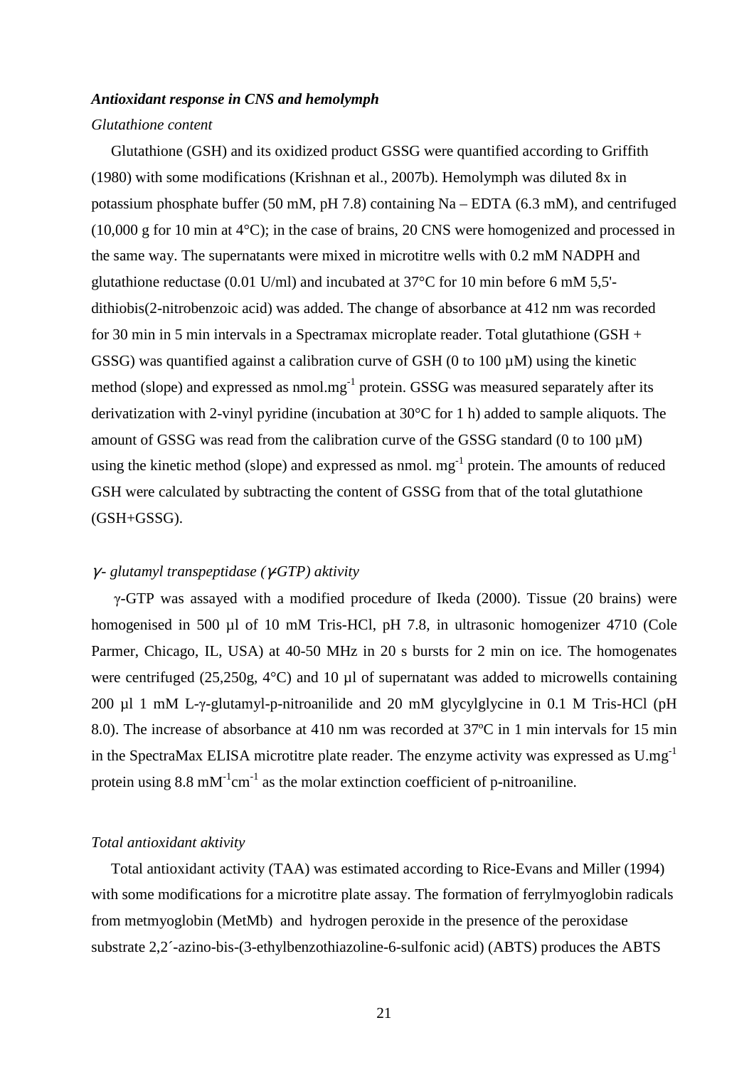***Antioxidant response in CNS and hemolymph***

*Glutathione content*

Glutathione (GSH) and its oxidized product GSSG were quantified according to Griffith (1980) with some modifications (Krishnan et al., 2007b). Hemolymph was diluted 8x in potassium phosphate buffer (50 mM, pH 7.8) containing Na – EDTA (6.3 mM), and centrifuged (10,000 g for 10 min at 4°C); in the case of brains, 20 CNS were homogenized and processed in the same way. The supernatants were mixed in microtitre wells with 0.2 mM NADPH and glutathione reductase (0.01 U/ml) and incubated at 37°C for 10 min before 6 mM 5,5'-dithiobis(2-nitrobenzoic acid) was added. The change of absorbance at 412 nm was recorded for 30 min in 5 min intervals in a Spectramax microplate reader. Total glutathione (GSH + GSSG) was quantified against a calibration curve of GSH (0 to 100 µM) using the kinetic method (slope) and expressed as nmol.mg$^{-1}$ protein. GSSG was measured separately after its derivatization with 2-vinyl pyridine (incubation at 30°C for 1 h) added to sample aliquots. The amount of GSSG was read from the calibration curve of the GSSG standard (0 to 100 µM) using the kinetic method (slope) and expressed as nmol. mg$^{-1}$ protein. The amounts of reduced GSH were calculated by subtracting the content of GSSG from that of the total glutathione (GSH+GSSG).

*γ- glutamyl transpeptidase (γ-GTP) aktivity*

γ-GTP was assayed with a modified procedure of Ikeda (2000). Tissue (20 brains) were homogenised in 500 µl of 10 mM Tris-HCl, pH 7.8, in ultrasonic homogenizer 4710 (Cole Parmer, Chicago, IL, USA) at 40-50 MHz in 20 s bursts for 2 min on ice. The homogenates were centrifuged (25,250g, 4°C) and 10 µl of supernatant was added to microwells containing 200 µl 1 mM L-γ-glutamyl-p-nitroanilide and 20 mM glycylglycine in 0.1 M Tris-HCl (pH 8.0). The increase of absorbance at 410 nm was recorded at 37ºC in 1 min intervals for 15 min in the SpectraMax ELISA microtitre plate reader. The enzyme activity was expressed as U.mg$^{-1}$ protein using 8.8 mM$^{-1}$cm$^{-1}$ as the molar extinction coefficient of p-nitroaniline.

*Total antioxidant aktivity*

Total antioxidant activity (TAA) was estimated according to Rice-Evans and Miller (1994) with some modifications for a microtitre plate assay. The formation of ferrylmyoglobin radicals from metmyoglobin (MetMb) and hydrogen peroxide in the presence of the peroxidase substrate 2,2´-azino-bis-(3-ethylbenzothiazoline-6-sulfonic acid) (ABTS) produces the ABTS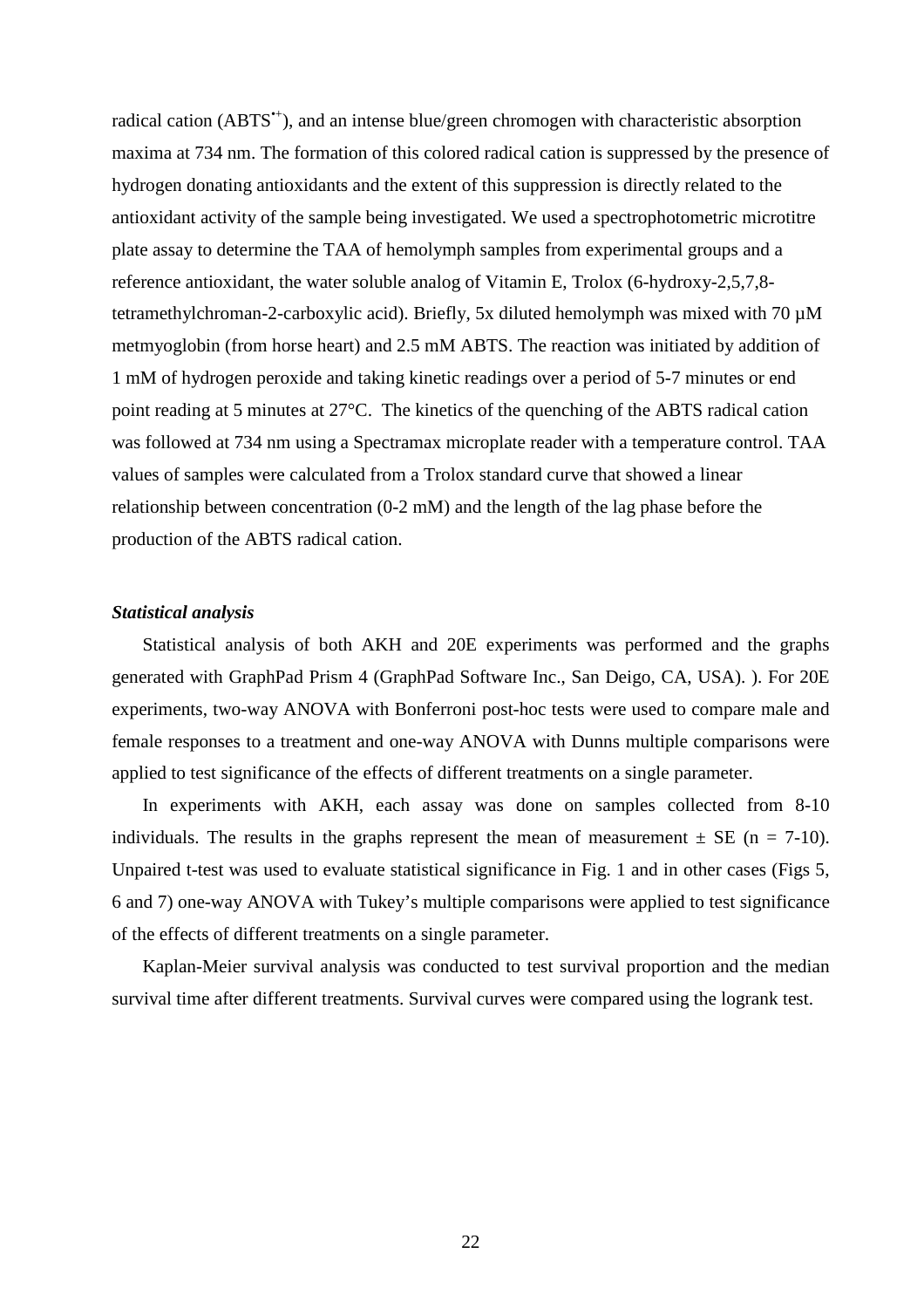radical cation ($ABTS^{\bullet+}$), and an intense blue/green chromogen with characteristic absorption maxima at 734 nm. The formation of this colored radical cation is suppressed by the presence of hydrogen donating antioxidants and the extent of this suppression is directly related to the antioxidant activity of the sample being investigated. We used a spectrophotometric microtitre plate assay to determine the TAA of hemolymph samples from experimental groups and a reference antioxidant, the water soluble analog of Vitamin E, Trolox (6-hydroxy-2,5,7,8-tetramethylchroman-2-carboxylic acid). Briefly, 5x diluted hemolymph was mixed with 70 µM metmyoglobin (from horse heart) and 2.5 mM ABTS. The reaction was initiated by addition of 1 mM of hydrogen peroxide and taking kinetic readings over a period of 5-7 minutes or end point reading at 5 minutes at 27°C. The kinetics of the quenching of the ABTS radical cation was followed at 734 nm using a Spectramax microplate reader with a temperature control. TAA values of samples were calculated from a Trolox standard curve that showed a linear relationship between concentration (0-2 mM) and the length of the lag phase before the production of the ABTS radical cation.

### *Statistical analysis*

Statistical analysis of both AKH and 20E experiments was performed and the graphs generated with GraphPad Prism 4 (GraphPad Software Inc., San Deigo, CA, USA). ). For 20E experiments, two-way ANOVA with Bonferroni post-hoc tests were used to compare male and female responses to a treatment and one-way ANOVA with Dunns multiple comparisons were applied to test significance of the effects of different treatments on a single parameter.

In experiments with AKH, each assay was done on samples collected from 8-10 individuals. The results in the graphs represent the mean of measurement ± SE (n = 7-10). Unpaired t-test was used to evaluate statistical significance in Fig. 1 and in other cases (Figs 5, 6 and 7) one-way ANOVA with Tukey's multiple comparisons were applied to test significance of the effects of different treatments on a single parameter.

Kaplan-Meier survival analysis was conducted to test survival proportion and the median survival time after different treatments. Survival curves were compared using the logrank test.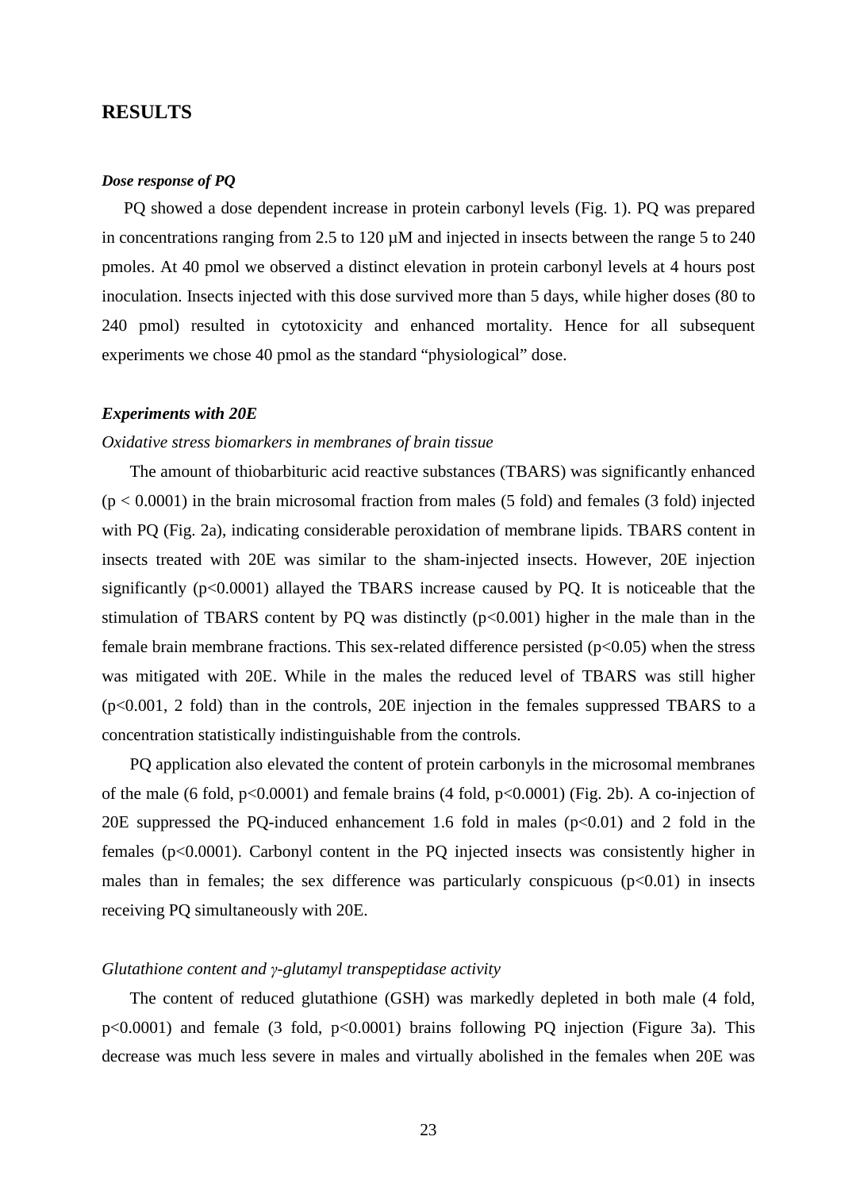## RESULTS

***Dose response of PQ***

PQ showed a dose dependent increase in protein carbonyl levels (Fig. 1). PQ was prepared in concentrations ranging from 2.5 to 120 µM and injected in insects between the range 5 to 240 pmoles. At 40 pmol we observed a distinct elevation in protein carbonyl levels at 4 hours post inoculation. Insects injected with this dose survived more than 5 days, while higher doses (80 to 240 pmol) resulted in cytotoxicity and enhanced mortality. Hence for all subsequent experiments we chose 40 pmol as the standard "physiological" dose.

***Experiments with 20E***

*Oxidative stress biomarkers in membranes of brain tissue*

The amount of thiobarbituric acid reactive substances (TBARS) was significantly enhanced ($p < 0.0001$) in the brain microsomal fraction from males (5 fold) and females (3 fold) injected with PQ (Fig. 2a), indicating considerable peroxidation of membrane lipids. TBARS content in insects treated with 20E was similar to the sham-injected insects. However, 20E injection significantly ($p<0.0001$) allayed the TBARS increase caused by PQ. It is noticeable that the stimulation of TBARS content by PQ was distinctly ($p<0.001$) higher in the male than in the female brain membrane fractions. This sex-related difference persisted ($p<0.05$) when the stress was mitigated with 20E. While in the males the reduced level of TBARS was still higher ($p<0.001$, 2 fold) than in the controls, 20E injection in the females suppressed TBARS to a concentration statistically indistinguishable from the controls.

PQ application also elevated the content of protein carbonyls in the microsomal membranes of the male (6 fold, $p<0.0001$) and female brains (4 fold, $p<0.0001$) (Fig. 2b). A co-injection of 20E suppressed the PQ-induced enhancement 1.6 fold in males ($p<0.01$) and 2 fold in the females ($p<0.0001$). Carbonyl content in the PQ injected insects was consistently higher in males than in females; the sex difference was particularly conspicuous ($p<0.01$) in insects receiving PQ simultaneously with 20E.

*Glutathione content and γ-glutamyl transpeptidase activity*

The content of reduced glutathione (GSH) was markedly depleted in both male (4 fold, $p<0.0001$) and female (3 fold, $p<0.0001$) brains following PQ injection (Figure 3a). This decrease was much less severe in males and virtually abolished in the females when 20E was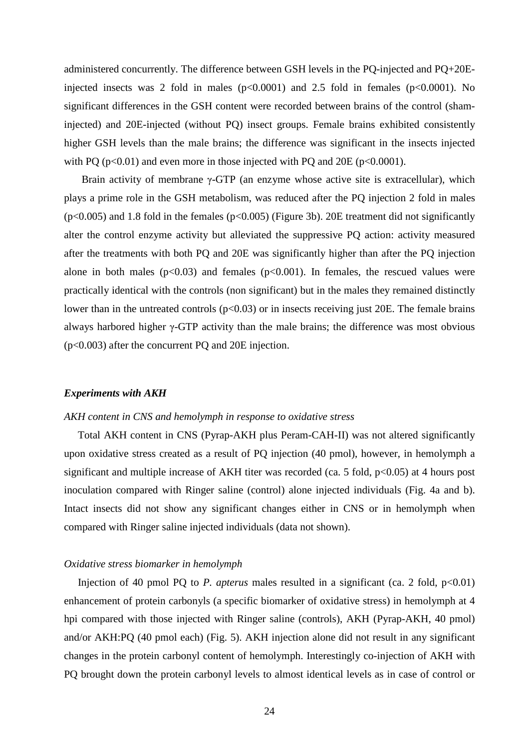administered concurrently. The difference between GSH levels in the PQ-injected and PQ+20E-injected insects was 2 fold in males ($p<0.0001$) and 2.5 fold in females ($p<0.0001$). No significant differences in the GSH content were recorded between brains of the control (sham-injected) and 20E-injected (without PQ) insect groups. Female brains exhibited consistently higher GSH levels than the male brains; the difference was significant in the insects injected with PQ ($p<0.01$) and even more in those injected with PQ and 20E ($p<0.0001$).

Brain activity of membrane $\gamma$-GTP (an enzyme whose active site is extracellular), which plays a prime role in the GSH metabolism, was reduced after the PQ injection 2 fold in males ($p<0.005$) and 1.8 fold in the females ($p<0.005$) (Figure 3b). 20E treatment did not significantly alter the control enzyme activity but alleviated the suppressive PQ action: activity measured after the treatments with both PQ and 20E was significantly higher than after the PQ injection alone in both males ($p<0.03$) and females ($p<0.001$). In females, the rescued values were practically identical with the controls (non significant) but in the males they remained distinctly lower than in the untreated controls ($p<0.03$) or in insects receiving just 20E. The female brains always harbored higher $\gamma$-GTP activity than the male brains; the difference was most obvious ($p<0.003$) after the concurrent PQ and 20E injection.

### *Experiments with AKH*

*AKH content in CNS and hemolymph in response to oxidative stress*

Total AKH content in CNS (Pyrap-AKH plus Peram-CAH-II) was not altered significantly upon oxidative stress created as a result of PQ injection (40 pmol), however, in hemolymph a significant and multiple increase of AKH titer was recorded (ca. 5 fold, $p<0.05$) at 4 hours post inoculation compared with Ringer saline (control) alone injected individuals (Fig. 4a and b). Intact insects did not show any significant changes either in CNS or in hemolymph when compared with Ringer saline injected individuals (data not shown).

*Oxidative stress biomarker in hemolymph*

Injection of 40 pmol PQ to *P. apterus* males resulted in a significant (ca. 2 fold, $p<0.01$) enhancement of protein carbonyls (a specific biomarker of oxidative stress) in hemolymph at 4 hpi compared with those injected with Ringer saline (controls), AKH (Pyrap-AKH, 40 pmol) and/or AKH:PQ (40 pmol each) (Fig. 5). AKH injection alone did not result in any significant changes in the protein carbonyl content of hemolymph. Interestingly co-injection of AKH with PQ brought down the protein carbonyl levels to almost identical levels as in case of control or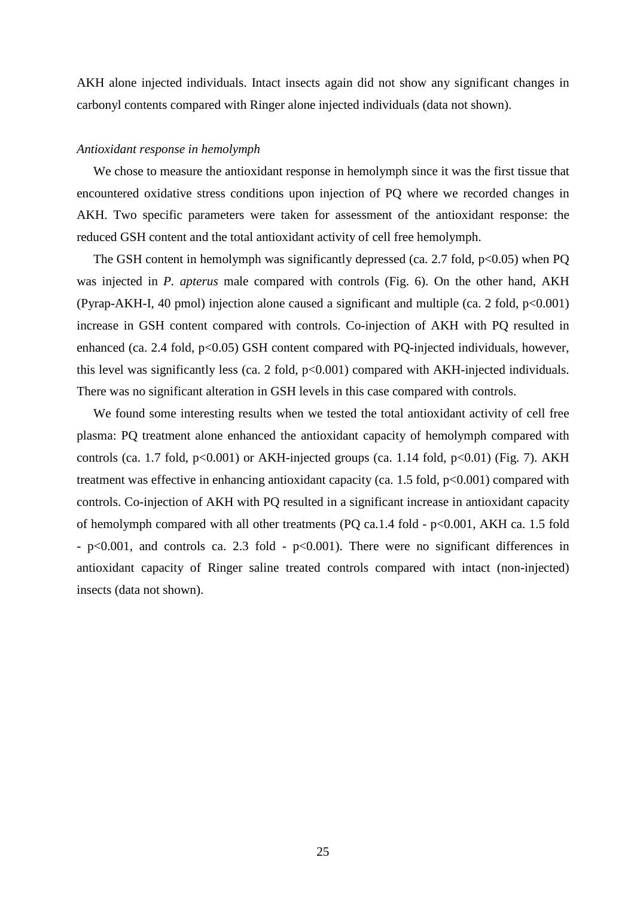AKH alone injected individuals. Intact insects again did not show any significant changes in carbonyl contents compared with Ringer alone injected individuals (data not shown).

*Antioxidant response in hemolymph*

We chose to measure the antioxidant response in hemolymph since it was the first tissue that encountered oxidative stress conditions upon injection of PQ where we recorded changes in AKH. Two specific parameters were taken for assessment of the antioxidant response: the reduced GSH content and the total antioxidant activity of cell free hemolymph.

The GSH content in hemolymph was significantly depressed (ca. 2.7 fold, $p<0.05$) when PQ was injected in *P. apterus* male compared with controls (Fig. 6). On the other hand, AKH (Pyrap-AKH-I, 40 pmol) injection alone caused a significant and multiple (ca. 2 fold, $p<0.001$) increase in GSH content compared with controls. Co-injection of AKH with PQ resulted in enhanced (ca. 2.4 fold, $p<0.05$) GSH content compared with PQ-injected individuals, however, this level was significantly less (ca. 2 fold, $p<0.001$) compared with AKH-injected individuals. There was no significant alteration in GSH levels in this case compared with controls.

We found some interesting results when we tested the total antioxidant activity of cell free plasma: PQ treatment alone enhanced the antioxidant capacity of hemolymph compared with controls (ca. 1.7 fold, $p<0.001$) or AKH-injected groups (ca. 1.14 fold, $p<0.01$) (Fig. 7). AKH treatment was effective in enhancing antioxidant capacity (ca. 1.5 fold, $p<0.001$) compared with controls. Co-injection of AKH with PQ resulted in a significant increase in antioxidant capacity of hemolymph compared with all other treatments (PQ ca.1.4 fold - $p<0.001$, AKH ca. 1.5 fold - $p<0.001$, and controls ca. 2.3 fold - $p<0.001$). There were no significant differences in antioxidant capacity of Ringer saline treated controls compared with intact (non-injected) insects (data not shown).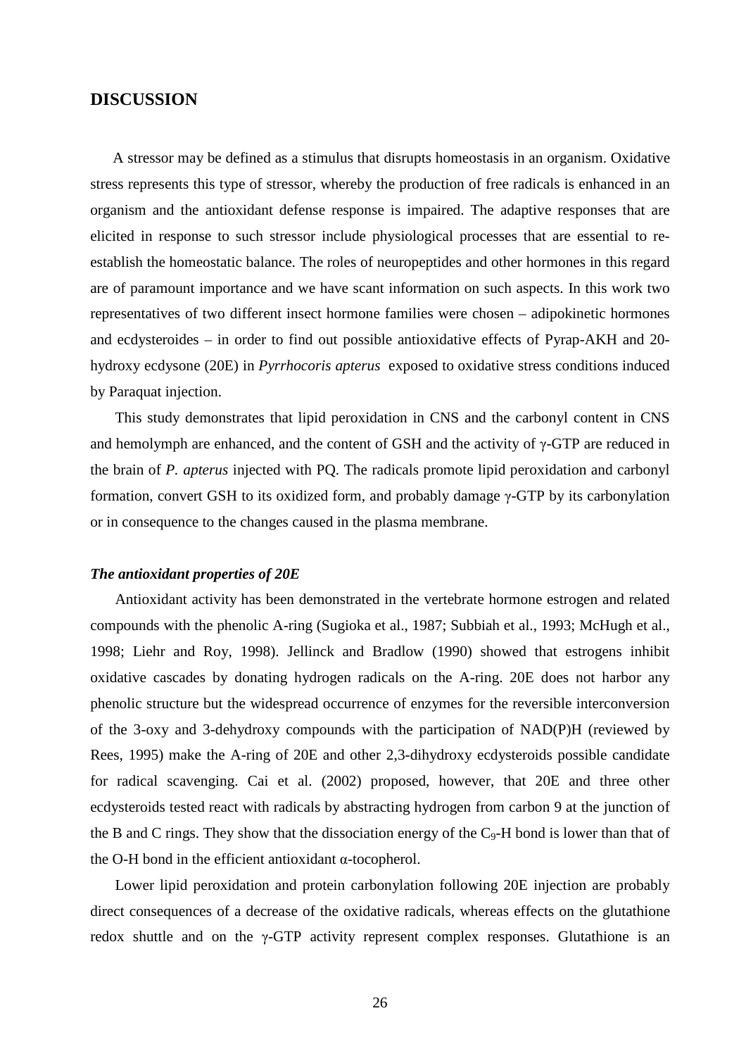## DISCUSSION

A stressor may be defined as a stimulus that disrupts homeostasis in an organism. Oxidative stress represents this type of stressor, whereby the production of free radicals is enhanced in an organism and the antioxidant defense response is impaired. The adaptive responses that are elicited in response to such stressor include physiological processes that are essential to re-establish the homeostatic balance. The roles of neuropeptides and other hormones in this regard are of paramount importance and we have scant information on such aspects. In this work two representatives of two different insect hormone families were chosen – adipokinetic hormones and ecdysteroides – in order to find out possible antioxidative effects of Pyrap-AKH and 20-hydroxy ecdysone (20E) in *Pyrrhocoris apterus* exposed to oxidative stress conditions induced by Paraquat injection.

This study demonstrates that lipid peroxidation in CNS and the carbonyl content in CNS and hemolymph are enhanced, and the content of GSH and the activity of γ-GTP are reduced in the brain of *P. apterus* injected with PQ. The radicals promote lipid peroxidation and carbonyl formation, convert GSH to its oxidized form, and probably damage γ-GTP by its carbonylation or in consequence to the changes caused in the plasma membrane.

### *The antioxidant properties of 20E*

Antioxidant activity has been demonstrated in the vertebrate hormone estrogen and related compounds with the phenolic A-ring (Sugioka et al., 1987; Subbiah et al., 1993; McHugh et al., 1998; Liehr and Roy, 1998). Jellinck and Bradlow (1990) showed that estrogens inhibit oxidative cascades by donating hydrogen radicals on the A-ring. 20E does not harbor any phenolic structure but the widespread occurrence of enzymes for the reversible interconversion of the 3-oxy and 3-dehydroxy compounds with the participation of NAD(P)H (reviewed by Rees, 1995) make the A-ring of 20E and other 2,3-dihydroxy ecdysteroids possible candidate for radical scavenging. Cai et al. (2002) proposed, however, that 20E and three other ecdysteroids tested react with radicals by abstracting hydrogen from carbon 9 at the junction of the B and C rings. They show that the dissociation energy of the $C_9$-H bond is lower than that of the O-H bond in the efficient antioxidant α-tocopherol.

Lower lipid peroxidation and protein carbonylation following 20E injection are probably direct consequences of a decrease of the oxidative radicals, whereas effects on the glutathione redox shuttle and on the γ-GTP activity represent complex responses. Glutathione is an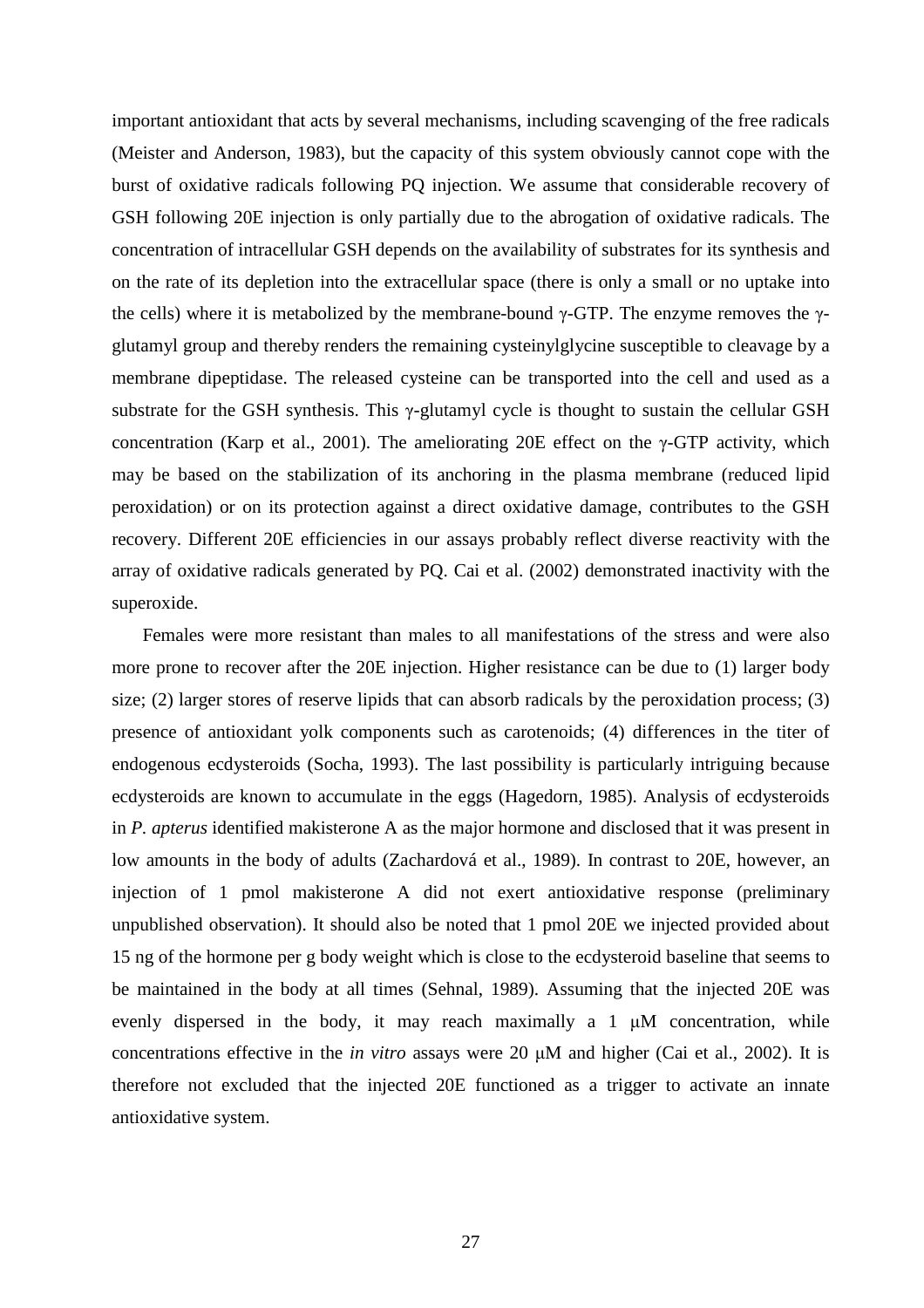important antioxidant that acts by several mechanisms, including scavenging of the free radicals (Meister and Anderson, 1983), but the capacity of this system obviously cannot cope with the burst of oxidative radicals following PQ injection. We assume that considerable recovery of GSH following 20E injection is only partially due to the abrogation of oxidative radicals. The concentration of intracellular GSH depends on the availability of substrates for its synthesis and on the rate of its depletion into the extracellular space (there is only a small or no uptake into the cells) where it is metabolized by the membrane-bound γ-GTP. The enzyme removes the γ-glutamyl group and thereby renders the remaining cysteinylglycine susceptible to cleavage by a membrane dipeptidase. The released cysteine can be transported into the cell and used as a substrate for the GSH synthesis. This γ-glutamyl cycle is thought to sustain the cellular GSH concentration (Karp et al., 2001). The ameliorating 20E effect on the γ-GTP activity, which may be based on the stabilization of its anchoring in the plasma membrane (reduced lipid peroxidation) or on its protection against a direct oxidative damage, contributes to the GSH recovery. Different 20E efficiencies in our assays probably reflect diverse reactivity with the array of oxidative radicals generated by PQ. Cai et al. (2002) demonstrated inactivity with the superoxide.

Females were more resistant than males to all manifestations of the stress and were also more prone to recover after the 20E injection. Higher resistance can be due to (1) larger body size; (2) larger stores of reserve lipids that can absorb radicals by the peroxidation process; (3) presence of antioxidant yolk components such as carotenoids; (4) differences in the titer of endogenous ecdysteroids (Socha, 1993). The last possibility is particularly intriguing because ecdysteroids are known to accumulate in the eggs (Hagedorn, 1985). Analysis of ecdysteroids in *P. apterus* identified makisterone A as the major hormone and disclosed that it was present in low amounts in the body of adults (Zachardová et al., 1989). In contrast to 20E, however, an injection of 1 pmol makisterone A did not exert antioxidative response (preliminary unpublished observation). It should also be noted that 1 pmol 20E we injected provided about 15 ng of the hormone per g body weight which is close to the ecdysteroid baseline that seems to be maintained in the body at all times (Sehnal, 1989). Assuming that the injected 20E was evenly dispersed in the body, it may reach maximally a 1 μM concentration, while concentrations effective in the *in vitro* assays were 20 μM and higher (Cai et al., 2002). It is therefore not excluded that the injected 20E functioned as a trigger to activate an innate antioxidative system.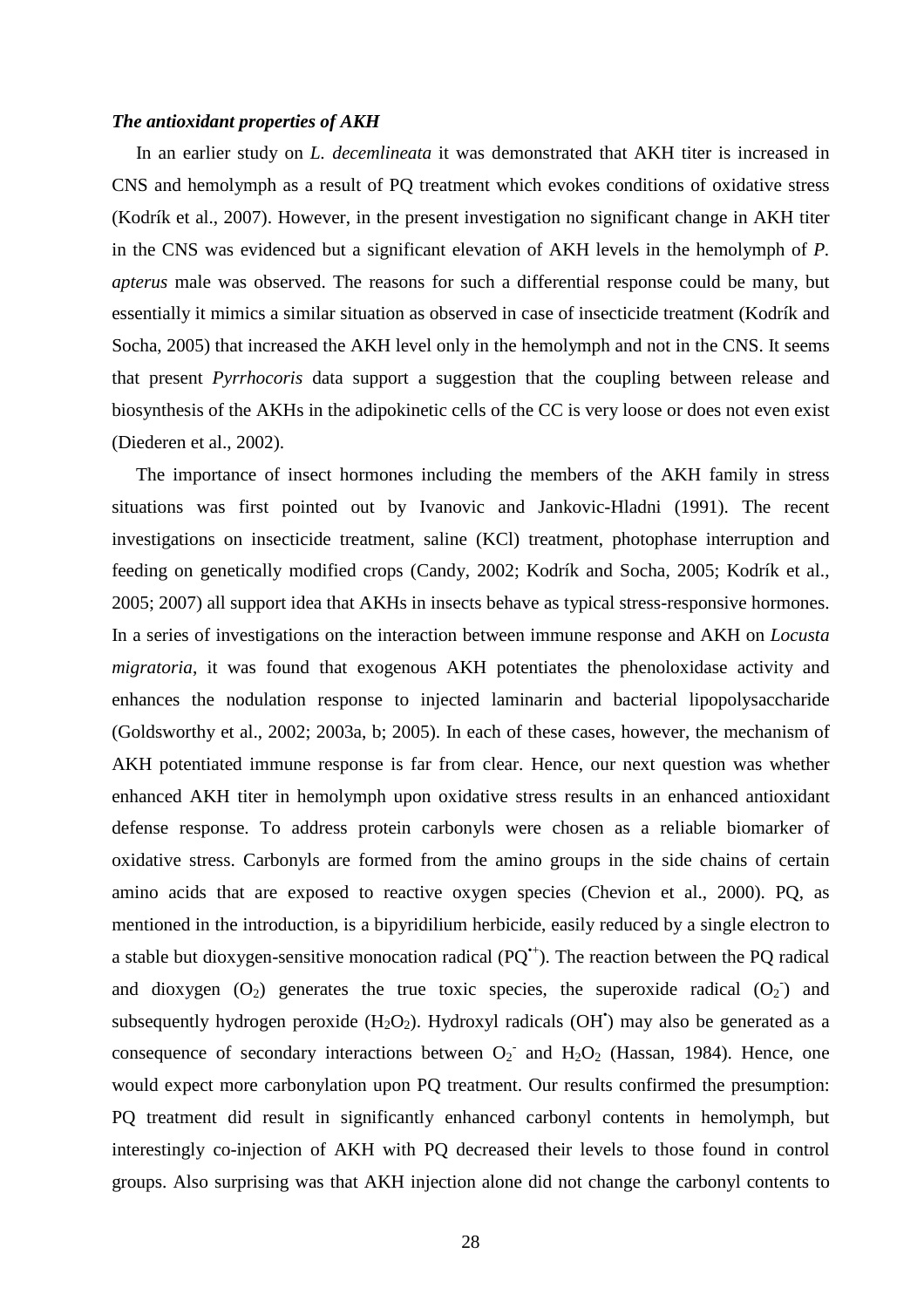***The antioxidant properties of AKH***

In an earlier study on *L. decemlineata* it was demonstrated that AKH titer is increased in CNS and hemolymph as a result of PQ treatment which evokes conditions of oxidative stress (Kodrík et al., 2007). However, in the present investigation no significant change in AKH titer in the CNS was evidenced but a significant elevation of AKH levels in the hemolymph of *P. apterus* male was observed. The reasons for such a differential response could be many, but essentially it mimics a similar situation as observed in case of insecticide treatment (Kodrík and Socha, 2005) that increased the AKH level only in the hemolymph and not in the CNS. It seems that present *Pyrrhocoris* data support a suggestion that the coupling between release and biosynthesis of the AKHs in the adipokinetic cells of the CC is very loose or does not even exist (Diederen et al., 2002).

The importance of insect hormones including the members of the AKH family in stress situations was first pointed out by Ivanovic and Jankovic-Hladni (1991). The recent investigations on insecticide treatment, saline (KCl) treatment, photophase interruption and feeding on genetically modified crops (Candy, 2002; Kodrík and Socha, 2005; Kodrík et al., 2005; 2007) all support idea that AKHs in insects behave as typical stress-responsive hormones. In a series of investigations on the interaction between immune response and AKH on *Locusta migratoria*, it was found that exogenous AKH potentiates the phenoloxidase activity and enhances the nodulation response to injected laminarin and bacterial lipopolysaccharide (Goldsworthy et al., 2002; 2003a, b; 2005). In each of these cases, however, the mechanism of AKH potentiated immune response is far from clear. Hence, our next question was whether enhanced AKH titer in hemolymph upon oxidative stress results in an enhanced antioxidant defense response. To address protein carbonyls were chosen as a reliable biomarker of oxidative stress. Carbonyls are formed from the amino groups in the side chains of certain amino acids that are exposed to reactive oxygen species (Chevion et al., 2000). PQ, as mentioned in the introduction, is a bipyridilium herbicide, easily reduced by a single electron to a stable but dioxygen-sensitive monocation radical ($PQ^{\bullet+}$). The reaction between the PQ radical and dioxygen ($O_2$) generates the true toxic species, the superoxide radical ($O_2^-$) and subsequently hydrogen peroxide ($H_2O_2$). Hydroxyl radicals ($OH^{\bullet}$) may also be generated as a consequence of secondary interactions between $O_2^-$ and $H_2O_2$ (Hassan, 1984). Hence, one would expect more carbonylation upon PQ treatment. Our results confirmed the presumption: PQ treatment did result in significantly enhanced carbonyl contents in hemolymph, but interestingly co-injection of AKH with PQ decreased their levels to those found in control groups. Also surprising was that AKH injection alone did not change the carbonyl contents to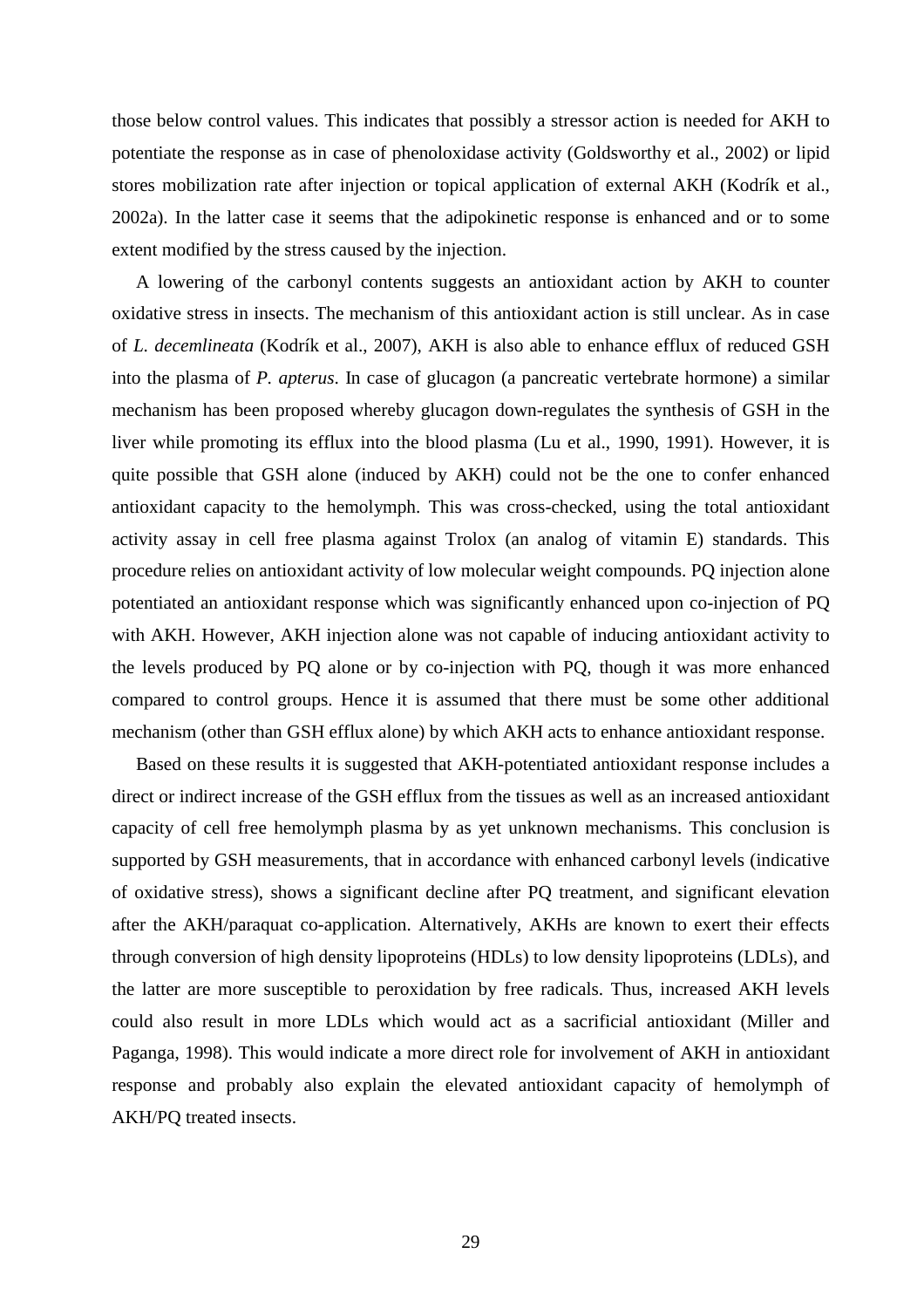those below control values. This indicates that possibly a stressor action is needed for AKH to potentiate the response as in case of phenoloxidase activity (Goldsworthy et al., 2002) or lipid stores mobilization rate after injection or topical application of external AKH (Kodrík et al., 2002a). In the latter case it seems that the adipokinetic response is enhanced and or to some extent modified by the stress caused by the injection.

A lowering of the carbonyl contents suggests an antioxidant action by AKH to counter oxidative stress in insects. The mechanism of this antioxidant action is still unclear. As in case of *L. decemlineata* (Kodrík et al., 2007), AKH is also able to enhance efflux of reduced GSH into the plasma of *P. apterus*. In case of glucagon (a pancreatic vertebrate hormone) a similar mechanism has been proposed whereby glucagon down-regulates the synthesis of GSH in the liver while promoting its efflux into the blood plasma (Lu et al., 1990, 1991). However, it is quite possible that GSH alone (induced by AKH) could not be the one to confer enhanced antioxidant capacity to the hemolymph. This was cross-checked, using the total antioxidant activity assay in cell free plasma against Trolox (an analog of vitamin E) standards. This procedure relies on antioxidant activity of low molecular weight compounds. PQ injection alone potentiated an antioxidant response which was significantly enhanced upon co-injection of PQ with AKH. However, AKH injection alone was not capable of inducing antioxidant activity to the levels produced by PQ alone or by co-injection with PQ, though it was more enhanced compared to control groups. Hence it is assumed that there must be some other additional mechanism (other than GSH efflux alone) by which AKH acts to enhance antioxidant response.

Based on these results it is suggested that AKH-potentiated antioxidant response includes a direct or indirect increase of the GSH efflux from the tissues as well as an increased antioxidant capacity of cell free hemolymph plasma by as yet unknown mechanisms. This conclusion is supported by GSH measurements, that in accordance with enhanced carbonyl levels (indicative of oxidative stress), shows a significant decline after PQ treatment, and significant elevation after the AKH/paraquat co-application. Alternatively, AKHs are known to exert their effects through conversion of high density lipoproteins (HDLs) to low density lipoproteins (LDLs), and the latter are more susceptible to peroxidation by free radicals. Thus, increased AKH levels could also result in more LDLs which would act as a sacrificial antioxidant (Miller and Paganga, 1998). This would indicate a more direct role for involvement of AKH in antioxidant response and probably also explain the elevated antioxidant capacity of hemolymph of AKH/PQ treated insects.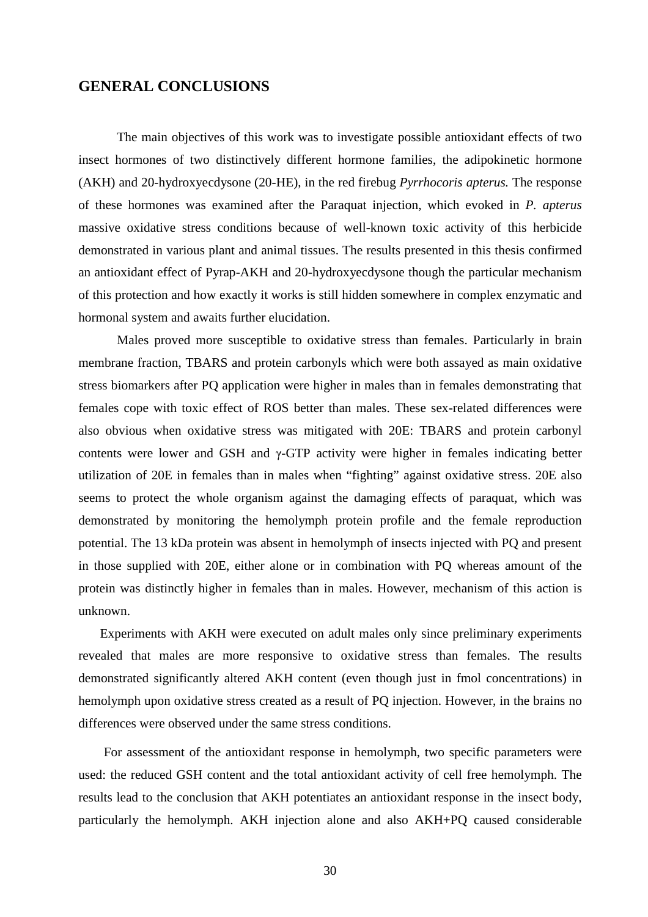## GENERAL CONCLUSIONS

The main objectives of this work was to investigate possible antioxidant effects of two insect hormones of two distinctively different hormone families, the adipokinetic hormone (AKH) and 20-hydroxyecdysone (20-HE), in the red firebug *Pyrrhocoris apterus.* The response of these hormones was examined after the Paraquat injection, which evoked in *P. apterus* massive oxidative stress conditions because of well-known toxic activity of this herbicide demonstrated in various plant and animal tissues. The results presented in this thesis confirmed an antioxidant effect of Pyrap-AKH and 20-hydroxyecdysone though the particular mechanism of this protection and how exactly it works is still hidden somewhere in complex enzymatic and hormonal system and awaits further elucidation.

Males proved more susceptible to oxidative stress than females. Particularly in brain membrane fraction, TBARS and protein carbonyls which were both assayed as main oxidative stress biomarkers after PQ application were higher in males than in females demonstrating that females cope with toxic effect of ROS better than males. These sex-related differences were also obvious when oxidative stress was mitigated with 20E: TBARS and protein carbonyl contents were lower and GSH and γ-GTP activity were higher in females indicating better utilization of 20E in females than in males when "fighting" against oxidative stress. 20E also seems to protect the whole organism against the damaging effects of paraquat, which was demonstrated by monitoring the hemolymph protein profile and the female reproduction potential. The 13 kDa protein was absent in hemolymph of insects injected with PQ and present in those supplied with 20E, either alone or in combination with PQ whereas amount of the protein was distinctly higher in females than in males. However, mechanism of this action is unknown.

Experiments with AKH were executed on adult males only since preliminary experiments revealed that males are more responsive to oxidative stress than females. The results demonstrated significantly altered AKH content (even though just in fmol concentrations) in hemolymph upon oxidative stress created as a result of PQ injection. However, in the brains no differences were observed under the same stress conditions.

For assessment of the antioxidant response in hemolymph, two specific parameters were used: the reduced GSH content and the total antioxidant activity of cell free hemolymph. The results lead to the conclusion that AKH potentiates an antioxidant response in the insect body, particularly the hemolymph. AKH injection alone and also AKH+PQ caused considerable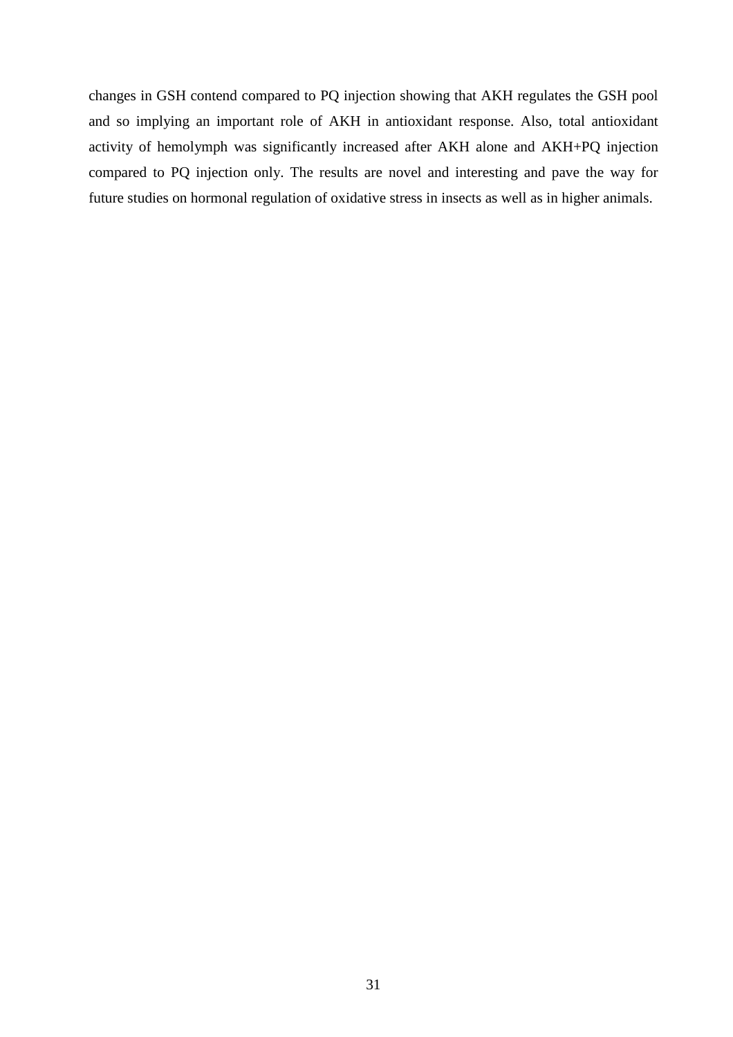changes in GSH contend compared to PQ injection showing that AKH regulates the GSH pool and so implying an important role of AKH in antioxidant response. Also, total antioxidant activity of hemolymph was significantly increased after AKH alone and AKH+PQ injection compared to PQ injection only. The results are novel and interesting and pave the way for future studies on hormonal regulation of oxidative stress in insects as well as in higher animals.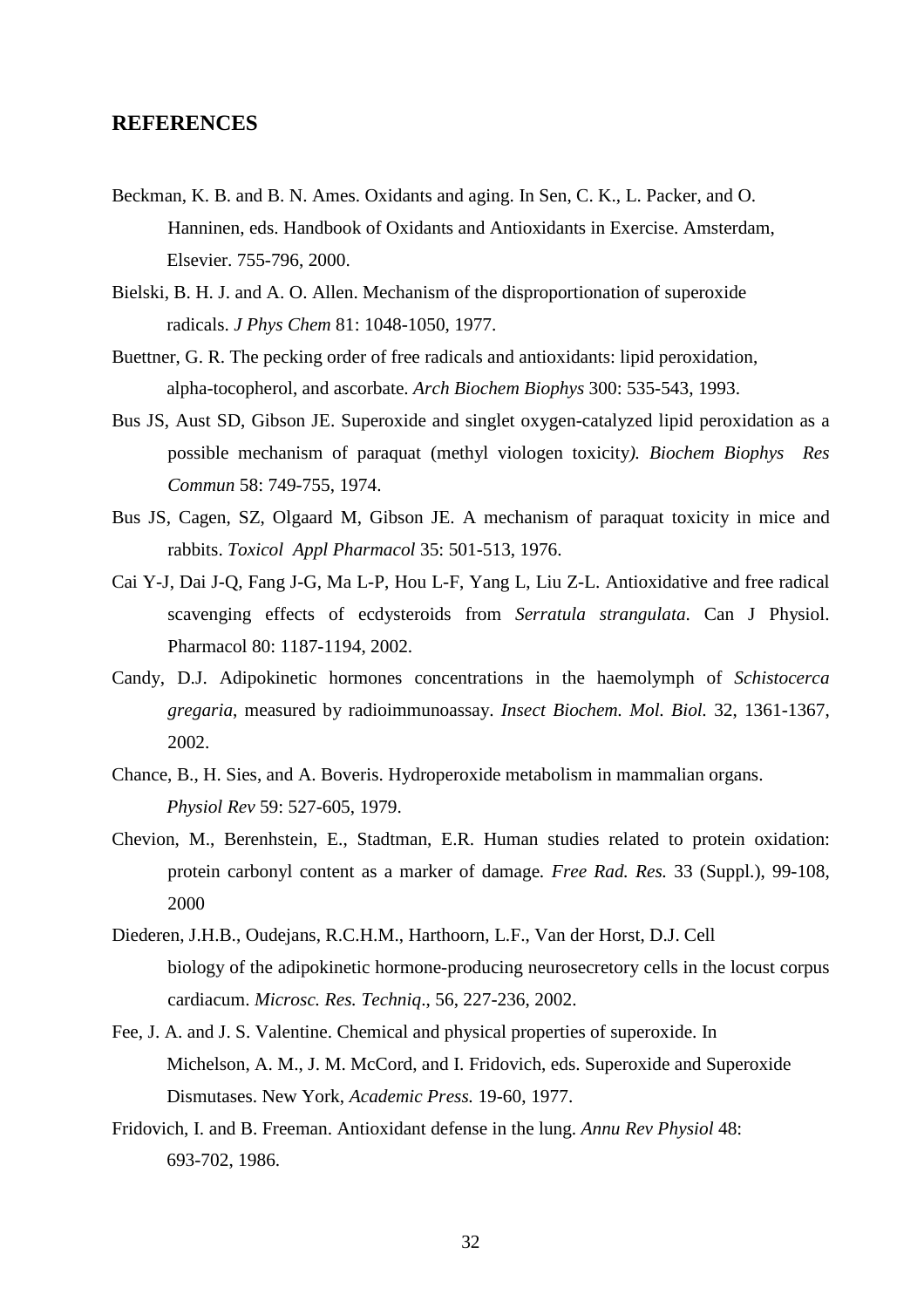## REFERENCES

Beckman, K. B. and B. N. Ames. Oxidants and aging. In Sen, C. K., L. Packer, and O. Hanninen, eds. Handbook of Oxidants and Antioxidants in Exercise. Amsterdam, Elsevier. 755-796, 2000.

Bielski, B. H. J. and A. O. Allen. Mechanism of the disproportionation of superoxide radicals. *J Phys Chem* 81: 1048-1050, 1977.

Buettner, G. R. The pecking order of free radicals and antioxidants: lipid peroxidation, alpha-tocopherol, and ascorbate. *Arch Biochem Biophys* 300: 535-543, 1993.

Bus JS, Aust SD, Gibson JE. Superoxide and singlet oxygen-catalyzed lipid peroxidation as a possible mechanism of paraquat (methyl viologen toxicity*). Biochem Biophys Res Commun* 58: 749-755, 1974.

Bus JS, Cagen, SZ, Olgaard M, Gibson JE. A mechanism of paraquat toxicity in mice and rabbits. *Toxicol Appl Pharmacol* 35: 501-513, 1976.

Cai Y-J, Dai J-Q, Fang J-G, Ma L-P, Hou L-F, Yang L, Liu Z-L. Antioxidative and free radical scavenging effects of ecdysteroids from *Serratula strangulata*. Can J Physiol. Pharmacol 80: 1187-1194, 2002.

Candy, D.J. Adipokinetic hormones concentrations in the haemolymph of *Schistocerca gregaria*, measured by radioimmunoassay. *Insect Biochem. Mol. Biol.* 32, 1361-1367, 2002.

Chance, B., H. Sies, and A. Boveris. Hydroperoxide metabolism in mammalian organs. *Physiol Rev* 59: 527-605, 1979.

Chevion, M., Berenhstein, E., Stadtman, E.R. Human studies related to protein oxidation: protein carbonyl content as a marker of damage*. Free Rad. Res.* 33 (Suppl.), 99-108, 2000

Diederen, J.H.B., Oudejans, R.C.H.M., Harthoorn, L.F., Van der Horst, D.J. Cell biology of the adipokinetic hormone-producing neurosecretory cells in the locust corpus cardiacum. *Microsc. Res. Techniq*., 56, 227-236, 2002.

Fee, J. A. and J. S. Valentine. Chemical and physical properties of superoxide. In Michelson, A. M., J. M. McCord, and I. Fridovich, eds. Superoxide and Superoxide Dismutases. New York, *Academic Press.* 19-60, 1977.

Fridovich, I. and B. Freeman. Antioxidant defense in the lung. *Annu Rev Physiol* 48: 693-702, 1986.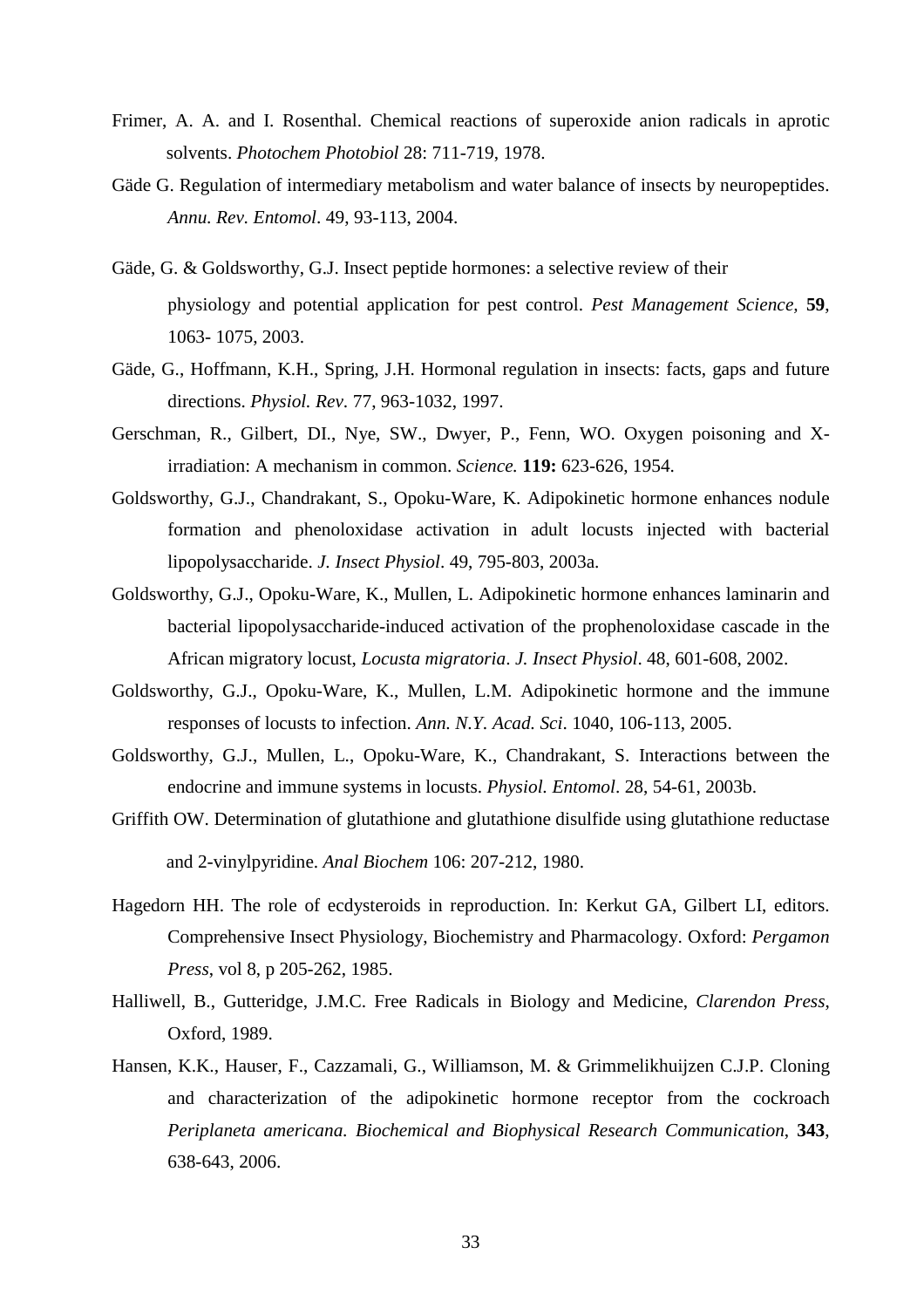Frimer, A. A. and I. Rosenthal. Chemical reactions of superoxide anion radicals in aprotic solvents. *Photochem Photobiol* 28: 711-719, 1978.

Gäde G. Regulation of intermediary metabolism and water balance of insects by neuropeptides. *Annu. Rev. Entomol*. 49, 93-113, 2004.

Gäde, G. & Goldsworthy, G.J. Insect peptide hormones: a selective review of their physiology and potential application for pest control. *Pest Management Science*, **59**, 1063- 1075, 2003.

Gäde, G., Hoffmann, K.H., Spring, J.H. Hormonal regulation in insects: facts, gaps and future directions. *Physiol. Rev*. 77, 963-1032, 1997.

Gerschman, R., Gilbert, DI., Nye, SW., Dwyer, P., Fenn, WO. Oxygen poisoning and X-irradiation: A mechanism in common. *Science.* **119:** 623-626, 1954.

Goldsworthy, G.J., Chandrakant, S., Opoku-Ware, K. Adipokinetic hormone enhances nodule formation and phenoloxidase activation in adult locusts injected with bacterial lipopolysaccharide. *J. Insect Physiol*. 49, 795-803, 2003a.

Goldsworthy, G.J., Opoku-Ware, K., Mullen, L. Adipokinetic hormone enhances laminarin and bacterial lipopolysaccharide-induced activation of the prophenoloxidase cascade in the African migratory locust, *Locusta migratoria*. *J. Insect Physiol*. 48, 601-608, 2002.

Goldsworthy, G.J., Opoku-Ware, K., Mullen, L.M. Adipokinetic hormone and the immune responses of locusts to infection. *Ann. N.Y. Acad. Sci*. 1040, 106-113, 2005.

Goldsworthy, G.J., Mullen, L., Opoku-Ware, K., Chandrakant, S. Interactions between the endocrine and immune systems in locusts. *Physiol. Entomol*. 28, 54-61, 2003b.

Griffith OW. Determination of glutathione and glutathione disulfide using glutathione reductase and 2-vinylpyridine. *Anal Biochem* 106: 207-212, 1980.

Hagedorn HH. The role of ecdysteroids in reproduction. In: Kerkut GA, Gilbert LI, editors. Comprehensive Insect Physiology, Biochemistry and Pharmacology. Oxford: *Pergamon Press*, vol 8, p 205-262, 1985.

Halliwell, B., Gutteridge, J.M.C. Free Radicals in Biology and Medicine, *Clarendon Press*, Oxford, 1989.

Hansen, K.K., Hauser, F., Cazzamali, G., Williamson, M. & Grimmelikhuijzen C.J.P. Cloning and characterization of the adipokinetic hormone receptor from the cockroach *Periplaneta americana. Biochemical and Biophysical Research Communication*, **343**, 638-643, 2006.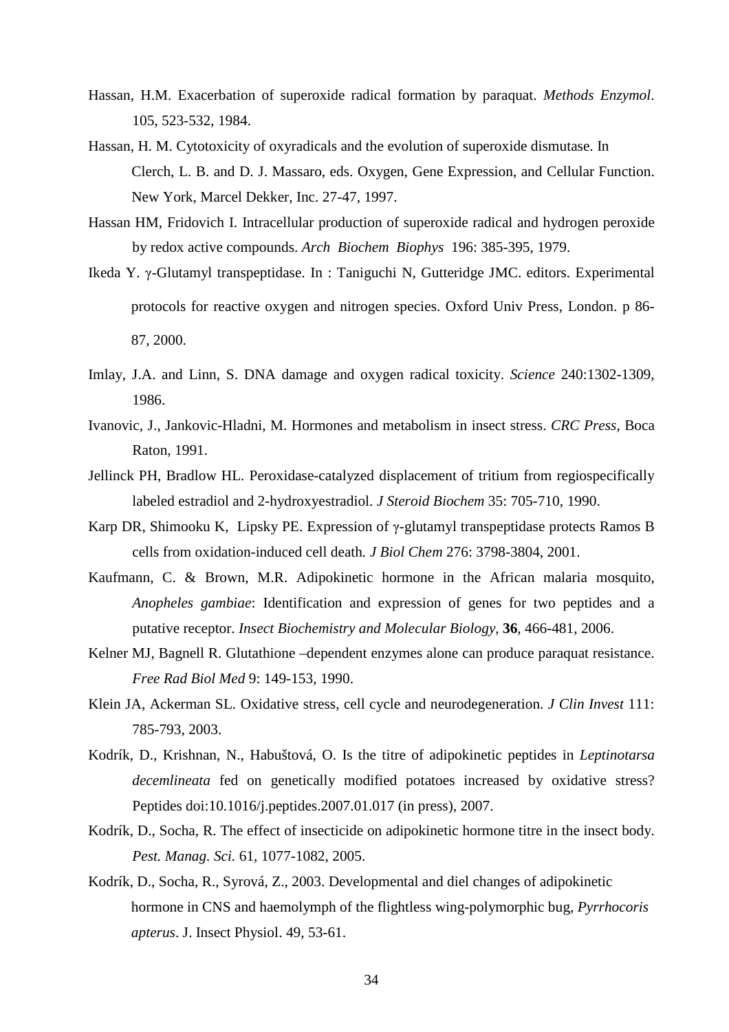Hassan, H.M. Exacerbation of superoxide radical formation by paraquat. *Methods Enzymol*. 105, 523-532, 1984.

Hassan, H. M. Cytotoxicity of oxyradicals and the evolution of superoxide dismutase. In Clerch, L. B. and D. J. Massaro, eds. Oxygen, Gene Expression, and Cellular Function. New York, Marcel Dekker, Inc. 27-47, 1997.

Hassan HM, Fridovich I. Intracellular production of superoxide radical and hydrogen peroxide by redox active compounds. *Arch Biochem Biophys* 196: 385-395, 1979.

Ikeda Y. γ-Glutamyl transpeptidase. In : Taniguchi N, Gutteridge JMC. editors. Experimental protocols for reactive oxygen and nitrogen species. Oxford Univ Press, London. p 86-87, 2000.

Imlay, J.A. and Linn, S. DNA damage and oxygen radical toxicity. *Science* 240:1302-1309, 1986.

Ivanovic, J., Jankovic-Hladni, M. Hormones and metabolism in insect stress. *CRC Press*, Boca Raton, 1991.

Jellinck PH, Bradlow HL. Peroxidase-catalyzed displacement of tritium from regiospecifically labeled estradiol and 2-hydroxyestradiol. *J Steroid Biochem* 35: 705-710, 1990.

Karp DR, Shimooku K, Lipsky PE. Expression of γ-glutamyl transpeptidase protects Ramos B cells from oxidation-induced cell death. *J Biol Chem* 276: 3798-3804, 2001.

Kaufmann, C. & Brown, M.R. Adipokinetic hormone in the African malaria mosquito, *Anopheles gambiae*: Identification and expression of genes for two peptides and a putative receptor. *Insect Biochemistry and Molecular Biology*, **36**, 466-481, 2006.

Kelner MJ, Bagnell R. Glutathione –dependent enzymes alone can produce paraquat resistance. *Free Rad Biol Med* 9: 149-153, 1990.

Klein JA, Ackerman SL. Oxidative stress, cell cycle and neurodegeneration. *J Clin Invest* 111: 785-793, 2003.

Kodrík, D., Krishnan, N., Habuštová, O. Is the titre of adipokinetic peptides in *Leptinotarsa decemlineata* fed on genetically modified potatoes increased by oxidative stress? Peptides doi:10.1016/j.peptides.2007.01.017 (in press), 2007.

Kodrík, D., Socha, R. The effect of insecticide on adipokinetic hormone titre in the insect body. *Pest. Manag. Sci.* 61, 1077-1082, 2005.

Kodrík, D., Socha, R., Syrová, Z., 2003. Developmental and diel changes of adipokinetic hormone in CNS and haemolymph of the flightless wing-polymorphic bug, *Pyrrhocoris apterus*. J. Insect Physiol. 49, 53-61.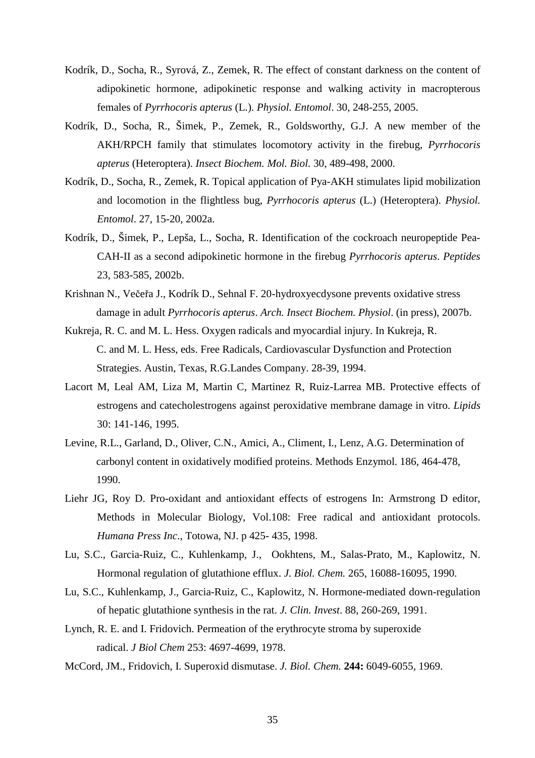Kodrík, D., Socha, R., Syrová, Z., Zemek, R. The effect of constant darkness on the content of adipokinetic hormone, adipokinetic response and walking activity in macropterous females of *Pyrrhocoris apterus* (L.). *Physiol. Entomol*. 30, 248-255, 2005.

Kodrík, D., Socha, R., Šimek, P., Zemek, R., Goldsworthy, G.J. A new member of the AKH/RPCH family that stimulates locomotory activity in the firebug, *Pyrrhocoris apterus* (Heteroptera). *Insect Biochem. Mol. Biol.* 30, 489-498, 2000.

Kodrík, D., Socha, R., Zemek, R. Topical application of Pya-AKH stimulates lipid mobilization and locomotion in the flightless bug, *Pyrrhocoris apterus* (L.) (Heteroptera). *Physiol. Entomol*. 27, 15-20, 2002a.

Kodrík, D., Šimek, P., Lepša, L., Socha, R. Identification of the cockroach neuropeptide Pea-CAH-II as a second adipokinetic hormone in the firebug *Pyrrhocoris apterus*. *Peptides* 23, 583-585, 2002b.

Krishnan N., Večeřa J., Kodrík D., Sehnal F. 20-hydroxyecdysone prevents oxidative stress damage in adult *Pyrrhocoris apterus*. *Arch. Insect Biochem. Physiol*. (in press), 2007b.

Kukreja, R. C. and M. L. Hess. Oxygen radicals and myocardial injury. In Kukreja, R. C. and M. L. Hess, eds. Free Radicals, Cardiovascular Dysfunction and Protection Strategies. Austin, Texas, R.G.Landes Company. 28-39, 1994.

Lacort M, Leal AM, Liza M, Martin C, Martinez R, Ruiz-Larrea MB. Protective effects of estrogens and catecholestrogens against peroxidative membrane damage in vitro. *Lipids* 30: 141-146, 1995.

Levine, R.L., Garland, D., Oliver, C.N., Amici, A., Climent, I., Lenz, A.G. Determination of carbonyl content in oxidatively modified proteins. Methods Enzymol. 186, 464-478, 1990.

Liehr JG, Roy D. Pro-oxidant and antioxidant effects of estrogens In: Armstrong D editor, Methods in Molecular Biology, Vol.108: Free radical and antioxidant protocols. *Humana Press Inc*., Totowa, NJ. p 425- 435, 1998.

Lu, S.C., Garcia-Ruiz, C., Kuhlenkamp, J., Ookhtens, M., Salas-Prato, M., Kaplowitz, N. Hormonal regulation of glutathione efflux. *J. Biol. Chem.* 265, 16088-16095, 1990.

Lu, S.C., Kuhlenkamp, J., Garcia-Ruiz, C., Kaplowitz, N. Hormone-mediated down-regulation of hepatic glutathione synthesis in the rat. *J. Clin. Invest*. 88, 260-269, 1991.

Lynch, R. E. and I. Fridovich. Permeation of the erythrocyte stroma by superoxide radical. *J Biol Chem* 253: 4697-4699, 1978.

McCord, JM., Fridovich, I. Superoxid dismutase. *J. Biol. Chem.* **244:** 6049-6055, 1969.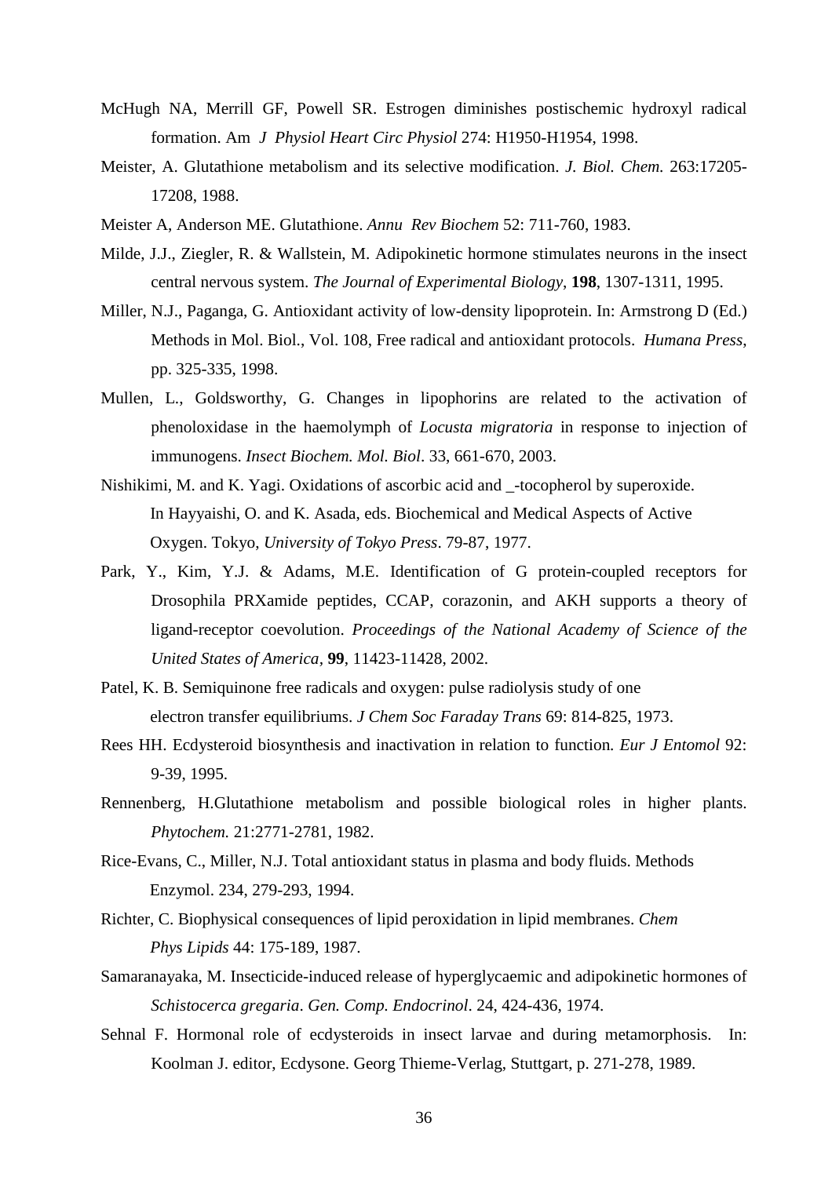McHugh NA, Merrill GF, Powell SR. Estrogen diminishes postischemic hydroxyl radical formation. Am *J Physiol Heart Circ Physiol* 274: H1950-H1954, 1998.

Meister, A. Glutathione metabolism and its selective modification. *J. Biol. Chem.* 263:17205-17208, 1988.

Meister A, Anderson ME. Glutathione. *Annu Rev Biochem* 52: 711-760, 1983.

Milde, J.J., Ziegler, R. & Wallstein, M. Adipokinetic hormone stimulates neurons in the insect central nervous system. *The Journal of Experimental Biology*, **198**, 1307-1311, 1995.

Miller, N.J., Paganga, G. Antioxidant activity of low-density lipoprotein. In: Armstrong D (Ed.) Methods in Mol. Biol., Vol. 108, Free radical and antioxidant protocols. *Humana Press*, pp. 325-335, 1998.

Mullen, L., Goldsworthy, G. Changes in lipophorins are related to the activation of phenoloxidase in the haemolymph of *Locusta migratoria* in response to injection of immunogens. *Insect Biochem. Mol. Biol*. 33, 661-670, 2003.

Nishikimi, M. and K. Yagi. Oxidations of ascorbic acid and _-tocopherol by superoxide. In Hayyaishi, O. and K. Asada, eds. Biochemical and Medical Aspects of Active Oxygen. Tokyo, *University of Tokyo Press*. 79-87, 1977.

Park, Y., Kim, Y.J. & Adams, M.E. Identification of G protein-coupled receptors for Drosophila PRXamide peptides, CCAP, corazonin, and AKH supports a theory of ligand-receptor coevolution. *Proceedings of the National Academy of Science of the United States of America*, **99**, 11423-11428, 2002.

Patel, K. B. Semiquinone free radicals and oxygen: pulse radiolysis study of one electron transfer equilibriums. *J Chem Soc Faraday Trans* 69: 814-825, 1973.

Rees HH. Ecdysteroid biosynthesis and inactivation in relation to function*. Eur J Entomol* 92: 9-39, 1995.

Rennenberg, H.Glutathione metabolism and possible biological roles in higher plants. *Phytochem.* 21:2771-2781, 1982.

Rice-Evans, C., Miller, N.J. Total antioxidant status in plasma and body fluids. Methods Enzymol. 234, 279-293, 1994.

Richter, C. Biophysical consequences of lipid peroxidation in lipid membranes. *Chem Phys Lipids* 44: 175-189, 1987.

Samaranayaka, M. Insecticide-induced release of hyperglycaemic and adipokinetic hormones of *Schistocerca gregaria*. *Gen. Comp. Endocrinol*. 24, 424-436, 1974.

Sehnal F. Hormonal role of ecdysteroids in insect larvae and during metamorphosis. In: Koolman J. editor, Ecdysone. Georg Thieme-Verlag, Stuttgart, p. 271-278, 1989.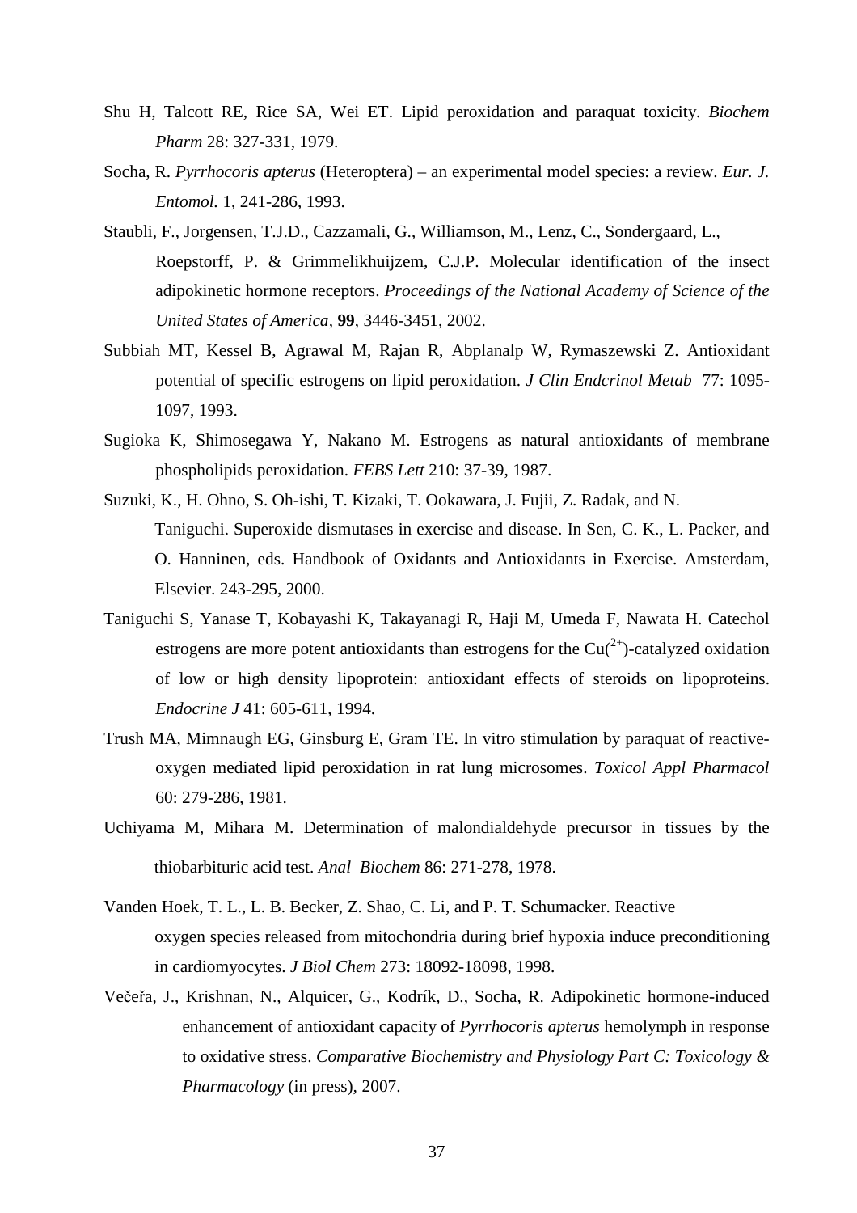Shu H, Talcott RE, Rice SA, Wei ET. Lipid peroxidation and paraquat toxicity. *Biochem Pharm* 28: 327-331, 1979.

Socha, R. *Pyrrhocoris apterus* (Heteroptera) – an experimental model species: a review. *Eur. J. Entomol.* 1, 241-286, 1993.

Staubli, F., Jorgensen, T.J.D., Cazzamali, G., Williamson, M., Lenz, C., Sondergaard, L., Roepstorff, P. & Grimmelikhuijzem, C.J.P. Molecular identification of the insect adipokinetic hormone receptors. *Proceedings of the National Academy of Science of the United States of America,* **99**, 3446-3451, 2002.

Subbiah MT, Kessel B, Agrawal M, Rajan R, Abplanalp W, Rymaszewski Z. Antioxidant potential of specific estrogens on lipid peroxidation. *J Clin Endcrinol Metab* 77: 1095-1097, 1993.

Sugioka K, Shimosegawa Y, Nakano M. Estrogens as natural antioxidants of membrane phospholipids peroxidation. *FEBS Lett* 210: 37-39, 1987.

Suzuki, K., H. Ohno, S. Oh-ishi, T. Kizaki, T. Ookawara, J. Fujii, Z. Radak, and N. Taniguchi. Superoxide dismutases in exercise and disease. In Sen, C. K., L. Packer, and O. Hanninen, eds. Handbook of Oxidants and Antioxidants in Exercise. Amsterdam, Elsevier. 243-295, 2000.

Taniguchi S, Yanase T, Kobayashi K, Takayanagi R, Haji M, Umeda F, Nawata H. Catechol estrogens are more potent antioxidants than estrogens for the $Cu(^{2+})$-catalyzed oxidation of low or high density lipoprotein: antioxidant effects of steroids on lipoproteins. *Endocrine J* 41: 605-611, 1994.

Trush MA, Mimnaugh EG, Ginsburg E, Gram TE. In vitro stimulation by paraquat of reactive-oxygen mediated lipid peroxidation in rat lung microsomes. *Toxicol Appl Pharmacol* 60: 279-286, 1981.

Uchiyama M, Mihara M. Determination of malondialdehyde precursor in tissues by the thiobarbituric acid test. *Anal Biochem* 86: 271-278, 1978.

Vanden Hoek, T. L., L. B. Becker, Z. Shao, C. Li, and P. T. Schumacker. Reactive oxygen species released from mitochondria during brief hypoxia induce preconditioning in cardiomyocytes. *J Biol Chem* 273: 18092-18098, 1998.

Večeřa, J., Krishnan, N., Alquicer, G., Kodrík, D., Socha, R. Adipokinetic hormone-induced enhancement of antioxidant capacity of *Pyrrhocoris apterus* hemolymph in response to oxidative stress. *Comparative Biochemistry and Physiology Part C: Toxicology & Pharmacology* (in press), 2007.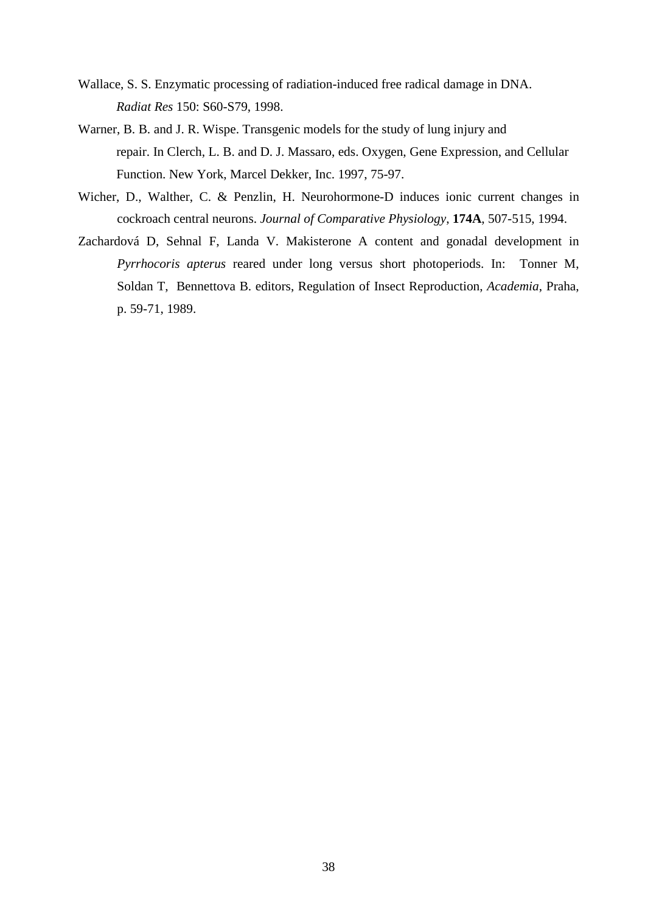Wallace, S. S. Enzymatic processing of radiation-induced free radical damage in DNA. *Radiat Res* 150: S60-S79, 1998.

Warner, B. B. and J. R. Wispe. Transgenic models for the study of lung injury and repair. In Clerch, L. B. and D. J. Massaro, eds. Oxygen, Gene Expression, and Cellular Function. New York, Marcel Dekker, Inc. 1997, 75-97.

Wicher, D., Walther, C. & Penzlin, H. Neurohormone-D induces ionic current changes in cockroach central neurons. *Journal of Comparative Physiology,* **174A**, 507-515, 1994.

Zachardová D, Sehnal F, Landa V. Makisterone A content and gonadal development in *Pyrrhocoris apterus* reared under long versus short photoperiods. In: Tonner M, Soldan T, Bennettova B. editors, Regulation of Insect Reproduction, *Academia*, Praha, p. 59-71, 1989.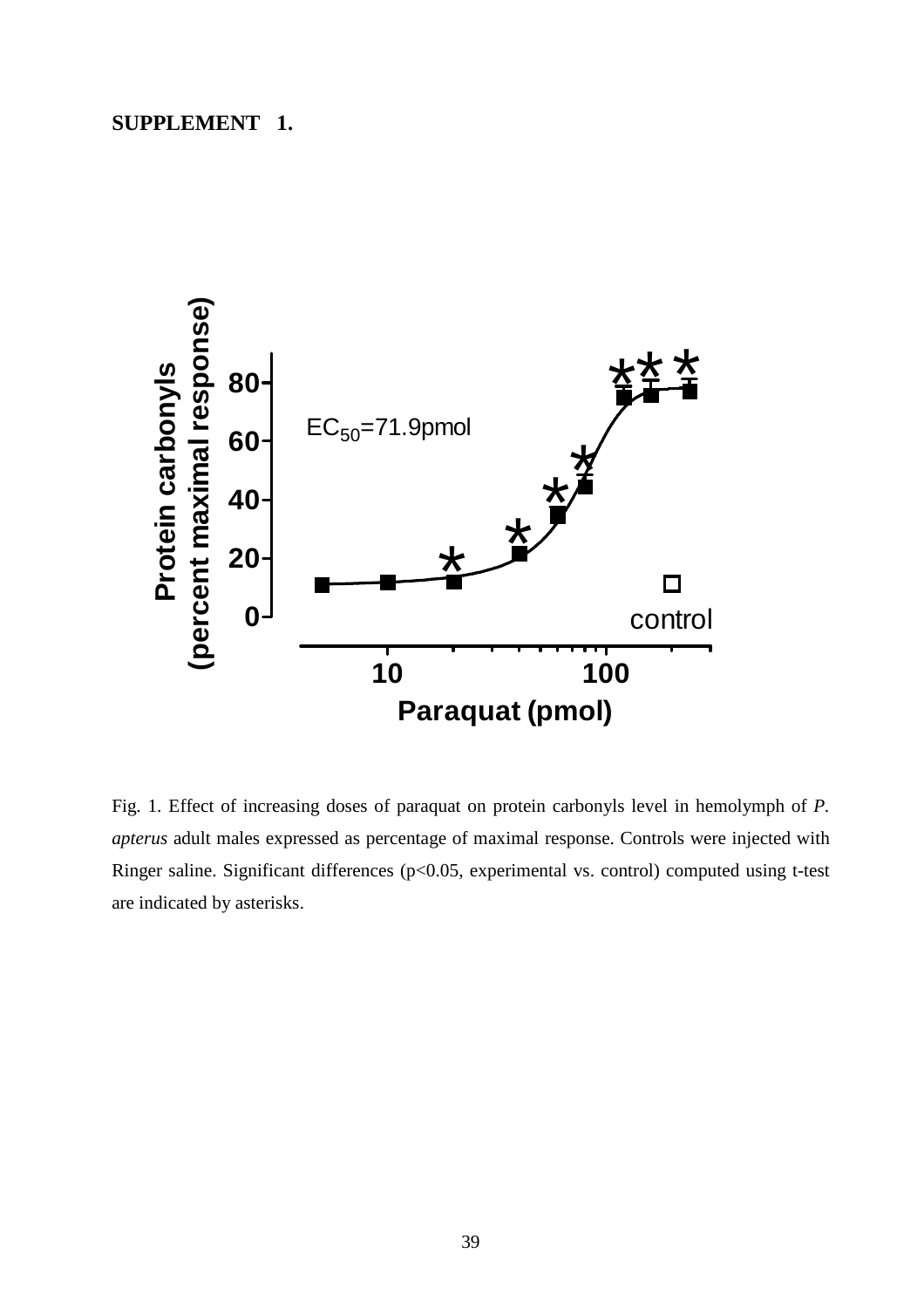**SUPPLEMENT 1.**

Fig. 1. Effect of increasing doses of paraquat on protein carbonyls level in hemolymph of *P. apterus* adult males expressed as percentage of maximal response. Controls were injected with Ringer saline. Significant differences ($p<0.05$, experimental vs. control) computed using t-test are indicated by asterisks.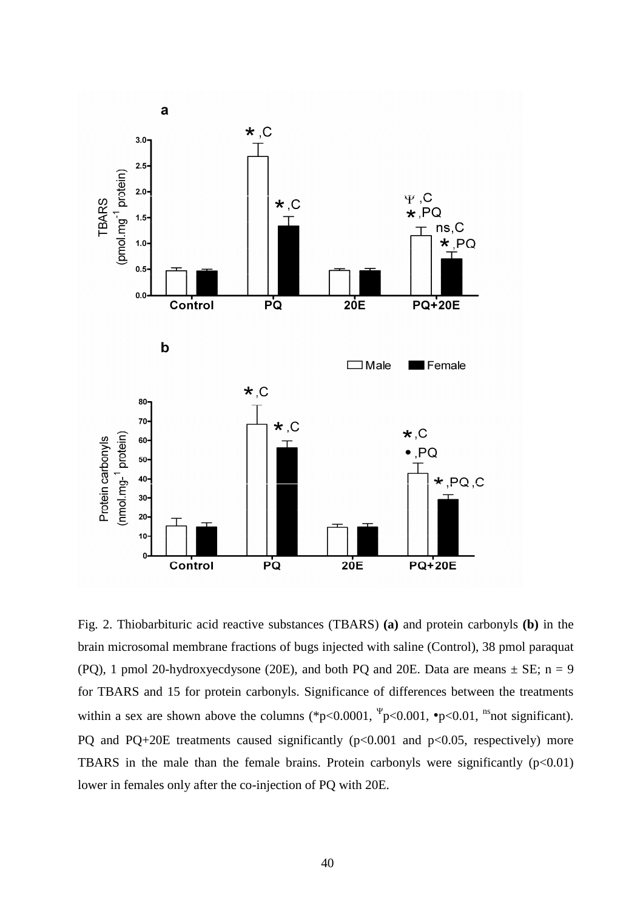Fig. 2. Thiobarbituric acid reactive substances (TBARS) **(a)** and protein carbonyls **(b)** in the brain microsomal membrane fractions of bugs injected with saline (Control), 38 pmol paraquat (PQ), 1 pmol 20-hydroxyecdysone (20E), and both PQ and 20E. Data are means ± SE; n = 9 for TBARS and 15 for protein carbonyls. Significance of differences between the treatments within a sex are shown above the columns (*$p<0.0001$, $^{\Psi}p<0.001$, •$p<0.01$, $^{ns}$not significant). PQ and PQ+20E treatments caused significantly ($p<0.001$ and $p<0.05$, respectively) more TBARS in the male than the female brains. Protein carbonyls were significantly ($p<0.01$) lower in females only after the co-injection of PQ with 20E.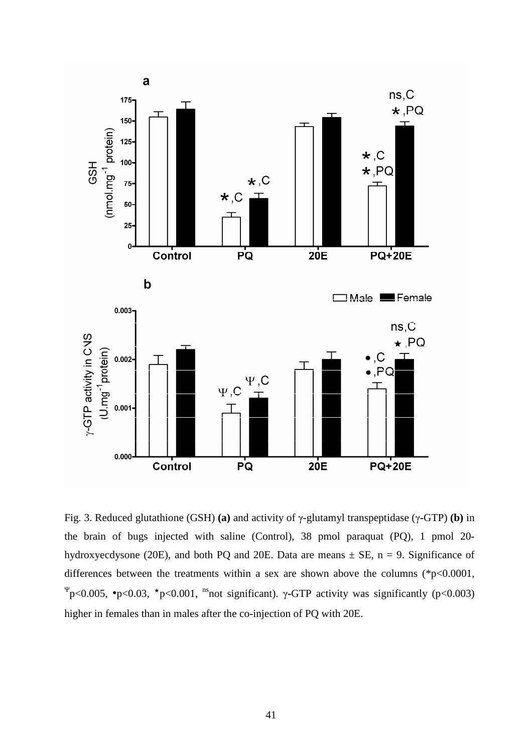Fig. 3. Reduced glutathione (GSH) **(a)** and activity of γ-glutamyl transpeptidase (γ-GTP) **(b)** in the brain of bugs injected with saline (Control), 38 pmol paraquat (PQ), 1 pmol 20-hydroxyecdysone (20E), and both PQ and 20E. Data are means ± SE, n = 9. Significance of differences between the treatments within a sex are shown above the columns (*$p<0.0001$, $^{\Psi}p<0.005$, •$p<0.03$, ⋆$p<0.001$, $^{ns}$not significant). γ-GTP activity was significantly ($p<0.003$) higher in females than in males after the co-injection of PQ with 20E.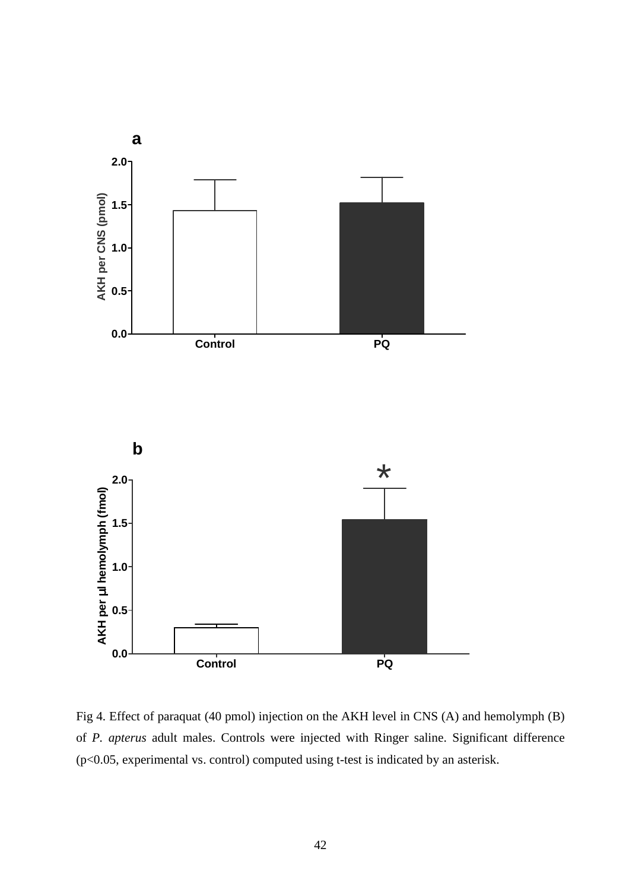Fig 4. Effect of paraquat (40 pmol) injection on the AKH level in CNS (A) and hemolymph (B) of *P*. *apterus* adult males. Controls were injected with Ringer saline. Significant difference ($p<0.05$, experimental vs. control) computed using t-test is indicated by an asterisk.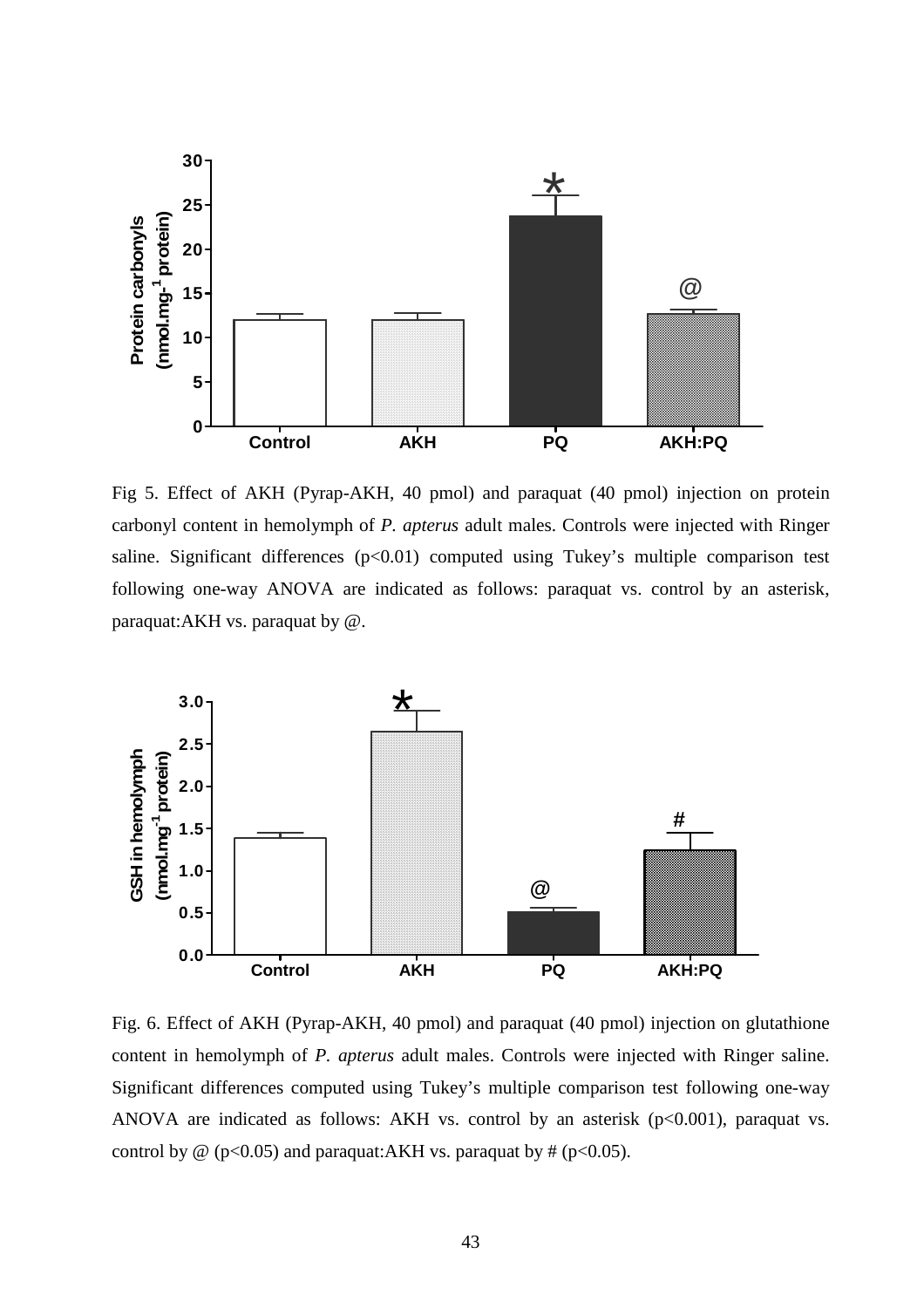Fig 5. Effect of AKH (Pyrap-AKH, 40 pmol) and paraquat (40 pmol) injection on protein carbonyl content in hemolymph of *P. apterus* adult males. Controls were injected with Ringer saline. Significant differences ($p<0.01$) computed using Tukey's multiple comparison test following one-way ANOVA are indicated as follows: paraquat vs. control by an asterisk, paraquat:AKH vs. paraquat by @.

Fig. 6. Effect of AKH (Pyrap-AKH, 40 pmol) and paraquat (40 pmol) injection on glutathione content in hemolymph of *P. apterus* adult males. Controls were injected with Ringer saline. Significant differences computed using Tukey's multiple comparison test following one-way ANOVA are indicated as follows: AKH vs. control by an asterisk ($p<0.001$), paraquat vs. control by @ ($p<0.05$) and paraquat:AKH vs. paraquat by # ($p<0.05$).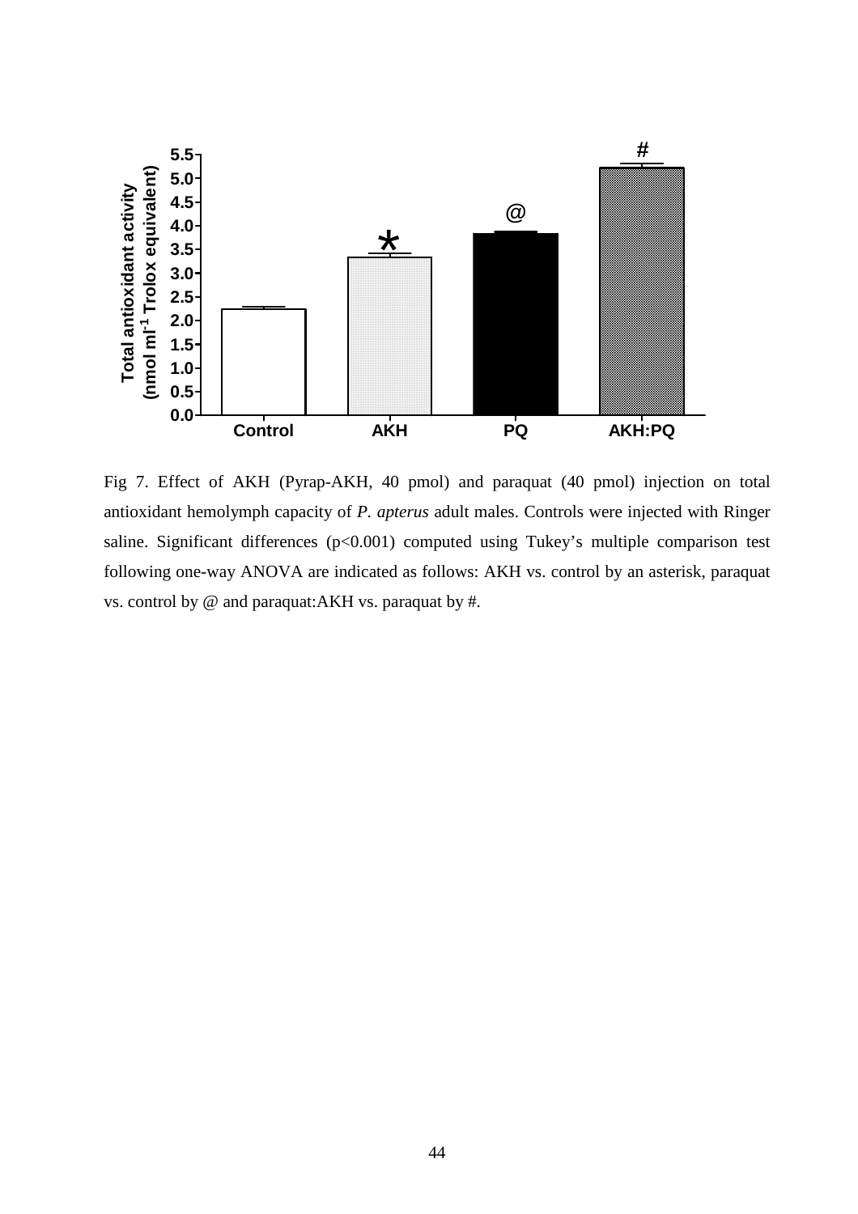Fig 7. Effect of AKH (Pyrap-AKH, 40 pmol) and paraquat (40 pmol) injection on total antioxidant hemolymph capacity of *P. apterus* adult males. Controls were injected with Ringer saline. Significant differences ($p<0.001$) computed using Tukey's multiple comparison test following one-way ANOVA are indicated as follows: AKH vs. control by an asterisk, paraquat vs. control by @ and paraquat:AKH vs. paraquat by #.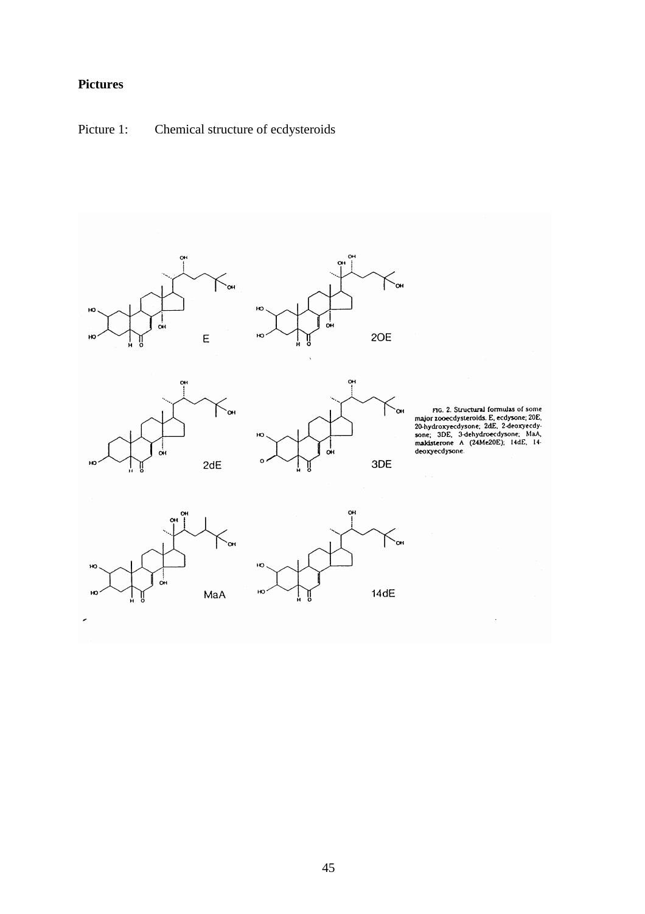**Pictures**

Picture 1: Chemical structure of ecdysteroids

FIG. 2. Structural formulas of some major zooecdysteroids. E, ecdysone; 20E, 20-hydroxyecdysone; 2dE, 2-deoxyecdysone; 3DE, 3-dehydroecdysone; MaA, makisterone A (24Me20E); 14dE, 14-deoxyecdysone.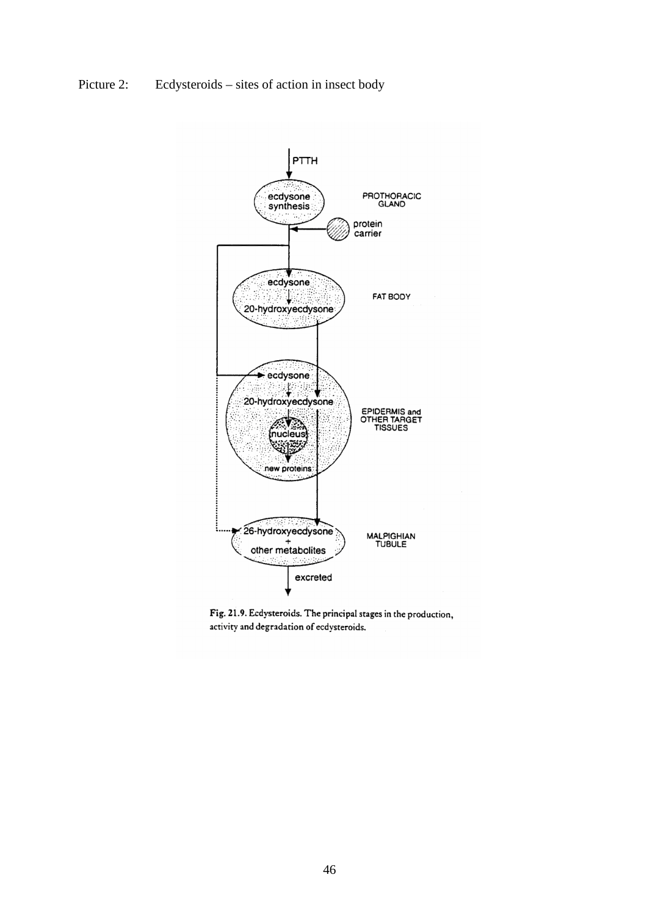Picture 2: Ecdysteroids – sites of action in insect body

PTTH

ecdysone synthesis — PROTHORACIC GLAND

protein carrier

ecdysone → 20-hydroxyecdysone — FAT BODY

ecdysone → 20-hydroxyecdysone → nucleus → new proteins — EPIDERMIS and OTHER TARGET TISSUES

26-hydroxyecdysone + other metabolites — MALPIGHIAN TUBULE

excreted

Fig. 21.9. Ecdysteroids. The principal stages in the production, activity and degradation of ecdysteroids.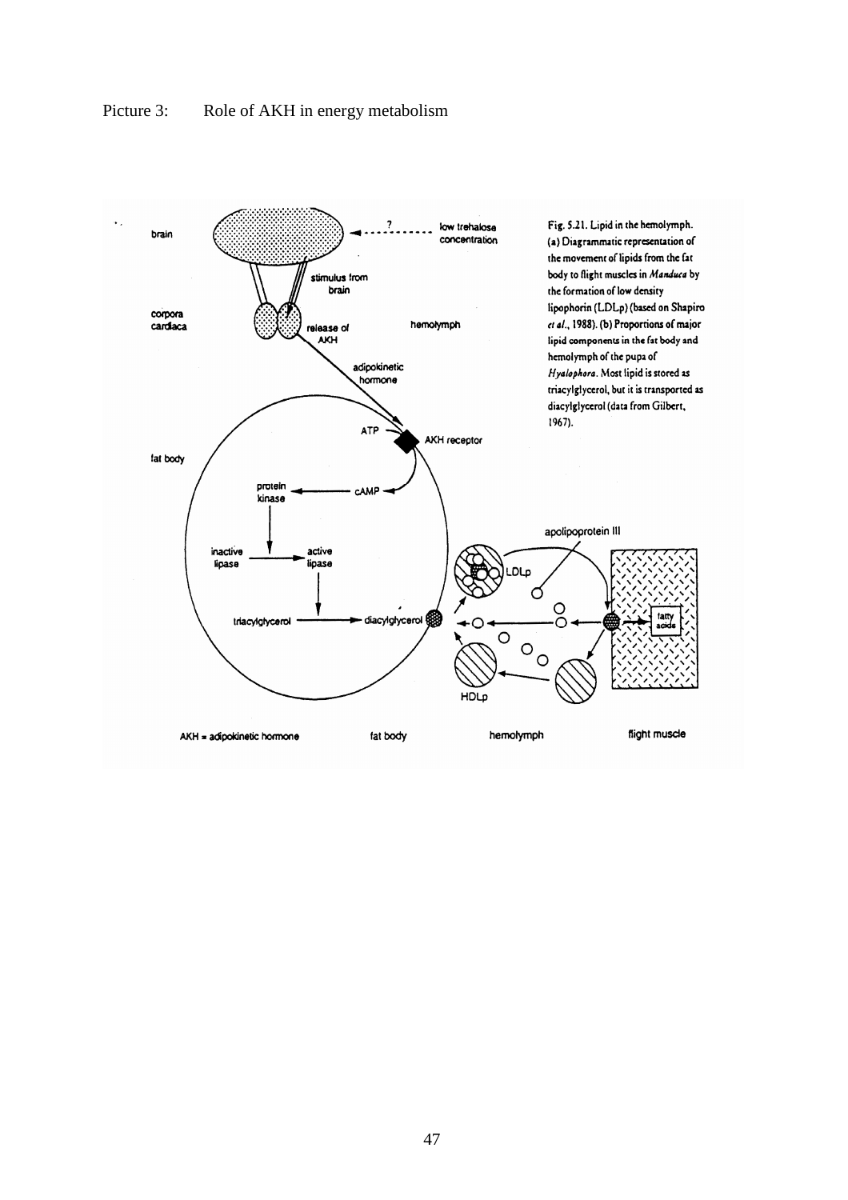Picture 3: Role of AKH in energy metabolism

Fig. 5.21. Lipid in the hemolymph. (a) Diagrammatic representation of the movement of lipids from the fat body to flight muscles in *Manduca* by the formation of low density lipophorin (LDLp) (based on Shapiro *et al.*, 1988). (b) Proportions of major lipid components in the fat body and hemolymph of the pupa of *Hyalophora*. Most lipid is stored as triacylglycerol, but it is transported as diacylglycerol (data from Gilbert, 1967).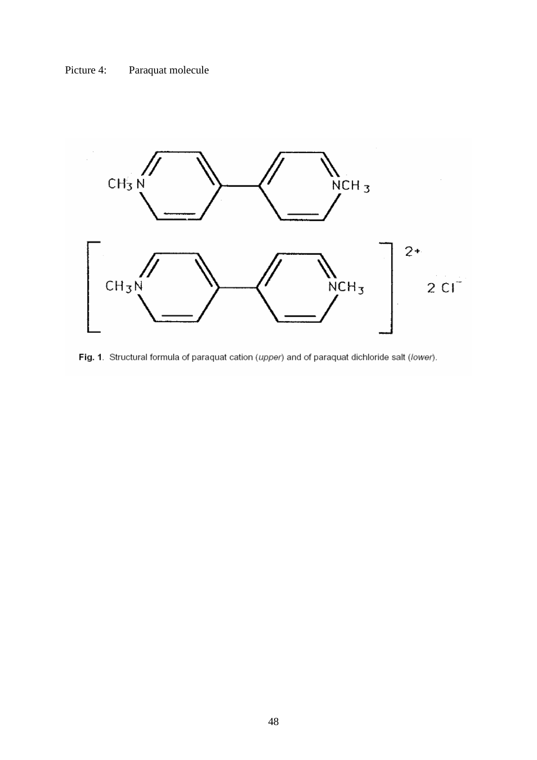Picture 4: Paraquat molecule

**Fig. 1**. Structural formula of paraquat cation (*upper*) and of paraquat dichloride salt (*lower*).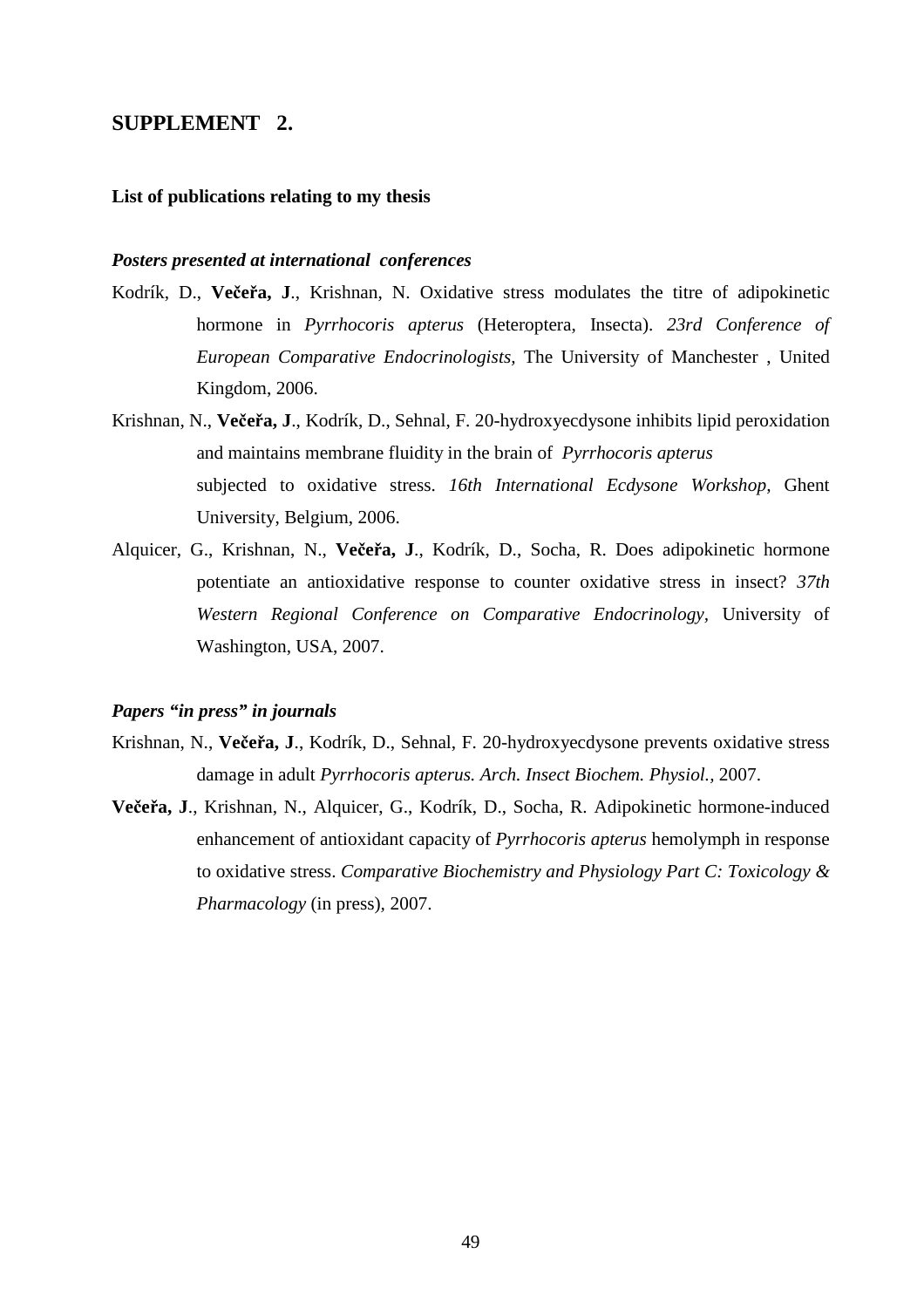## SUPPLEMENT 2.

**List of publications relating to my thesis**

***Posters presented at international conferences***

Kodrík, D., **Večeřa, J**., Krishnan, N. Oxidative stress modulates the titre of adipokinetic hormone in *Pyrrhocoris apterus* (Heteroptera, Insecta). *23rd Conference of European Comparative Endocrinologists,* The University of Manchester , United Kingdom, 2006.

Krishnan, N., **Večeřa, J**., Kodrík, D., Sehnal, F. 20-hydroxyecdysone inhibits lipid peroxidation and maintains membrane fluidity in the brain of *Pyrrhocoris apterus* subjected to oxidative stress. *16th International Ecdysone Workshop,* Ghent University, Belgium, 2006.

Alquicer, G., Krishnan, N., **Večeřa, J**., Kodrík, D., Socha, R. Does adipokinetic hormone potentiate an antioxidative response to counter oxidative stress in insect? *37th Western Regional Conference on Comparative Endocrinology,* University of Washington, USA, 2007.

***Papers "in press" in journals***

Krishnan, N., **Večeřa, J**., Kodrík, D., Sehnal, F. 20-hydroxyecdysone prevents oxidative stress damage in adult *Pyrrhocoris apterus. Arch. Insect Biochem. Physiol.,* 2007.

**Večeřa, J**., Krishnan, N., Alquicer, G., Kodrík, D., Socha, R. Adipokinetic hormone-induced enhancement of antioxidant capacity of *Pyrrhocoris apterus* hemolymph in response to oxidative stress. *Comparative Biochemistry and Physiology Part C: Toxicology & Pharmacology* (in press), 2007.